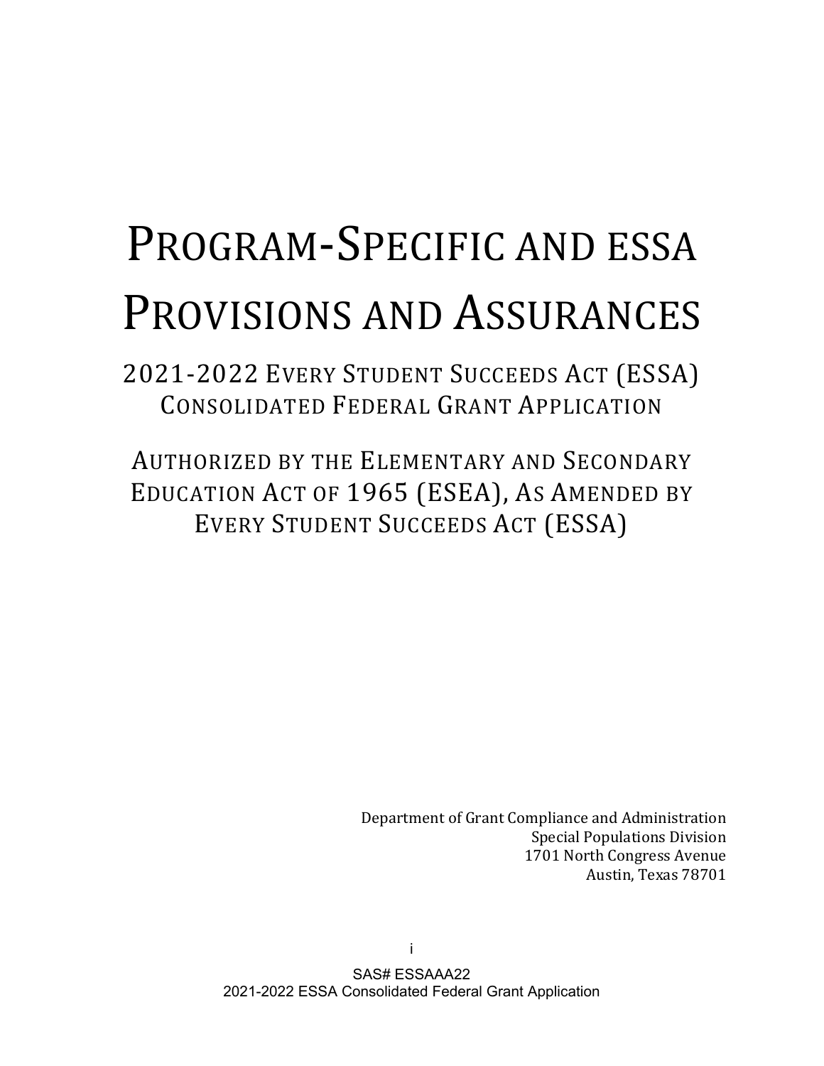# Program-Specific and ESSA Provisions and Assurances

## 2021-2022 Every Student Succeeds Act (ESSA) Consolidated Federal Grant Application

## Authorized by the Elementary and Secondary Education Act of 1965 (ESEA), As Amended by Every Student Succeeds Act (ESSA)

Department of Grant Compliance and Administration
Special Populations Division
1701 North Congress Avenue
Austin, Texas 78701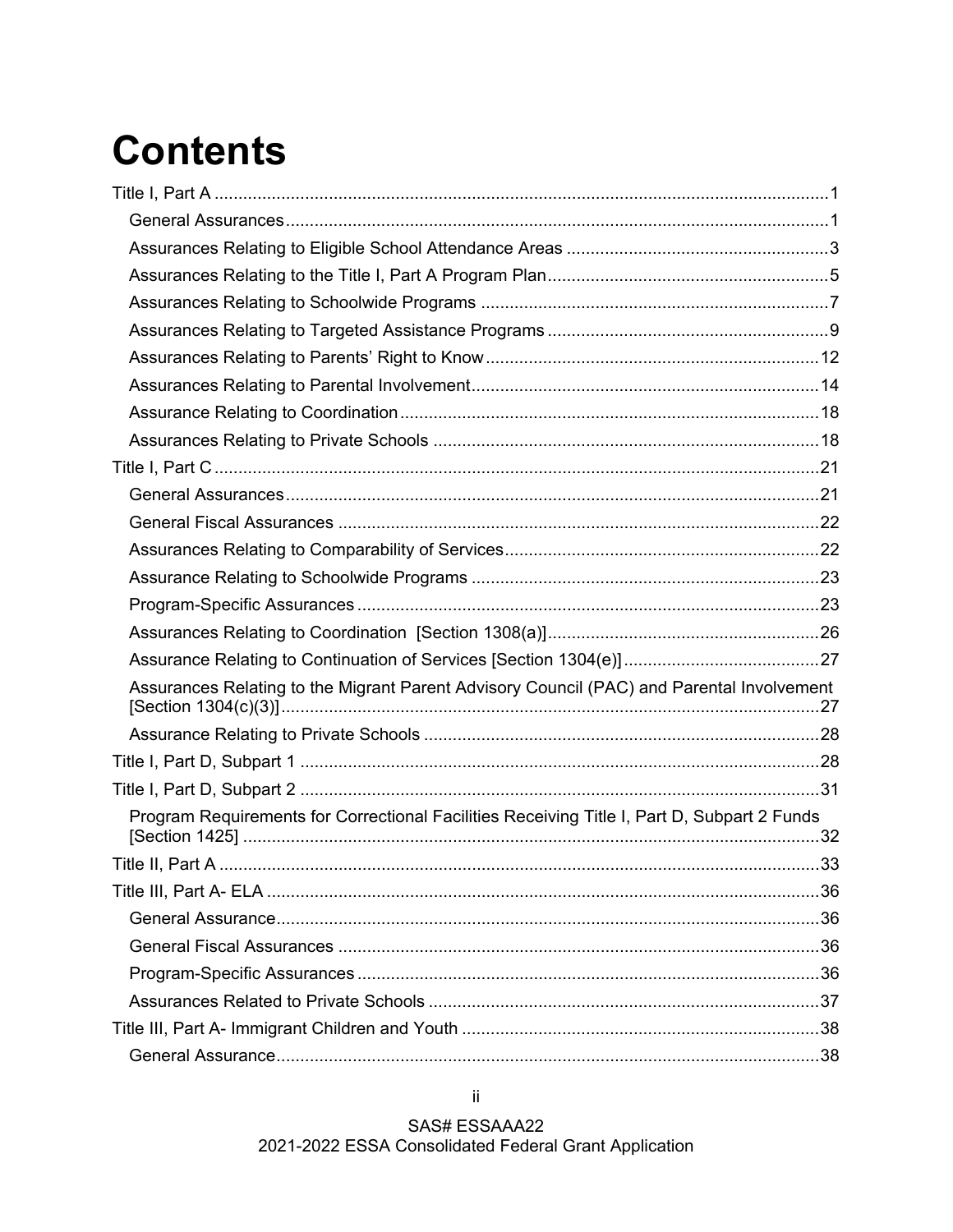# Contents

- Title I, Part A ....................................................................................................................1
  - General Assurances....................................................................................................1
  - Assurances Relating to Eligible School Attendance Areas ...........................................3
  - Assurances Relating to the Title I, Part A Program Plan..............................................5
  - Assurances Relating to Schoolwide Programs ............................................................7
  - Assurances Relating to Targeted Assistance Programs ...............................................9
  - Assurances Relating to Parents' Right to Know...........................................................12
  - Assurances Relating to Parental Involvement..............................................................14
  - Assurance Relating to Coordination...........................................................................18
  - Assurances Relating to Private Schools .....................................................................18
- Title I, Part C ....................................................................................................................21
  - General Assurances....................................................................................................21
  - General Fiscal Assurances .........................................................................................22
  - Assurances Relating to Comparability of Services.......................................................22
  - Assurance Relating to Schoolwide Programs ..............................................................23
  - Program-Specific Assurances .....................................................................................23
  - Assurances Relating to Coordination [Section 1308(a)]..............................................26
  - Assurance Relating to Continuation of Services [Section 1304(e)] ..............................27
  - Assurances Relating to the Migrant Parent Advisory Council (PAC) and Parental Involvement [Section 1304(c)(3)]...................................................................................................27
  - Assurance Relating to Private Schools .......................................................................28
- Title I, Part D, Subpart 1 ...................................................................................................28
- Title I, Part D, Subpart 2 ...................................................................................................31
  - Program Requirements for Correctional Facilities Receiving Title I, Part D, Subpart 2 Funds [Section 1425] ..........................................................................................................32
- Title II, Part A ...................................................................................................................33
- Title III, Part A- ELA .........................................................................................................36
  - General Assurance.....................................................................................................36
  - General Fiscal Assurances .........................................................................................36
  - Program-Specific Assurances .....................................................................................36
  - Assurances Related to Private Schools ......................................................................37
- Title III, Part A- Immigrant Children and Youth ..................................................................38
  - General Assurance.....................................................................................................38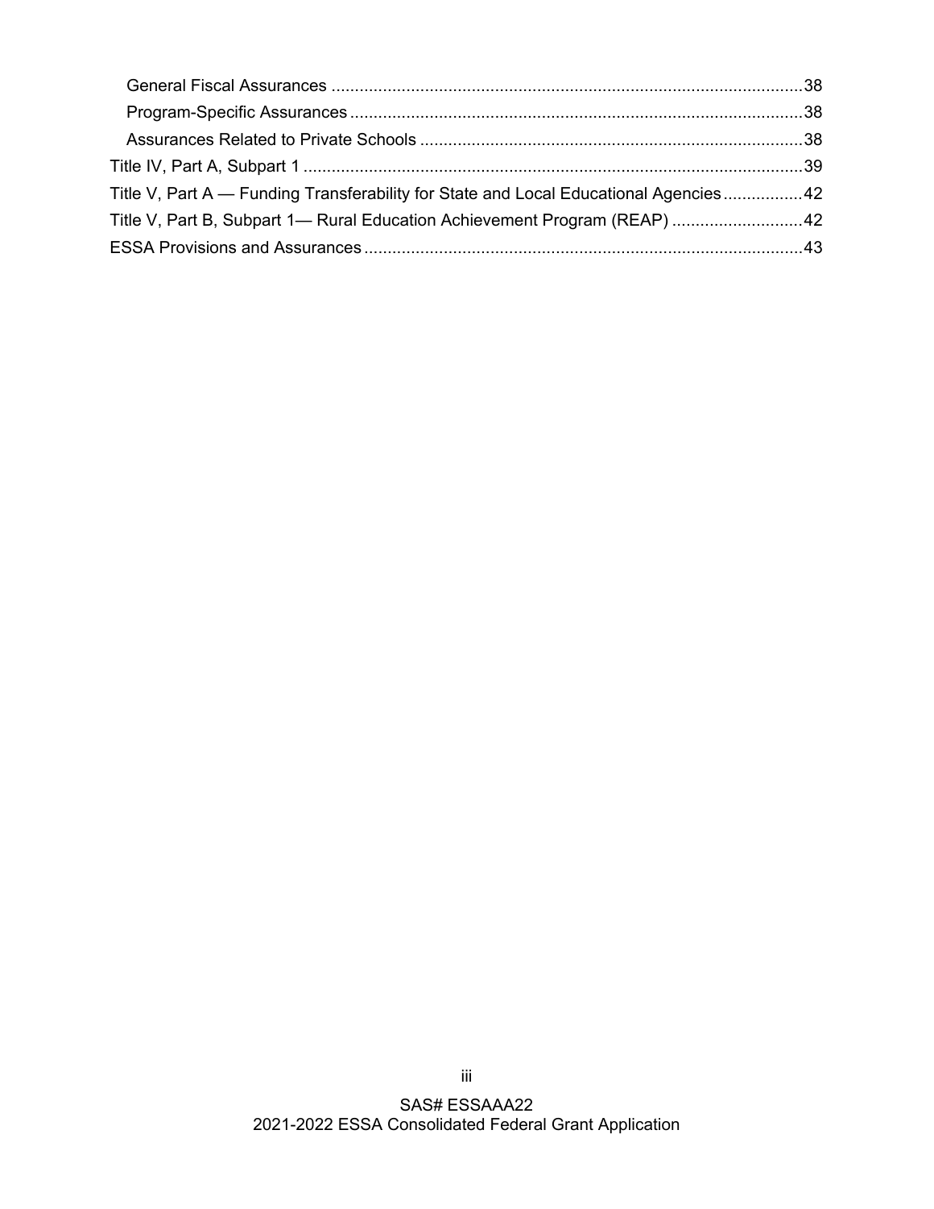- General Fiscal Assurances ....38
- Program-Specific Assurances ....38
- Assurances Related to Private Schools ....38

Title IV, Part A, Subpart 1 ....39

Title V, Part A — Funding Transferability for State and Local Educational Agencies ....42

Title V, Part B, Subpart 1— Rural Education Achievement Program (REAP) ....42

ESSA Provisions and Assurances ....43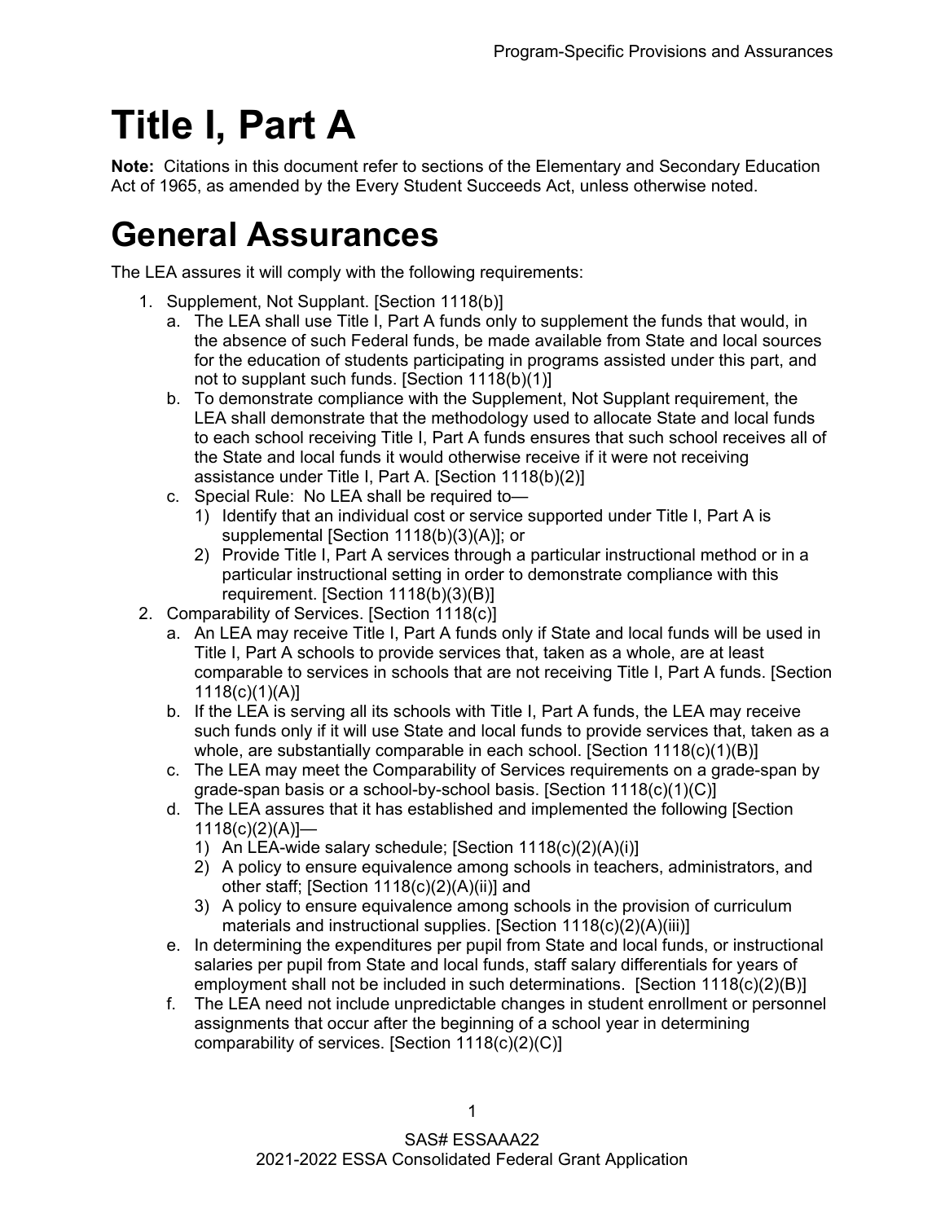# Title I, Part A

**Note:** Citations in this document refer to sections of the Elementary and Secondary Education Act of 1965, as amended by the Every Student Succeeds Act, unless otherwise noted.

# General Assurances

The LEA assures it will comply with the following requirements:

1. Supplement, Not Supplant. [Section 1118(b)]
    a. The LEA shall use Title I, Part A funds only to supplement the funds that would, in the absence of such Federal funds, be made available from State and local sources for the education of students participating in programs assisted under this part, and not to supplant such funds. [Section 1118(b)(1)]
    b. To demonstrate compliance with the Supplement, Not Supplant requirement, the LEA shall demonstrate that the methodology used to allocate State and local funds to each school receiving Title I, Part A funds ensures that such school receives all of the State and local funds it would otherwise receive if it were not receiving assistance under Title I, Part A. [Section 1118(b)(2)]
    c. Special Rule: No LEA shall be required to—
        1) Identify that an individual cost or service supported under Title I, Part A is supplemental [Section 1118(b)(3)(A)]; or
        2) Provide Title I, Part A services through a particular instructional method or in a particular instructional setting in order to demonstrate compliance with this requirement. [Section 1118(b)(3)(B)]
2. Comparability of Services. [Section 1118(c)]
    a. An LEA may receive Title I, Part A funds only if State and local funds will be used in Title I, Part A schools to provide services that, taken as a whole, are at least comparable to services in schools that are not receiving Title I, Part A funds. [Section 1118(c)(1)(A)]
    b. If the LEA is serving all its schools with Title I, Part A funds, the LEA may receive such funds only if it will use State and local funds to provide services that, taken as a whole, are substantially comparable in each school. [Section 1118(c)(1)(B)]
    c. The LEA may meet the Comparability of Services requirements on a grade-span by grade-span basis or a school-by-school basis. [Section 1118(c)(1)(C)]
    d. The LEA assures that it has established and implemented the following [Section 1118(c)(2)(A)]—
        1) An LEA-wide salary schedule; [Section 1118(c)(2)(A)(i)]
        2) A policy to ensure equivalence among schools in teachers, administrators, and other staff; [Section 1118(c)(2)(A)(ii)] and
        3) A policy to ensure equivalence among schools in the provision of curriculum materials and instructional supplies. [Section 1118(c)(2)(A)(iii)]
    e. In determining the expenditures per pupil from State and local funds, or instructional salaries per pupil from State and local funds, staff salary differentials for years of employment shall not be included in such determinations. [Section 1118(c)(2)(B)]
    f. The LEA need not include unpredictable changes in student enrollment or personnel assignments that occur after the beginning of a school year in determining comparability of services. [Section 1118(c)(2)(C)]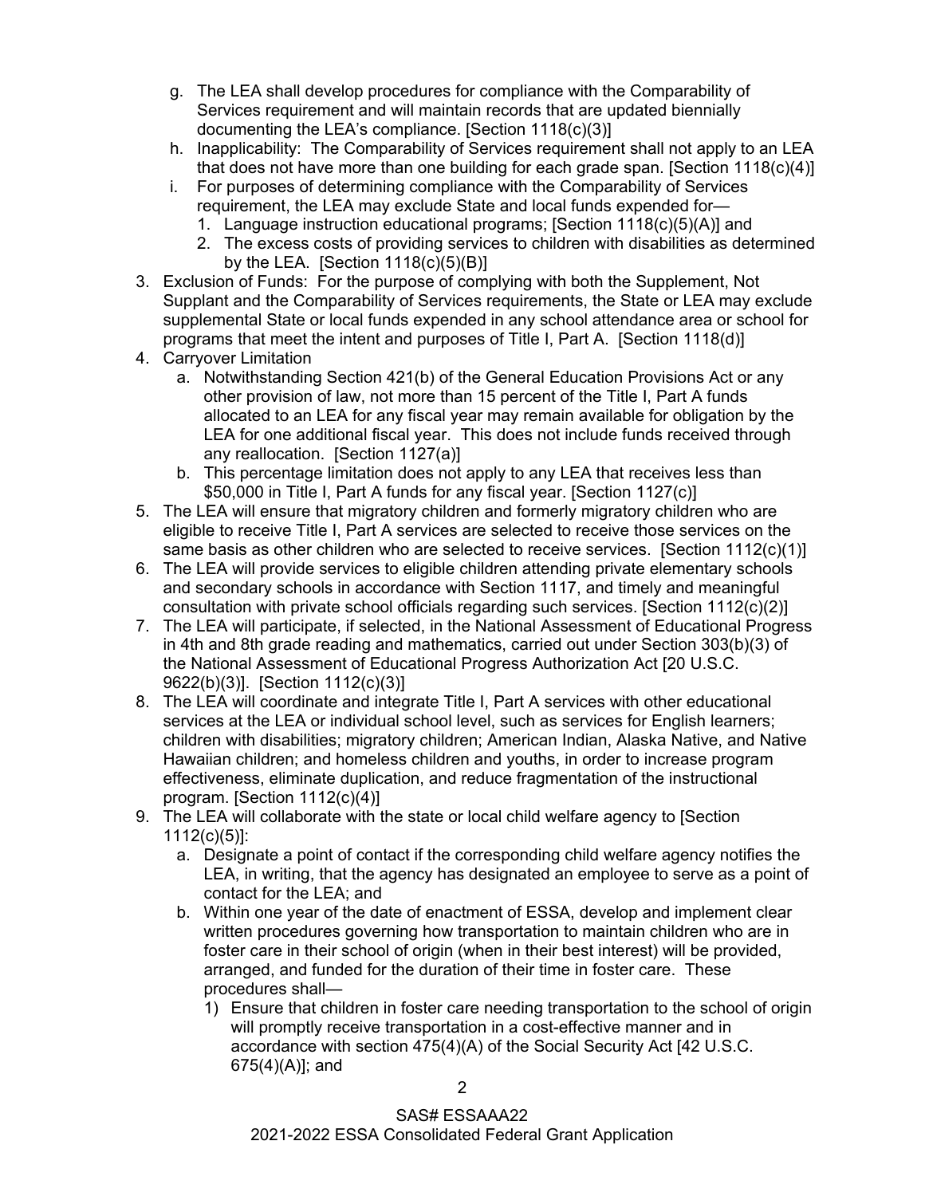g. The LEA shall develop procedures for compliance with the Comparability of Services requirement and will maintain records that are updated biennially documenting the LEA's compliance. [Section 1118(c)(3)]
h. Inapplicability: The Comparability of Services requirement shall not apply to an LEA that does not have more than one building for each grade span. [Section 1118(c)(4)]
i. For purposes of determining compliance with the Comparability of Services requirement, the LEA may exclude State and local funds expended for—
   1. Language instruction educational programs; [Section 1118(c)(5)(A)] and
   2. The excess costs of providing services to children with disabilities as determined by the LEA. [Section 1118(c)(5)(B)]

3. Exclusion of Funds: For the purpose of complying with both the Supplement, Not Supplant and the Comparability of Services requirements, the State or LEA may exclude supplemental State or local funds expended in any school attendance area or school for programs that meet the intent and purposes of Title I, Part A. [Section 1118(d)]
4. Carryover Limitation
   a. Notwithstanding Section 421(b) of the General Education Provisions Act or any other provision of law, not more than 15 percent of the Title I, Part A funds allocated to an LEA for any fiscal year may remain available for obligation by the LEA for one additional fiscal year. This does not include funds received through any reallocation. [Section 1127(a)]
   b. This percentage limitation does not apply to any LEA that receives less than $50,000 in Title I, Part A funds for any fiscal year. [Section 1127(c)]
5. The LEA will ensure that migratory children and formerly migratory children who are eligible to receive Title I, Part A services are selected to receive those services on the same basis as other children who are selected to receive services. [Section 1112(c)(1)]
6. The LEA will provide services to eligible children attending private elementary schools and secondary schools in accordance with Section 1117, and timely and meaningful consultation with private school officials regarding such services. [Section 1112(c)(2)]
7. The LEA will participate, if selected, in the National Assessment of Educational Progress in 4th and 8th grade reading and mathematics, carried out under Section 303(b)(3) of the National Assessment of Educational Progress Authorization Act [20 U.S.C. 9622(b)(3)]. [Section 1112(c)(3)]
8. The LEA will coordinate and integrate Title I, Part A services with other educational services at the LEA or individual school level, such as services for English learners; children with disabilities; migratory children; American Indian, Alaska Native, and Native Hawaiian children; and homeless children and youths, in order to increase program effectiveness, eliminate duplication, and reduce fragmentation of the instructional program. [Section 1112(c)(4)]
9. The LEA will collaborate with the state or local child welfare agency to [Section 1112(c)(5)]:
   a. Designate a point of contact if the corresponding child welfare agency notifies the LEA, in writing, that the agency has designated an employee to serve as a point of contact for the LEA; and
   b. Within one year of the date of enactment of ESSA, develop and implement clear written procedures governing how transportation to maintain children who are in foster care in their school of origin (when in their best interest) will be provided, arranged, and funded for the duration of their time in foster care. These procedures shall—
      1) Ensure that children in foster care needing transportation to the school of origin will promptly receive transportation in a cost-effective manner and in accordance with section 475(4)(A) of the Social Security Act [42 U.S.C. 675(4)(A)]; and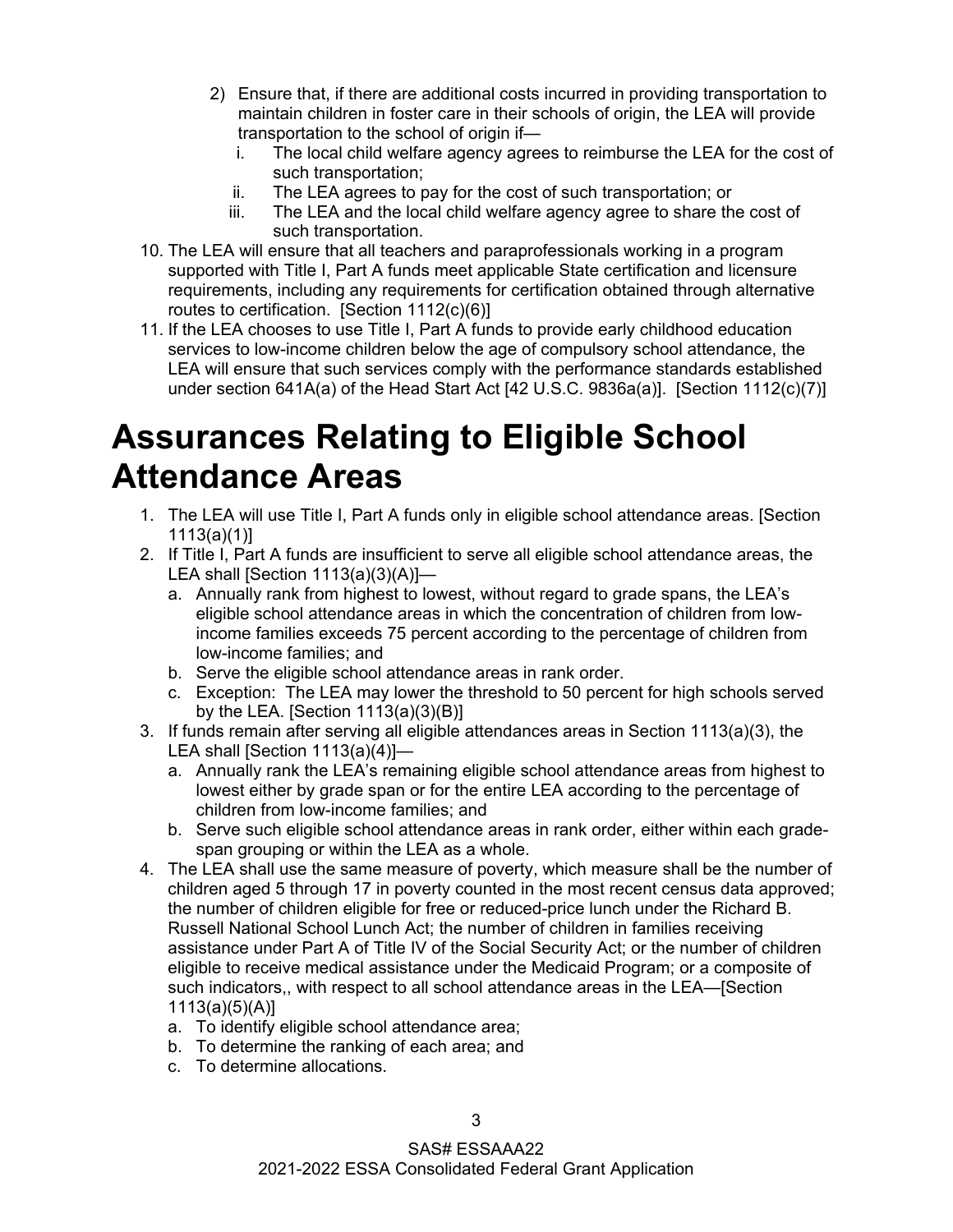2) Ensure that, if there are additional costs incurred in providing transportation to maintain children in foster care in their schools of origin, the LEA will provide transportation to the school of origin if—
   i. The local child welfare agency agrees to reimburse the LEA for the cost of such transportation;
   ii. The LEA agrees to pay for the cost of such transportation; or
   iii. The LEA and the local child welfare agency agree to share the cost of such transportation.

10. The LEA will ensure that all teachers and paraprofessionals working in a program supported with Title I, Part A funds meet applicable State certification and licensure requirements, including any requirements for certification obtained through alternative routes to certification. [Section 1112(c)(6)]
11. If the LEA chooses to use Title I, Part A funds to provide early childhood education services to low-income children below the age of compulsory school attendance, the LEA will ensure that such services comply with the performance standards established under section 641A(a) of the Head Start Act [42 U.S.C. 9836a(a)]. [Section 1112(c)(7)]

# Assurances Relating to Eligible School Attendance Areas

1. The LEA will use Title I, Part A funds only in eligible school attendance areas. [Section 1113(a)(1)]
2. If Title I, Part A funds are insufficient to serve all eligible school attendance areas, the LEA shall [Section 1113(a)(3)(A)]—
   a. Annually rank from highest to lowest, without regard to grade spans, the LEA's eligible school attendance areas in which the concentration of children from low-income families exceeds 75 percent according to the percentage of children from low-income families; and
   b. Serve the eligible school attendance areas in rank order.
   c. Exception: The LEA may lower the threshold to 50 percent for high schools served by the LEA. [Section 1113(a)(3)(B)]
3. If funds remain after serving all eligible attendances areas in Section 1113(a)(3), the LEA shall [Section 1113(a)(4)]—
   a. Annually rank the LEA's remaining eligible school attendance areas from highest to lowest either by grade span or for the entire LEA according to the percentage of children from low-income families; and
   b. Serve such eligible school attendance areas in rank order, either within each grade-span grouping or within the LEA as a whole.
4. The LEA shall use the same measure of poverty, which measure shall be the number of children aged 5 through 17 in poverty counted in the most recent census data approved; the number of children eligible for free or reduced-price lunch under the Richard B. Russell National School Lunch Act; the number of children in families receiving assistance under Part A of Title IV of the Social Security Act; or the number of children eligible to receive medical assistance under the Medicaid Program; or a composite of such indicators,, with respect to all school attendance areas in the LEA—[Section 1113(a)(5)(A)]
   a. To identify eligible school attendance area;
   b. To determine the ranking of each area; and
   c. To determine allocations.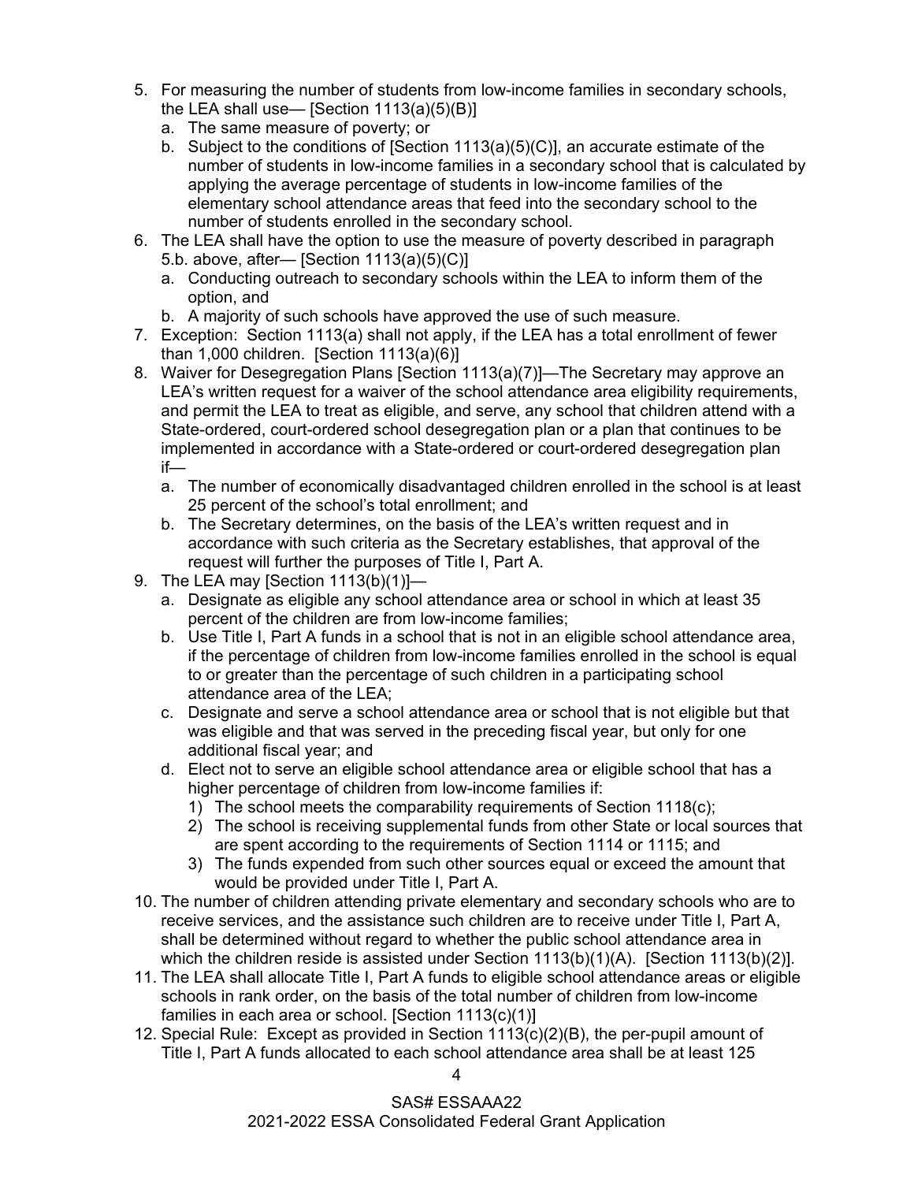5. For measuring the number of students from low-income families in secondary schools, the LEA shall use— [Section 1113(a)(5)(B)]
   a. The same measure of poverty; or
   b. Subject to the conditions of [Section 1113(a)(5)(C)], an accurate estimate of the number of students in low-income families in a secondary school that is calculated by applying the average percentage of students in low-income families of the elementary school attendance areas that feed into the secondary school to the number of students enrolled in the secondary school.
6. The LEA shall have the option to use the measure of poverty described in paragraph 5.b. above, after— [Section 1113(a)(5)(C)]
   a. Conducting outreach to secondary schools within the LEA to inform them of the option, and
   b. A majority of such schools have approved the use of such measure.
7. Exception: Section 1113(a) shall not apply, if the LEA has a total enrollment of fewer than 1,000 children. [Section 1113(a)(6)]
8. Waiver for Desegregation Plans [Section 1113(a)(7)]—The Secretary may approve an LEA's written request for a waiver of the school attendance area eligibility requirements, and permit the LEA to treat as eligible, and serve, any school that children attend with a State-ordered, court-ordered school desegregation plan or a plan that continues to be implemented in accordance with a State-ordered or court-ordered desegregation plan if—
   a. The number of economically disadvantaged children enrolled in the school is at least 25 percent of the school's total enrollment; and
   b. The Secretary determines, on the basis of the LEA's written request and in accordance with such criteria as the Secretary establishes, that approval of the request will further the purposes of Title I, Part A.
9. The LEA may [Section 1113(b)(1)]—
   a. Designate as eligible any school attendance area or school in which at least 35 percent of the children are from low-income families;
   b. Use Title I, Part A funds in a school that is not in an eligible school attendance area, if the percentage of children from low-income families enrolled in the school is equal to or greater than the percentage of such children in a participating school attendance area of the LEA;
   c. Designate and serve a school attendance area or school that is not eligible but that was eligible and that was served in the preceding fiscal year, but only for one additional fiscal year; and
   d. Elect not to serve an eligible school attendance area or eligible school that has a higher percentage of children from low-income families if:
      1) The school meets the comparability requirements of Section 1118(c);
      2) The school is receiving supplemental funds from other State or local sources that are spent according to the requirements of Section 1114 or 1115; and
      3) The funds expended from such other sources equal or exceed the amount that would be provided under Title I, Part A.
10. The number of children attending private elementary and secondary schools who are to receive services, and the assistance such children are to receive under Title I, Part A, shall be determined without regard to whether the public school attendance area in which the children reside is assisted under Section 1113(b)(1)(A). [Section 1113(b)(2)].
11. The LEA shall allocate Title I, Part A funds to eligible school attendance areas or eligible schools in rank order, on the basis of the total number of children from low-income families in each area or school. [Section 1113(c)(1)]
12. Special Rule: Except as provided in Section 1113(c)(2)(B), the per-pupil amount of Title I, Part A funds allocated to each school attendance area shall be at least 125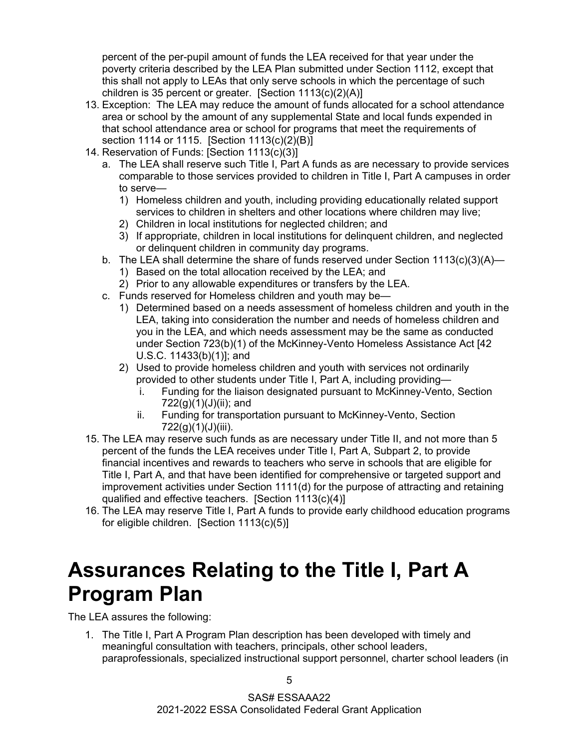percent of the per-pupil amount of funds the LEA received for that year under the poverty criteria described by the LEA Plan submitted under Section 1112, except that this shall not apply to LEAs that only serve schools in which the percentage of such children is 35 percent or greater. [Section 1113(c)(2)(A)]

13. Exception: The LEA may reduce the amount of funds allocated for a school attendance area or school by the amount of any supplemental State and local funds expended in that school attendance area or school for programs that meet the requirements of section 1114 or 1115. [Section 1113(c)(2)(B)]
14. Reservation of Funds: [Section 1113(c)(3)]
    a. The LEA shall reserve such Title I, Part A funds as are necessary to provide services comparable to those services provided to children in Title I, Part A campuses in order to serve—
       1) Homeless children and youth, including providing educationally related support services to children in shelters and other locations where children may live;
       2) Children in local institutions for neglected children; and
       3) If appropriate, children in local institutions for delinquent children, and neglected or delinquent children in community day programs.
    b. The LEA shall determine the share of funds reserved under Section 1113(c)(3)(A)—
       1) Based on the total allocation received by the LEA; and
       2) Prior to any allowable expenditures or transfers by the LEA.
    c. Funds reserved for Homeless children and youth may be—
       1) Determined based on a needs assessment of homeless children and youth in the LEA, taking into consideration the number and needs of homeless children and you in the LEA, and which needs assessment may be the same as conducted under Section 723(b)(1) of the McKinney-Vento Homeless Assistance Act [42 U.S.C. 11433(b)(1)]; and
       2) Used to provide homeless children and youth with services not ordinarily provided to other students under Title I, Part A, including providing—
          i. Funding for the liaison designated pursuant to McKinney-Vento, Section 722(g)(1)(J)(ii); and
          ii. Funding for transportation pursuant to McKinney-Vento, Section 722(g)(1)(J)(iii).
15. The LEA may reserve such funds as are necessary under Title II, and not more than 5 percent of the funds the LEA receives under Title I, Part A, Subpart 2, to provide financial incentives and rewards to teachers who serve in schools that are eligible for Title I, Part A, and that have been identified for comprehensive or targeted support and improvement activities under Section 1111(d) for the purpose of attracting and retaining qualified and effective teachers. [Section 1113(c)(4)]
16. The LEA may reserve Title I, Part A funds to provide early childhood education programs for eligible children. [Section 1113(c)(5)]

# Assurances Relating to the Title I, Part A Program Plan

The LEA assures the following:

1. The Title I, Part A Program Plan description has been developed with timely and meaningful consultation with teachers, principals, other school leaders, paraprofessionals, specialized instructional support personnel, charter school leaders (in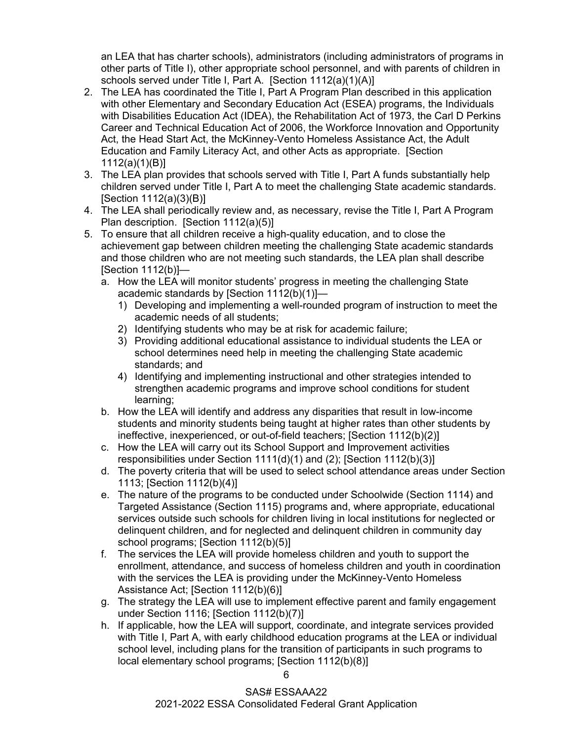an LEA that has charter schools), administrators (including administrators of programs in other parts of Title I), other appropriate school personnel, and with parents of children in schools served under Title I, Part A. [Section 1112(a)(1)(A)]

2. The LEA has coordinated the Title I, Part A Program Plan described in this application with other Elementary and Secondary Education Act (ESEA) programs, the Individuals with Disabilities Education Act (IDEA), the Rehabilitation Act of 1973, the Carl D Perkins Career and Technical Education Act of 2006, the Workforce Innovation and Opportunity Act, the Head Start Act, the McKinney-Vento Homeless Assistance Act, the Adult Education and Family Literacy Act, and other Acts as appropriate. [Section 1112(a)(1)(B)]
3. The LEA plan provides that schools served with Title I, Part A funds substantially help children served under Title I, Part A to meet the challenging State academic standards. [Section 1112(a)(3)(B)]
4. The LEA shall periodically review and, as necessary, revise the Title I, Part A Program Plan description. [Section 1112(a)(5)]
5. To ensure that all children receive a high-quality education, and to close the achievement gap between children meeting the challenging State academic standards and those children who are not meeting such standards, the LEA plan shall describe [Section 1112(b)]—
   a. How the LEA will monitor students' progress in meeting the challenging State academic standards by [Section 1112(b)(1)]—
      1) Developing and implementing a well-rounded program of instruction to meet the academic needs of all students;
      2) Identifying students who may be at risk for academic failure;
      3) Providing additional educational assistance to individual students the LEA or school determines need help in meeting the challenging State academic standards; and
      4) Identifying and implementing instructional and other strategies intended to strengthen academic programs and improve school conditions for student learning;
   b. How the LEA will identify and address any disparities that result in low-income students and minority students being taught at higher rates than other students by ineffective, inexperienced, or out-of-field teachers; [Section 1112(b)(2)]
   c. How the LEA will carry out its School Support and Improvement activities responsibilities under Section 1111(d)(1) and (2); [Section 1112(b)(3)]
   d. The poverty criteria that will be used to select school attendance areas under Section 1113; [Section 1112(b)(4)]
   e. The nature of the programs to be conducted under Schoolwide (Section 1114) and Targeted Assistance (Section 1115) programs and, where appropriate, educational services outside such schools for children living in local institutions for neglected or delinquent children, and for neglected and delinquent children in community day school programs; [Section 1112(b)(5)]
   f. The services the LEA will provide homeless children and youth to support the enrollment, attendance, and success of homeless children and youth in coordination with the services the LEA is providing under the McKinney-Vento Homeless Assistance Act; [Section 1112(b)(6)]
   g. The strategy the LEA will use to implement effective parent and family engagement under Section 1116; [Section 1112(b)(7)]
   h. If applicable, how the LEA will support, coordinate, and integrate services provided with Title I, Part A, with early childhood education programs at the LEA or individual school level, including plans for the transition of participants in such programs to local elementary school programs; [Section 1112(b)(8)]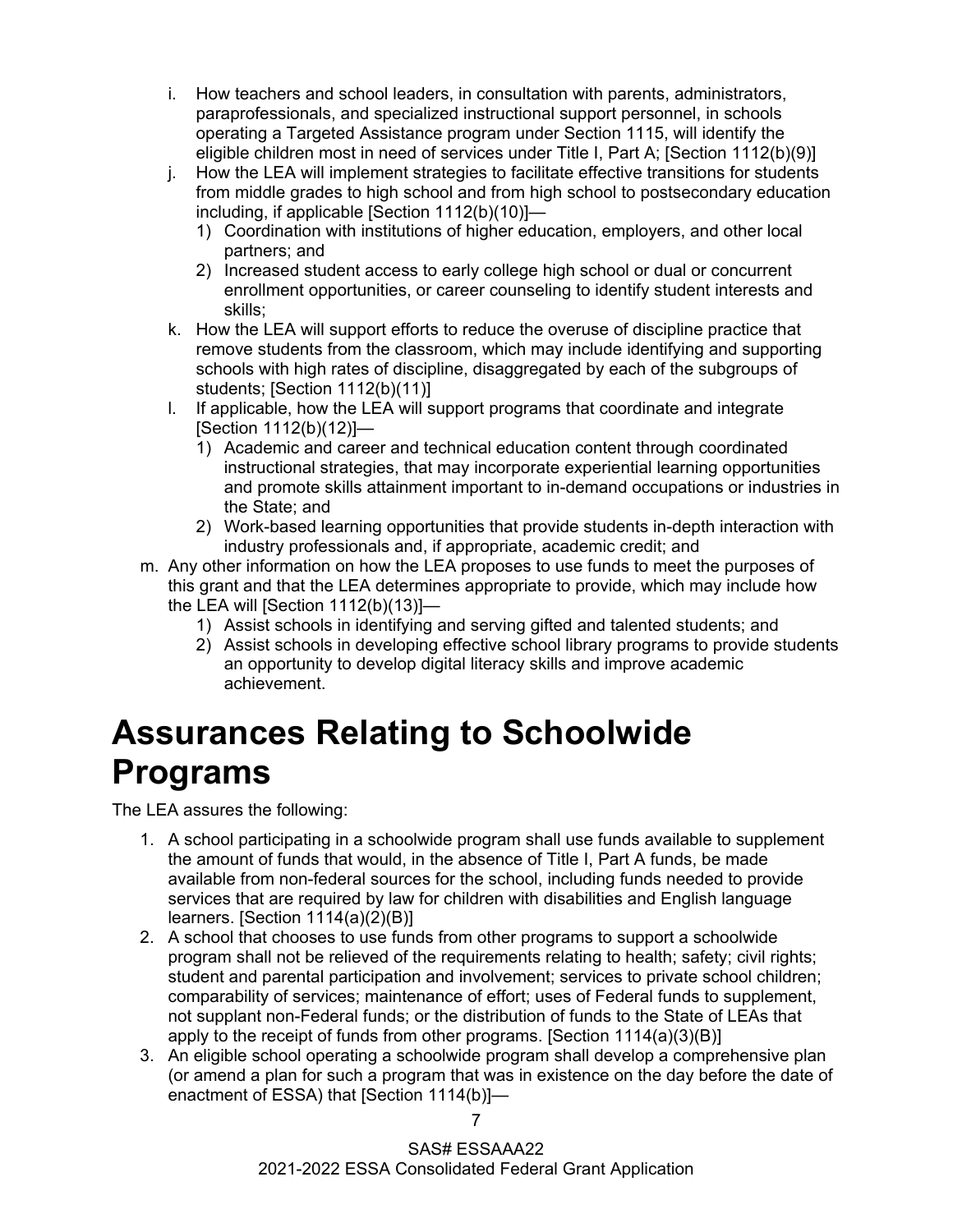i. How teachers and school leaders, in consultation with parents, administrators, paraprofessionals, and specialized instructional support personnel, in schools operating a Targeted Assistance program under Section 1115, will identify the eligible children most in need of services under Title I, Part A; [Section 1112(b)(9)]
j. How the LEA will implement strategies to facilitate effective transitions for students from middle grades to high school and from high school to postsecondary education including, if applicable [Section 1112(b)(10)]—
   1) Coordination with institutions of higher education, employers, and other local partners; and
   2) Increased student access to early college high school or dual or concurrent enrollment opportunities, or career counseling to identify student interests and skills;
k. How the LEA will support efforts to reduce the overuse of discipline practice that remove students from the classroom, which may include identifying and supporting schools with high rates of discipline, disaggregated by each of the subgroups of students; [Section 1112(b)(11)]
l. If applicable, how the LEA will support programs that coordinate and integrate [Section 1112(b)(12)]—
   1) Academic and career and technical education content through coordinated instructional strategies, that may incorporate experiential learning opportunities and promote skills attainment important to in-demand occupations or industries in the State; and
   2) Work-based learning opportunities that provide students in-depth interaction with industry professionals and, if appropriate, academic credit; and
m. Any other information on how the LEA proposes to use funds to meet the purposes of this grant and that the LEA determines appropriate to provide, which may include how the LEA will [Section 1112(b)(13)]—
   1) Assist schools in identifying and serving gifted and talented students; and
   2) Assist schools in developing effective school library programs to provide students an opportunity to develop digital literacy skills and improve academic achievement.

# Assurances Relating to Schoolwide Programs

The LEA assures the following:

1. A school participating in a schoolwide program shall use funds available to supplement the amount of funds that would, in the absence of Title I, Part A funds, be made available from non-federal sources for the school, including funds needed to provide services that are required by law for children with disabilities and English language learners. [Section 1114(a)(2)(B)]
2. A school that chooses to use funds from other programs to support a schoolwide program shall not be relieved of the requirements relating to health; safety; civil rights; student and parental participation and involvement; services to private school children; comparability of services; maintenance of effort; uses of Federal funds to supplement, not supplant non-Federal funds; or the distribution of funds to the State of LEAs that apply to the receipt of funds from other programs. [Section 1114(a)(3)(B)]
3. An eligible school operating a schoolwide program shall develop a comprehensive plan (or amend a plan for such a program that was in existence on the day before the date of enactment of ESSA) that [Section 1114(b)]—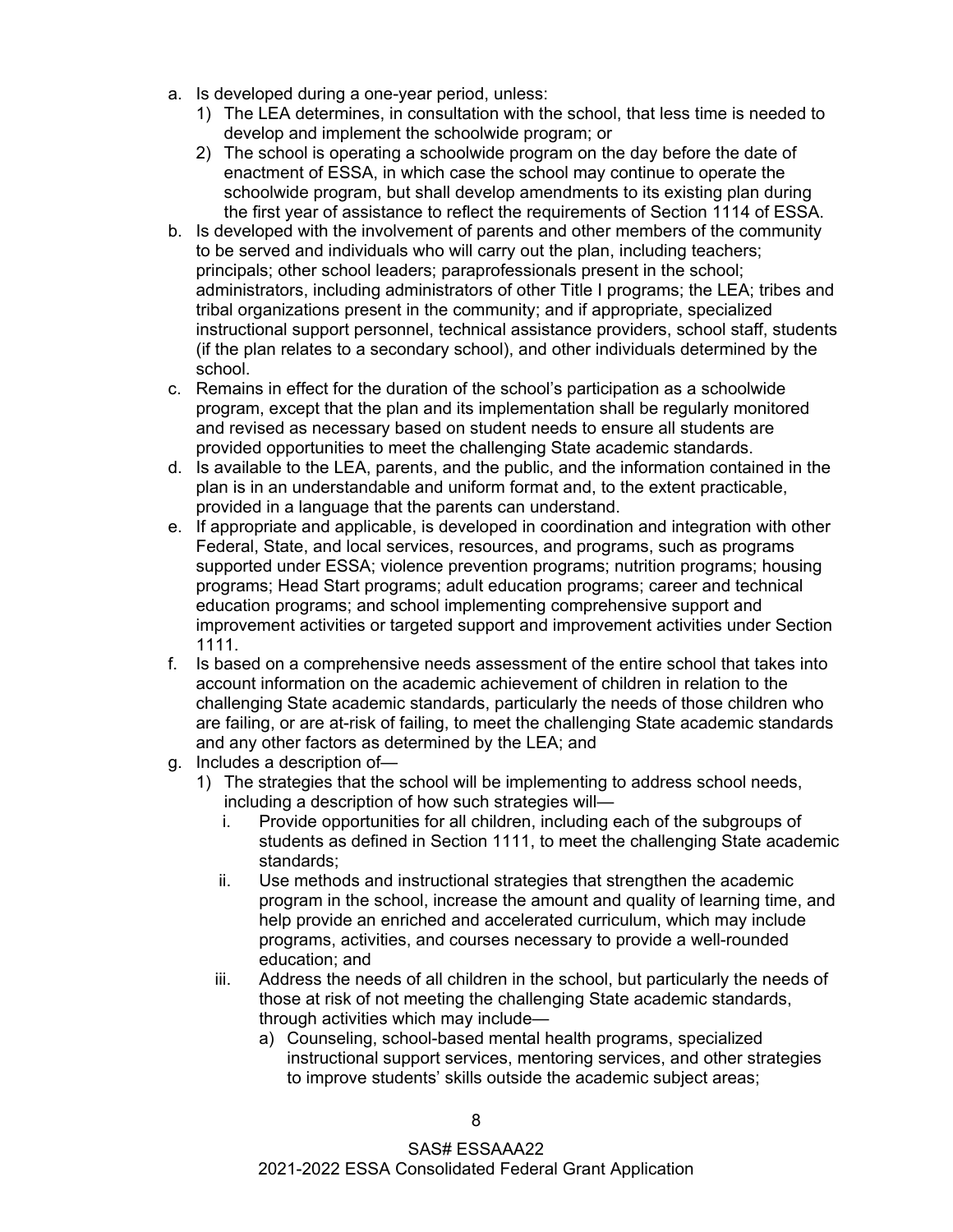a. Is developed during a one-year period, unless:
    1) The LEA determines, in consultation with the school, that less time is needed to develop and implement the schoolwide program; or
    2) The school is operating a schoolwide program on the day before the date of enactment of ESSA, in which case the school may continue to operate the schoolwide program, but shall develop amendments to its existing plan during the first year of assistance to reflect the requirements of Section 1114 of ESSA.
b. Is developed with the involvement of parents and other members of the community to be served and individuals who will carry out the plan, including teachers; principals; other school leaders; paraprofessionals present in the school; administrators, including administrators of other Title I programs; the LEA; tribes and tribal organizations present in the community; and if appropriate, specialized instructional support personnel, technical assistance providers, school staff, students (if the plan relates to a secondary school), and other individuals determined by the school.
c. Remains in effect for the duration of the school's participation as a schoolwide program, except that the plan and its implementation shall be regularly monitored and revised as necessary based on student needs to ensure all students are provided opportunities to meet the challenging State academic standards.
d. Is available to the LEA, parents, and the public, and the information contained in the plan is in an understandable and uniform format and, to the extent practicable, provided in a language that the parents can understand.
e. If appropriate and applicable, is developed in coordination and integration with other Federal, State, and local services, resources, and programs, such as programs supported under ESSA; violence prevention programs; nutrition programs; housing programs; Head Start programs; adult education programs; career and technical education programs; and school implementing comprehensive support and improvement activities or targeted support and improvement activities under Section 1111.
f. Is based on a comprehensive needs assessment of the entire school that takes into account information on the academic achievement of children in relation to the challenging State academic standards, particularly the needs of those children who are failing, or are at-risk of failing, to meet the challenging State academic standards and any other factors as determined by the LEA; and
g. Includes a description of—
    1) The strategies that the school will be implementing to address school needs, including a description of how such strategies will—
        i. Provide opportunities for all children, including each of the subgroups of students as defined in Section 1111, to meet the challenging State academic standards;
        ii. Use methods and instructional strategies that strengthen the academic program in the school, increase the amount and quality of learning time, and help provide an enriched and accelerated curriculum, which may include programs, activities, and courses necessary to provide a well-rounded education; and
        iii. Address the needs of all children in the school, but particularly the needs of those at risk of not meeting the challenging State academic standards, through activities which may include—
            a) Counseling, school-based mental health programs, specialized instructional support services, mentoring services, and other strategies to improve students' skills outside the academic subject areas;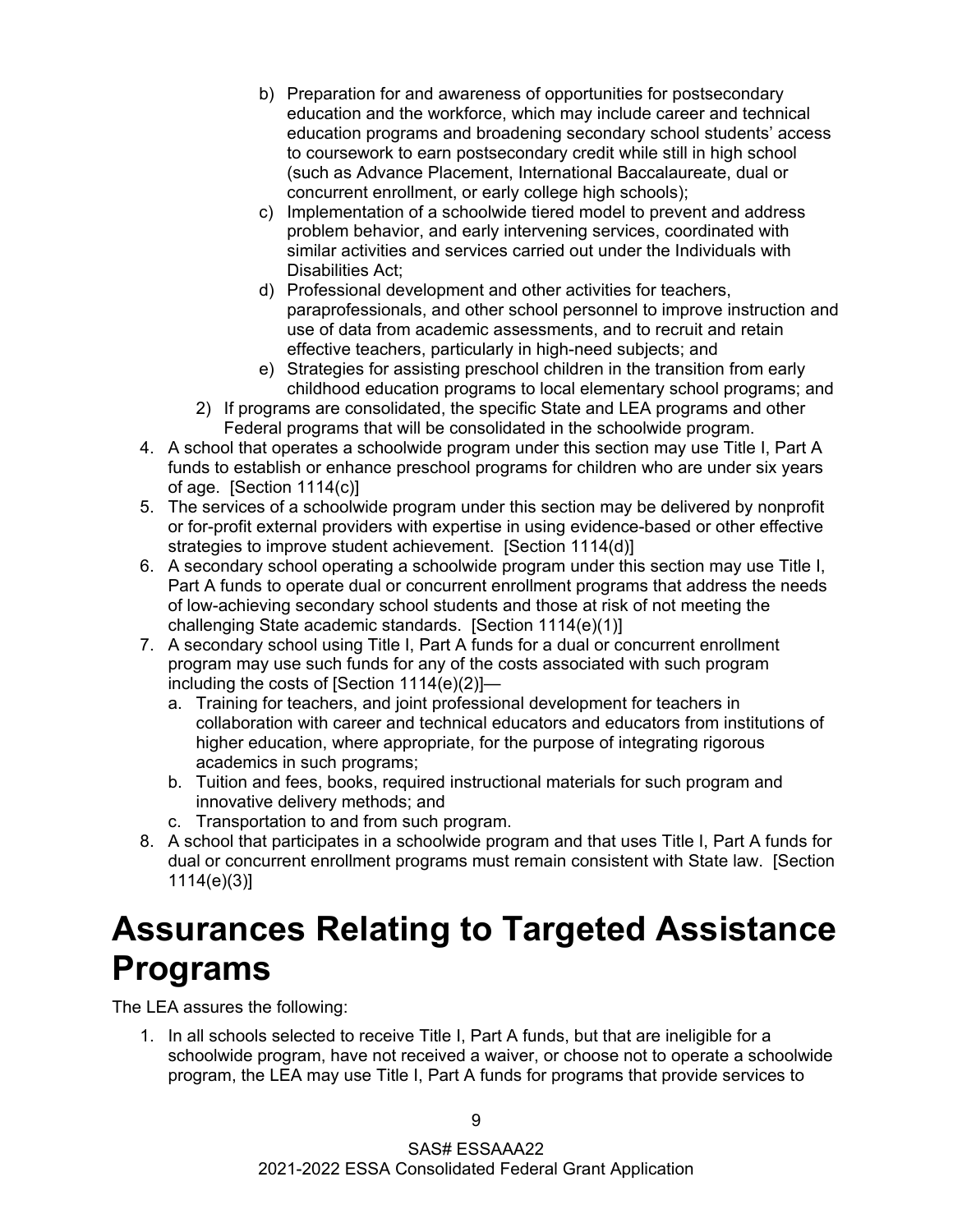b) Preparation for and awareness of opportunities for postsecondary education and the workforce, which may include career and technical education programs and broadening secondary school students' access to coursework to earn postsecondary credit while still in high school (such as Advance Placement, International Baccalaureate, dual or concurrent enrollment, or early college high schools);
   c) Implementation of a schoolwide tiered model to prevent and address problem behavior, and early intervening services, coordinated with similar activities and services carried out under the Individuals with Disabilities Act;
   d) Professional development and other activities for teachers, paraprofessionals, and other school personnel to improve instruction and use of data from academic assessments, and to recruit and retain effective teachers, particularly in high-need subjects; and
   e) Strategies for assisting preschool children in the transition from early childhood education programs to local elementary school programs; and

2) If programs are consolidated, the specific State and LEA programs and other Federal programs that will be consolidated in the schoolwide program.

4. A school that operates a schoolwide program under this section may use Title I, Part A funds to establish or enhance preschool programs for children who are under six years of age. [Section 1114(c)]
5. The services of a schoolwide program under this section may be delivered by nonprofit or for-profit external providers with expertise in using evidence-based or other effective strategies to improve student achievement. [Section 1114(d)]
6. A secondary school operating a schoolwide program under this section may use Title I, Part A funds to operate dual or concurrent enrollment programs that address the needs of low-achieving secondary school students and those at risk of not meeting the challenging State academic standards. [Section 1114(e)(1)]
7. A secondary school using Title I, Part A funds for a dual or concurrent enrollment program may use such funds for any of the costs associated with such program including the costs of [Section 1114(e)(2)]—
   a. Training for teachers, and joint professional development for teachers in collaboration with career and technical educators and educators from institutions of higher education, where appropriate, for the purpose of integrating rigorous academics in such programs;
   b. Tuition and fees, books, required instructional materials for such program and innovative delivery methods; and
   c. Transportation to and from such program.
8. A school that participates in a schoolwide program and that uses Title I, Part A funds for dual or concurrent enrollment programs must remain consistent with State law. [Section 1114(e)(3)]

# Assurances Relating to Targeted Assistance Programs

The LEA assures the following:

1. In all schools selected to receive Title I, Part A funds, but that are ineligible for a schoolwide program, have not received a waiver, or choose not to operate a schoolwide program, the LEA may use Title I, Part A funds for programs that provide services to

SAS# ESSAAA22
2021-2022 ESSA Consolidated Federal Grant Application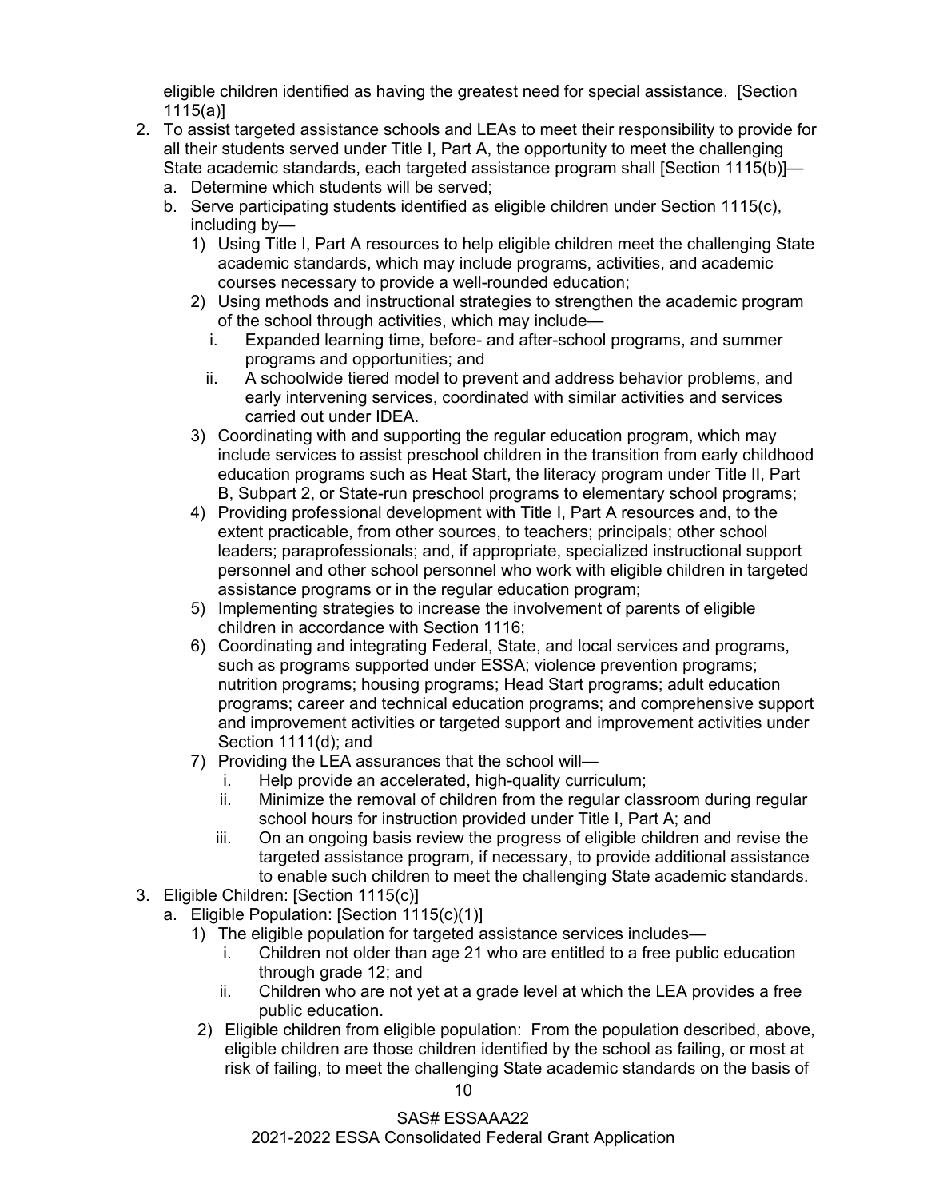eligible children identified as having the greatest need for special assistance. [Section 1115(a)]

2. To assist targeted assistance schools and LEAs to meet their responsibility to provide for all their students served under Title I, Part A, the opportunity to meet the challenging State academic standards, each targeted assistance program shall [Section 1115(b)]—
   a. Determine which students will be served;
   b. Serve participating students identified as eligible children under Section 1115(c), including by—
      1) Using Title I, Part A resources to help eligible children meet the challenging State academic standards, which may include programs, activities, and academic courses necessary to provide a well-rounded education;
      2) Using methods and instructional strategies to strengthen the academic program of the school through activities, which may include—
         i. Expanded learning time, before- and after-school programs, and summer programs and opportunities; and
         ii. A schoolwide tiered model to prevent and address behavior problems, and early intervening services, coordinated with similar activities and services carried out under IDEA.
      3) Coordinating with and supporting the regular education program, which may include services to assist preschool children in the transition from early childhood education programs such as Heat Start, the literacy program under Title II, Part B, Subpart 2, or State-run preschool programs to elementary school programs;
      4) Providing professional development with Title I, Part A resources and, to the extent practicable, from other sources, to teachers; principals; other school leaders; paraprofessionals; and, if appropriate, specialized instructional support personnel and other school personnel who work with eligible children in targeted assistance programs or in the regular education program;
      5) Implementing strategies to increase the involvement of parents of eligible children in accordance with Section 1116;
      6) Coordinating and integrating Federal, State, and local services and programs, such as programs supported under ESSA; violence prevention programs; nutrition programs; housing programs; Head Start programs; adult education programs; career and technical education programs; and comprehensive support and improvement activities or targeted support and improvement activities under Section 1111(d); and
      7) Providing the LEA assurances that the school will—
         i. Help provide an accelerated, high-quality curriculum;
         ii. Minimize the removal of children from the regular classroom during regular school hours for instruction provided under Title I, Part A; and
         iii. On an ongoing basis review the progress of eligible children and revise the targeted assistance program, if necessary, to provide additional assistance to enable such children to meet the challenging State academic standards.

3. Eligible Children: [Section 1115(c)]
   a. Eligible Population: [Section 1115(c)(1)]
      1) The eligible population for targeted assistance services includes—
         i. Children not older than age 21 who are entitled to a free public education through grade 12; and
         ii. Children who are not yet at a grade level at which the LEA provides a free public education.
      2) Eligible children from eligible population: From the population described, above, eligible children are those children identified by the school as failing, or most at risk of failing, to meet the challenging State academic standards on the basis of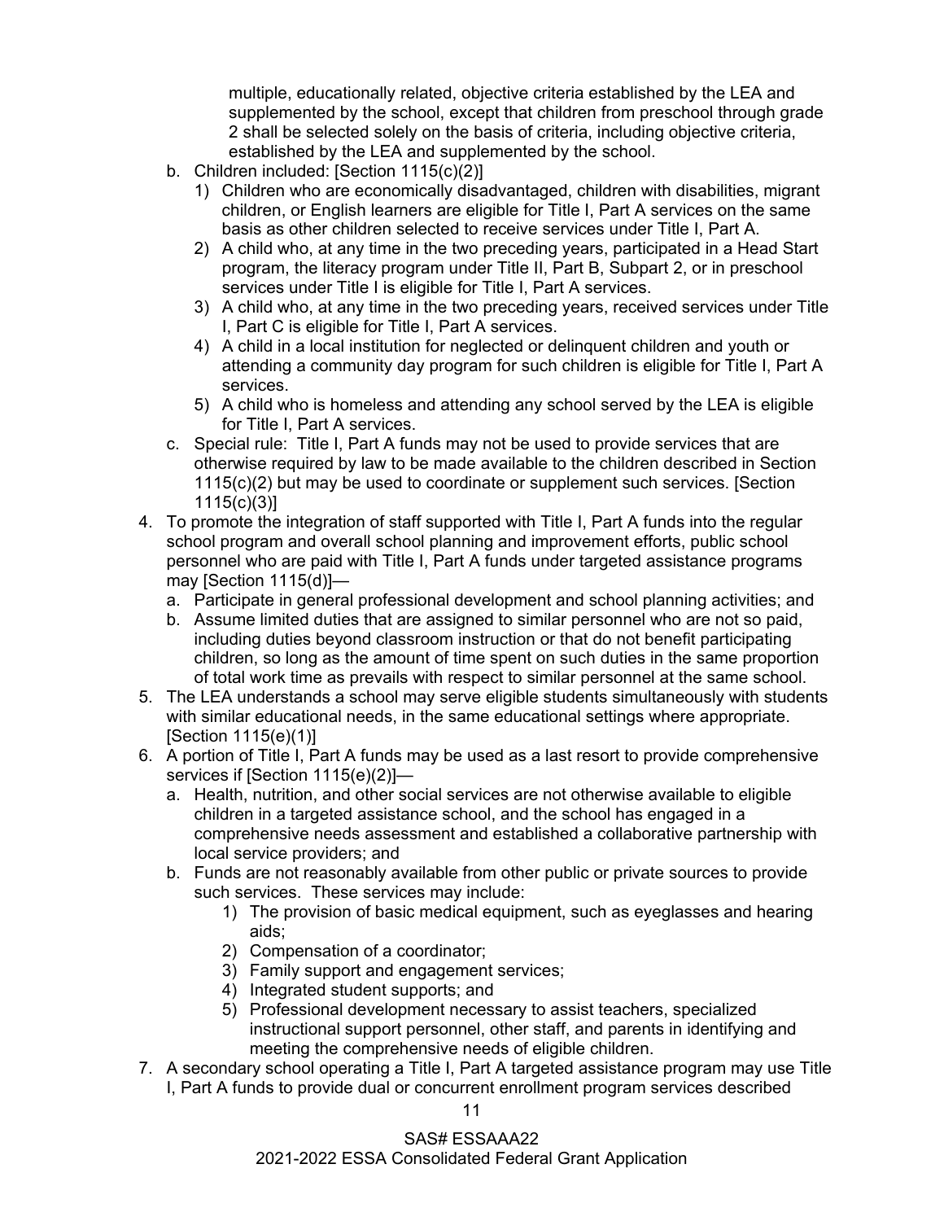multiple, educationally related, objective criteria established by the LEA and supplemented by the school, except that children from preschool through grade 2 shall be selected solely on the basis of criteria, including objective criteria, established by the LEA and supplemented by the school.

b. Children included: [Section 1115(c)(2)]
   1) Children who are economically disadvantaged, children with disabilities, migrant children, or English learners are eligible for Title I, Part A services on the same basis as other children selected to receive services under Title I, Part A.
   2) A child who, at any time in the two preceding years, participated in a Head Start program, the literacy program under Title II, Part B, Subpart 2, or in preschool services under Title I is eligible for Title I, Part A services.
   3) A child who, at any time in the two preceding years, received services under Title I, Part C is eligible for Title I, Part A services.
   4) A child in a local institution for neglected or delinquent children and youth or attending a community day program for such children is eligible for Title I, Part A services.
   5) A child who is homeless and attending any school served by the LEA is eligible for Title I, Part A services.

c. Special rule: Title I, Part A funds may not be used to provide services that are otherwise required by law to be made available to the children described in Section 1115(c)(2) but may be used to coordinate or supplement such services. [Section 1115(c)(3)]

4. To promote the integration of staff supported with Title I, Part A funds into the regular school program and overall school planning and improvement efforts, public school personnel who are paid with Title I, Part A funds under targeted assistance programs may [Section 1115(d)]—
   a. Participate in general professional development and school planning activities; and
   b. Assume limited duties that are assigned to similar personnel who are not so paid, including duties beyond classroom instruction or that do not benefit participating children, so long as the amount of time spent on such duties in the same proportion of total work time as prevails with respect to similar personnel at the same school.
5. The LEA understands a school may serve eligible students simultaneously with students with similar educational needs, in the same educational settings where appropriate. [Section 1115(e)(1)]
6. A portion of Title I, Part A funds may be used as a last resort to provide comprehensive services if [Section 1115(e)(2)]—
   a. Health, nutrition, and other social services are not otherwise available to eligible children in a targeted assistance school, and the school has engaged in a comprehensive needs assessment and established a collaborative partnership with local service providers; and
   b. Funds are not reasonably available from other public or private sources to provide such services. These services may include:
      1) The provision of basic medical equipment, such as eyeglasses and hearing aids;
      2) Compensation of a coordinator;
      3) Family support and engagement services;
      4) Integrated student supports; and
      5) Professional development necessary to assist teachers, specialized instructional support personnel, other staff, and parents in identifying and meeting the comprehensive needs of eligible children.
7. A secondary school operating a Title I, Part A targeted assistance program may use Title I, Part A funds to provide dual or concurrent enrollment program services described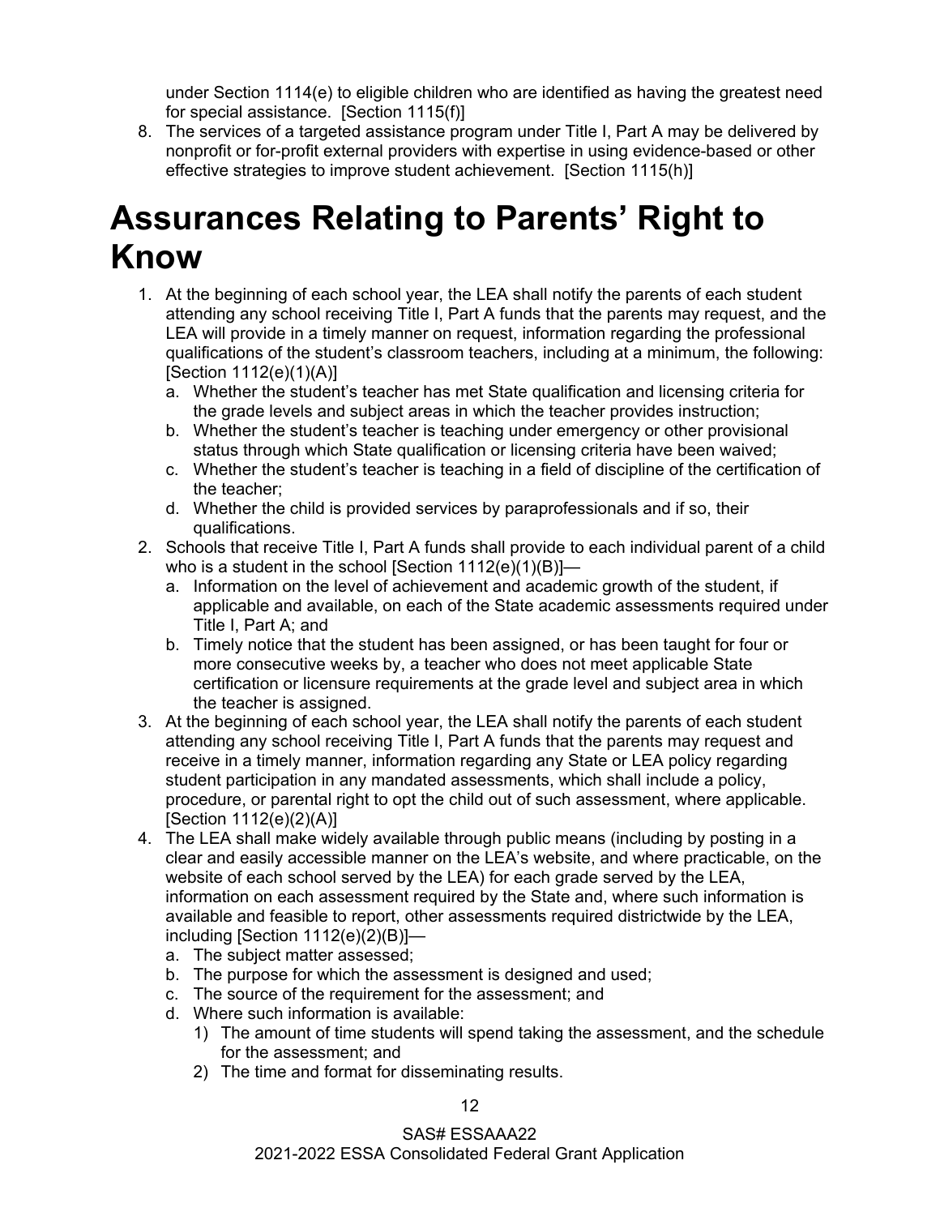under Section 1114(e) to eligible children who are identified as having the greatest need for special assistance. [Section 1115(f)]

8. The services of a targeted assistance program under Title I, Part A may be delivered by nonprofit or for-profit external providers with expertise in using evidence-based or other effective strategies to improve student achievement. [Section 1115(h)]

# Assurances Relating to Parents' Right to Know

1. At the beginning of each school year, the LEA shall notify the parents of each student attending any school receiving Title I, Part A funds that the parents may request, and the LEA will provide in a timely manner on request, information regarding the professional qualifications of the student's classroom teachers, including at a minimum, the following: [Section 1112(e)(1)(A)]
   a. Whether the student's teacher has met State qualification and licensing criteria for the grade levels and subject areas in which the teacher provides instruction;
   b. Whether the student's teacher is teaching under emergency or other provisional status through which State qualification or licensing criteria have been waived;
   c. Whether the student's teacher is teaching in a field of discipline of the certification of the teacher;
   d. Whether the child is provided services by paraprofessionals and if so, their qualifications.
2. Schools that receive Title I, Part A funds shall provide to each individual parent of a child who is a student in the school [Section 1112(e)(1)(B)]—
   a. Information on the level of achievement and academic growth of the student, if applicable and available, on each of the State academic assessments required under Title I, Part A; and
   b. Timely notice that the student has been assigned, or has been taught for four or more consecutive weeks by, a teacher who does not meet applicable State certification or licensure requirements at the grade level and subject area in which the teacher is assigned.
3. At the beginning of each school year, the LEA shall notify the parents of each student attending any school receiving Title I, Part A funds that the parents may request and receive in a timely manner, information regarding any State or LEA policy regarding student participation in any mandated assessments, which shall include a policy, procedure, or parental right to opt the child out of such assessment, where applicable. [Section 1112(e)(2)(A)]
4. The LEA shall make widely available through public means (including by posting in a clear and easily accessible manner on the LEA's website, and where practicable, on the website of each school served by the LEA) for each grade served by the LEA, information on each assessment required by the State and, where such information is available and feasible to report, other assessments required districtwide by the LEA, including [Section 1112(e)(2)(B)]—
   a. The subject matter assessed;
   b. The purpose for which the assessment is designed and used;
   c. The source of the requirement for the assessment; and
   d. Where such information is available:
      1) The amount of time students will spend taking the assessment, and the schedule for the assessment; and
      2) The time and format for disseminating results.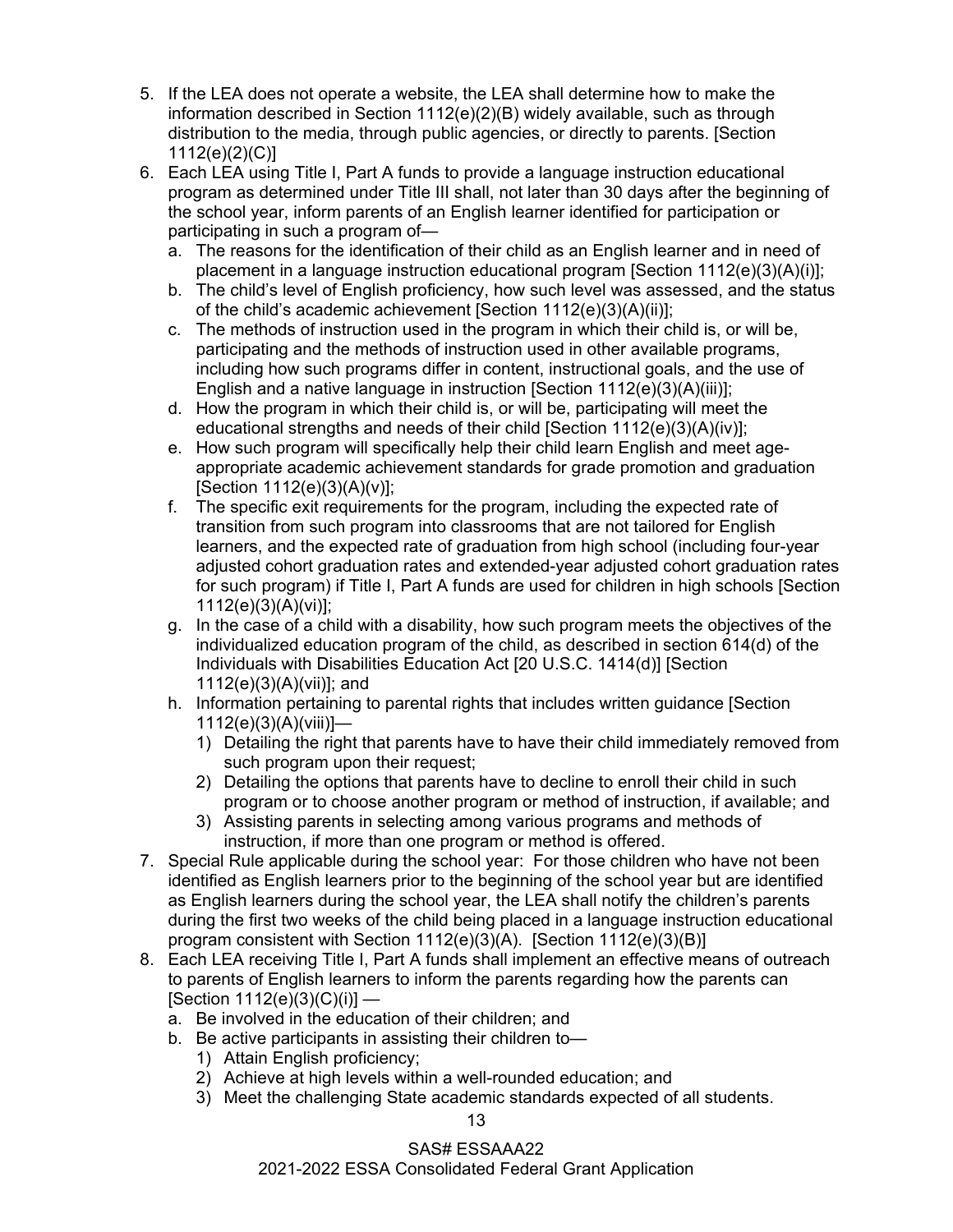5. If the LEA does not operate a website, the LEA shall determine how to make the information described in Section 1112(e)(2)(B) widely available, such as through distribution to the media, through public agencies, or directly to parents. [Section 1112(e)(2)(C)]
6. Each LEA using Title I, Part A funds to provide a language instruction educational program as determined under Title III shall, not later than 30 days after the beginning of the school year, inform parents of an English learner identified for participation or participating in such a program of—
   a. The reasons for the identification of their child as an English learner and in need of placement in a language instruction educational program [Section 1112(e)(3)(A)(i)];
   b. The child's level of English proficiency, how such level was assessed, and the status of the child's academic achievement [Section 1112(e)(3)(A)(ii)];
   c. The methods of instruction used in the program in which their child is, or will be, participating and the methods of instruction used in other available programs, including how such programs differ in content, instructional goals, and the use of English and a native language in instruction [Section 1112(e)(3)(A)(iii)];
   d. How the program in which their child is, or will be, participating will meet the educational strengths and needs of their child [Section 1112(e)(3)(A)(iv)];
   e. How such program will specifically help their child learn English and meet age-appropriate academic achievement standards for grade promotion and graduation [Section 1112(e)(3)(A)(v)];
   f. The specific exit requirements for the program, including the expected rate of transition from such program into classrooms that are not tailored for English learners, and the expected rate of graduation from high school (including four-year adjusted cohort graduation rates and extended-year adjusted cohort graduation rates for such program) if Title I, Part A funds are used for children in high schools [Section 1112(e)(3)(A)(vi)];
   g. In the case of a child with a disability, how such program meets the objectives of the individualized education program of the child, as described in section 614(d) of the Individuals with Disabilities Education Act [20 U.S.C. 1414(d)] [Section 1112(e)(3)(A)(vii)]; and
   h. Information pertaining to parental rights that includes written guidance [Section 1112(e)(3)(A)(viii)]—
      1) Detailing the right that parents have to have their child immediately removed from such program upon their request;
      2) Detailing the options that parents have to decline to enroll their child in such program or to choose another program or method of instruction, if available; and
      3) Assisting parents in selecting among various programs and methods of instruction, if more than one program or method is offered.
7. Special Rule applicable during the school year: For those children who have not been identified as English learners prior to the beginning of the school year but are identified as English learners during the school year, the LEA shall notify the children's parents during the first two weeks of the child being placed in a language instruction educational program consistent with Section 1112(e)(3)(A). [Section 1112(e)(3)(B)]
8. Each LEA receiving Title I, Part A funds shall implement an effective means of outreach to parents of English learners to inform the parents regarding how the parents can [Section 1112(e)(3)(C)(i)] —
   a. Be involved in the education of their children; and
   b. Be active participants in assisting their children to—
      1) Attain English proficiency;
      2) Achieve at high levels within a well-rounded education; and
      3) Meet the challenging State academic standards expected of all students.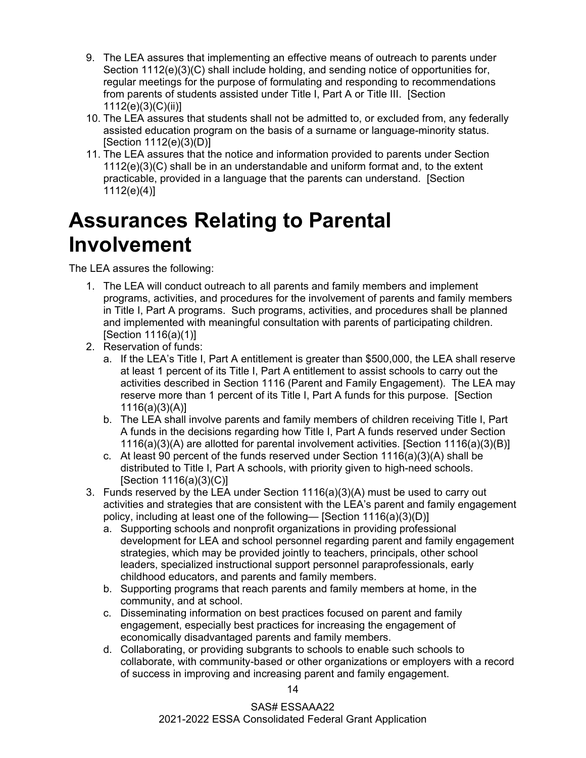9. The LEA assures that implementing an effective means of outreach to parents under Section 1112(e)(3)(C) shall include holding, and sending notice of opportunities for, regular meetings for the purpose of formulating and responding to recommendations from parents of students assisted under Title I, Part A or Title III. [Section 1112(e)(3)(C)(ii)]
10. The LEA assures that students shall not be admitted to, or excluded from, any federally assisted education program on the basis of a surname or language-minority status. [Section 1112(e)(3)(D)]
11. The LEA assures that the notice and information provided to parents under Section 1112(e)(3)(C) shall be in an understandable and uniform format and, to the extent practicable, provided in a language that the parents can understand. [Section 1112(e)(4)]

# Assurances Relating to Parental Involvement

The LEA assures the following:

1. The LEA will conduct outreach to all parents and family members and implement programs, activities, and procedures for the involvement of parents and family members in Title I, Part A programs. Such programs, activities, and procedures shall be planned and implemented with meaningful consultation with parents of participating children. [Section 1116(a)(1)]
2. Reservation of funds:
   a. If the LEA's Title I, Part A entitlement is greater than $500,000, the LEA shall reserve at least 1 percent of its Title I, Part A entitlement to assist schools to carry out the activities described in Section 1116 (Parent and Family Engagement). The LEA may reserve more than 1 percent of its Title I, Part A funds for this purpose. [Section 1116(a)(3)(A)]
   b. The LEA shall involve parents and family members of children receiving Title I, Part A funds in the decisions regarding how Title I, Part A funds reserved under Section 1116(a)(3)(A) are allotted for parental involvement activities. [Section 1116(a)(3)(B)]
   c. At least 90 percent of the funds reserved under Section 1116(a)(3)(A) shall be distributed to Title I, Part A schools, with priority given to high-need schools. [Section 1116(a)(3)(C)]
3. Funds reserved by the LEA under Section 1116(a)(3)(A) must be used to carry out activities and strategies that are consistent with the LEA's parent and family engagement policy, including at least one of the following— [Section 1116(a)(3)(D)]
   a. Supporting schools and nonprofit organizations in providing professional development for LEA and school personnel regarding parent and family engagement strategies, which may be provided jointly to teachers, principals, other school leaders, specialized instructional support personnel paraprofessionals, early childhood educators, and parents and family members.
   b. Supporting programs that reach parents and family members at home, in the community, and at school.
   c. Disseminating information on best practices focused on parent and family engagement, especially best practices for increasing the engagement of economically disadvantaged parents and family members.
   d. Collaborating, or providing subgrants to schools to enable such schools to collaborate, with community-based or other organizations or employers with a record of success in improving and increasing parent and family engagement.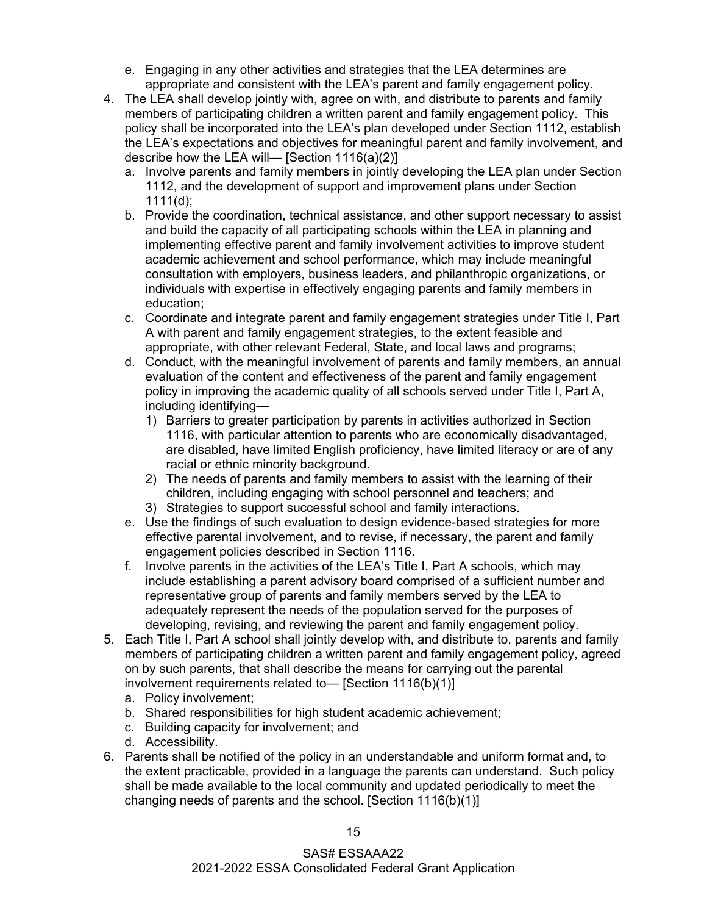e. Engaging in any other activities and strategies that the LEA determines are appropriate and consistent with the LEA's parent and family engagement policy.
4. The LEA shall develop jointly with, agree on with, and distribute to parents and family members of participating children a written parent and family engagement policy. This policy shall be incorporated into the LEA's plan developed under Section 1112, establish the LEA's expectations and objectives for meaningful parent and family involvement, and describe how the LEA will— [Section 1116(a)(2)]
   a. Involve parents and family members in jointly developing the LEA plan under Section 1112, and the development of support and improvement plans under Section 1111(d);
   b. Provide the coordination, technical assistance, and other support necessary to assist and build the capacity of all participating schools within the LEA in planning and implementing effective parent and family involvement activities to improve student academic achievement and school performance, which may include meaningful consultation with employers, business leaders, and philanthropic organizations, or individuals with expertise in effectively engaging parents and family members in education;
   c. Coordinate and integrate parent and family engagement strategies under Title I, Part A with parent and family engagement strategies, to the extent feasible and appropriate, with other relevant Federal, State, and local laws and programs;
   d. Conduct, with the meaningful involvement of parents and family members, an annual evaluation of the content and effectiveness of the parent and family engagement policy in improving the academic quality of all schools served under Title I, Part A, including identifying—
      1) Barriers to greater participation by parents in activities authorized in Section 1116, with particular attention to parents who are economically disadvantaged, are disabled, have limited English proficiency, have limited literacy or are of any racial or ethnic minority background.
      2) The needs of parents and family members to assist with the learning of their children, including engaging with school personnel and teachers; and
      3) Strategies to support successful school and family interactions.
   e. Use the findings of such evaluation to design evidence-based strategies for more effective parental involvement, and to revise, if necessary, the parent and family engagement policies described in Section 1116.
   f. Involve parents in the activities of the LEA's Title I, Part A schools, which may include establishing a parent advisory board comprised of a sufficient number and representative group of parents and family members served by the LEA to adequately represent the needs of the population served for the purposes of developing, revising, and reviewing the parent and family engagement policy.
5. Each Title I, Part A school shall jointly develop with, and distribute to, parents and family members of participating children a written parent and family engagement policy, agreed on by such parents, that shall describe the means for carrying out the parental involvement requirements related to— [Section 1116(b)(1)]
   a. Policy involvement;
   b. Shared responsibilities for high student academic achievement;
   c. Building capacity for involvement; and
   d. Accessibility.
6. Parents shall be notified of the policy in an understandable and uniform format and, to the extent practicable, provided in a language the parents can understand. Such policy shall be made available to the local community and updated periodically to meet the changing needs of parents and the school. [Section 1116(b)(1)]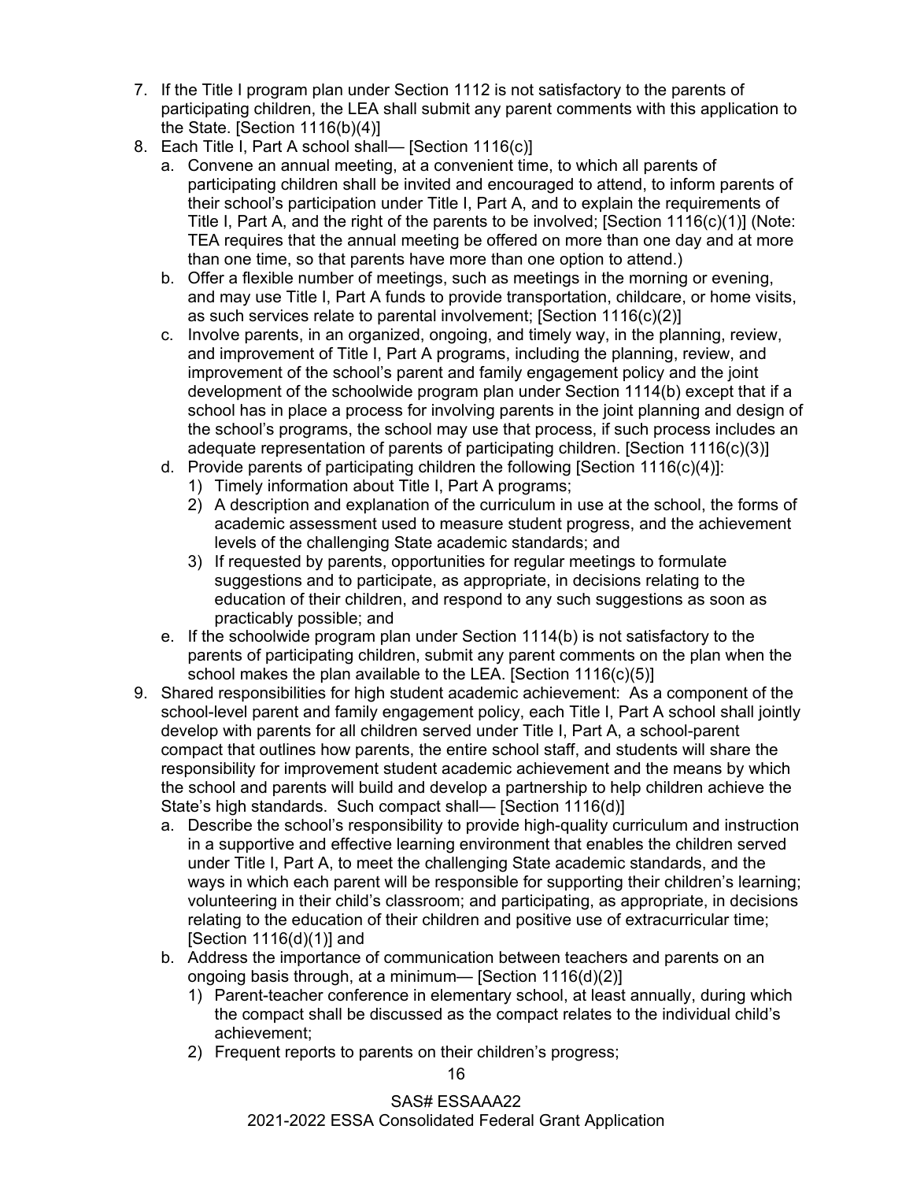7. If the Title I program plan under Section 1112 is not satisfactory to the parents of participating children, the LEA shall submit any parent comments with this application to the State. [Section 1116(b)(4)]
8. Each Title I, Part A school shall— [Section 1116(c)]
   a. Convene an annual meeting, at a convenient time, to which all parents of participating children shall be invited and encouraged to attend, to inform parents of their school's participation under Title I, Part A, and to explain the requirements of Title I, Part A, and the right of the parents to be involved; [Section 1116(c)(1)] (Note: TEA requires that the annual meeting be offered on more than one day and at more than one time, so that parents have more than one option to attend.)
   b. Offer a flexible number of meetings, such as meetings in the morning or evening, and may use Title I, Part A funds to provide transportation, childcare, or home visits, as such services relate to parental involvement; [Section 1116(c)(2)]
   c. Involve parents, in an organized, ongoing, and timely way, in the planning, review, and improvement of Title I, Part A programs, including the planning, review, and improvement of the school's parent and family engagement policy and the joint development of the schoolwide program plan under Section 1114(b) except that if a school has in place a process for involving parents in the joint planning and design of the school's programs, the school may use that process, if such process includes an adequate representation of parents of participating children. [Section 1116(c)(3)]
   d. Provide parents of participating children the following [Section 1116(c)(4)]:
      1) Timely information about Title I, Part A programs;
      2) A description and explanation of the curriculum in use at the school, the forms of academic assessment used to measure student progress, and the achievement levels of the challenging State academic standards; and
      3) If requested by parents, opportunities for regular meetings to formulate suggestions and to participate, as appropriate, in decisions relating to the education of their children, and respond to any such suggestions as soon as practicably possible; and
   e. If the schoolwide program plan under Section 1114(b) is not satisfactory to the parents of participating children, submit any parent comments on the plan when the school makes the plan available to the LEA. [Section 1116(c)(5)]
9. Shared responsibilities for high student academic achievement: As a component of the school-level parent and family engagement policy, each Title I, Part A school shall jointly develop with parents for all children served under Title I, Part A, a school-parent compact that outlines how parents, the entire school staff, and students will share the responsibility for improvement student academic achievement and the means by which the school and parents will build and develop a partnership to help children achieve the State's high standards. Such compact shall— [Section 1116(d)]
   a. Describe the school's responsibility to provide high-quality curriculum and instruction in a supportive and effective learning environment that enables the children served under Title I, Part A, to meet the challenging State academic standards, and the ways in which each parent will be responsible for supporting their children's learning; volunteering in their child's classroom; and participating, as appropriate, in decisions relating to the education of their children and positive use of extracurricular time; [Section 1116(d)(1)] and
   b. Address the importance of communication between teachers and parents on an ongoing basis through, at a minimum— [Section 1116(d)(2)]
      1) Parent-teacher conference in elementary school, at least annually, during which the compact shall be discussed as the compact relates to the individual child's achievement;
      2) Frequent reports to parents on their children's progress;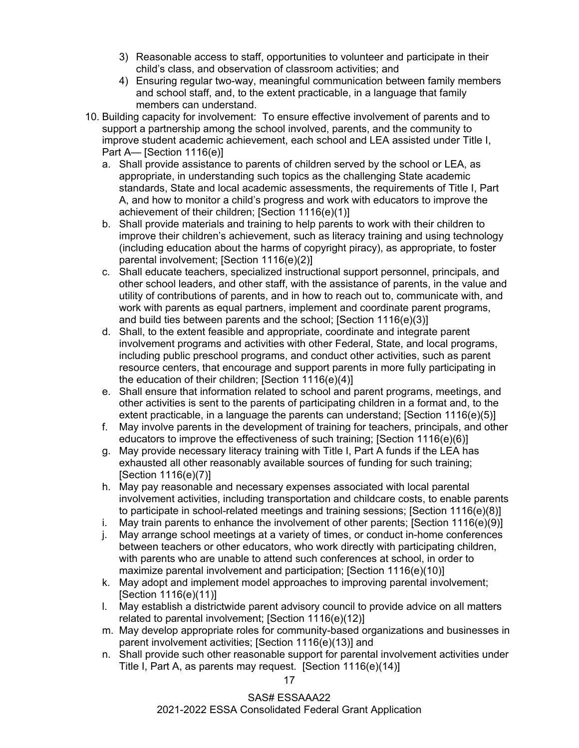3) Reasonable access to staff, opportunities to volunteer and participate in their child's class, and observation of classroom activities; and
   4) Ensuring regular two-way, meaningful communication between family members and school staff, and, to the extent practicable, in a language that family members can understand.

10. Building capacity for involvement: To ensure effective involvement of parents and to support a partnership among the school involved, parents, and the community to improve student academic achievement, each school and LEA assisted under Title I, Part A— [Section 1116(e)]
    a. Shall provide assistance to parents of children served by the school or LEA, as appropriate, in understanding such topics as the challenging State academic standards, State and local academic assessments, the requirements of Title I, Part A, and how to monitor a child's progress and work with educators to improve the achievement of their children; [Section 1116(e)(1)]
    b. Shall provide materials and training to help parents to work with their children to improve their children's achievement, such as literacy training and using technology (including education about the harms of copyright piracy), as appropriate, to foster parental involvement; [Section 1116(e)(2)]
    c. Shall educate teachers, specialized instructional support personnel, principals, and other school leaders, and other staff, with the assistance of parents, in the value and utility of contributions of parents, and in how to reach out to, communicate with, and work with parents as equal partners, implement and coordinate parent programs, and build ties between parents and the school; [Section 1116(e)(3)]
    d. Shall, to the extent feasible and appropriate, coordinate and integrate parent involvement programs and activities with other Federal, State, and local programs, including public preschool programs, and conduct other activities, such as parent resource centers, that encourage and support parents in more fully participating in the education of their children; [Section 1116(e)(4)]
    e. Shall ensure that information related to school and parent programs, meetings, and other activities is sent to the parents of participating children in a format and, to the extent practicable, in a language the parents can understand; [Section 1116(e)(5)]
    f. May involve parents in the development of training for teachers, principals, and other educators to improve the effectiveness of such training; [Section 1116(e)(6)]
    g. May provide necessary literacy training with Title I, Part A funds if the LEA has exhausted all other reasonably available sources of funding for such training; [Section 1116(e)(7)]
    h. May pay reasonable and necessary expenses associated with local parental involvement activities, including transportation and childcare costs, to enable parents to participate in school-related meetings and training sessions; [Section 1116(e)(8)]
    i. May train parents to enhance the involvement of other parents; [Section 1116(e)(9)]
    j. May arrange school meetings at a variety of times, or conduct in-home conferences between teachers or other educators, who work directly with participating children, with parents who are unable to attend such conferences at school, in order to maximize parental involvement and participation; [Section 1116(e)(10)]
    k. May adopt and implement model approaches to improving parental involvement; [Section 1116(e)(11)]
    l. May establish a districtwide parent advisory council to provide advice on all matters related to parental involvement; [Section 1116(e)(12)]
    m. May develop appropriate roles for community-based organizations and businesses in parent involvement activities; [Section 1116(e)(13)] and
    n. Shall provide such other reasonable support for parental involvement activities under Title I, Part A, as parents may request. [Section 1116(e)(14)]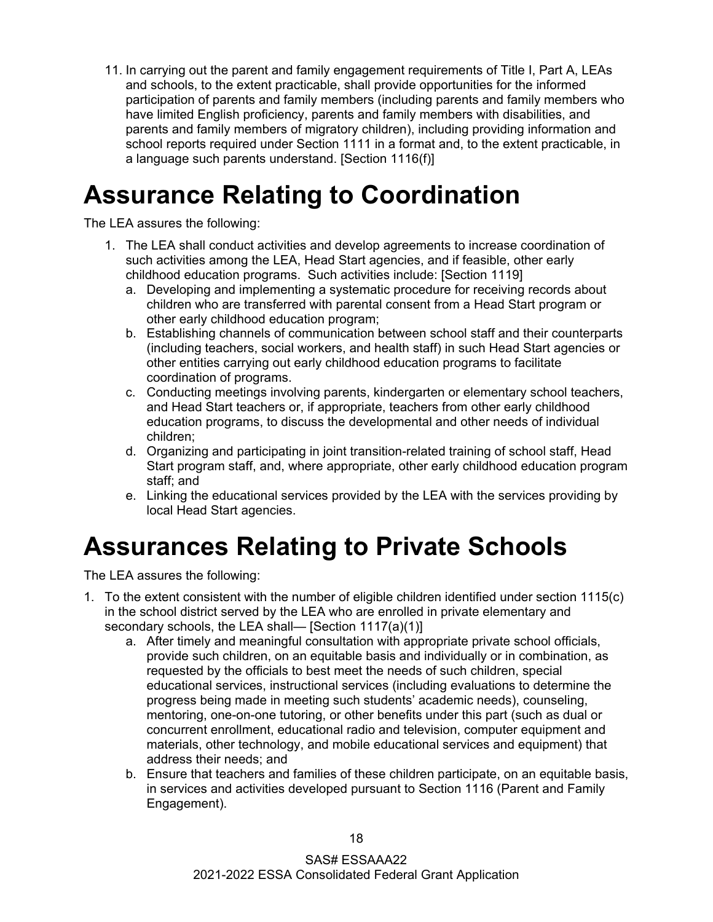11. In carrying out the parent and family engagement requirements of Title I, Part A, LEAs and schools, to the extent practicable, shall provide opportunities for the informed participation of parents and family members (including parents and family members who have limited English proficiency, parents and family members with disabilities, and parents and family members of migratory children), including providing information and school reports required under Section 1111 in a format and, to the extent practicable, in a language such parents understand. [Section 1116(f)]

# Assurance Relating to Coordination

The LEA assures the following:

1. The LEA shall conduct activities and develop agreements to increase coordination of such activities among the LEA, Head Start agencies, and if feasible, other early childhood education programs. Such activities include: [Section 1119]
   a. Developing and implementing a systematic procedure for receiving records about children who are transferred with parental consent from a Head Start program or other early childhood education program;
   b. Establishing channels of communication between school staff and their counterparts (including teachers, social workers, and health staff) in such Head Start agencies or other entities carrying out early childhood education programs to facilitate coordination of programs.
   c. Conducting meetings involving parents, kindergarten or elementary school teachers, and Head Start teachers or, if appropriate, teachers from other early childhood education programs, to discuss the developmental and other needs of individual children;
   d. Organizing and participating in joint transition-related training of school staff, Head Start program staff, and, where appropriate, other early childhood education program staff; and
   e. Linking the educational services provided by the LEA with the services providing by local Head Start agencies.

# Assurances Relating to Private Schools

The LEA assures the following:

1. To the extent consistent with the number of eligible children identified under section 1115(c) in the school district served by the LEA who are enrolled in private elementary and secondary schools, the LEA shall— [Section 1117(a)(1)]
   a. After timely and meaningful consultation with appropriate private school officials, provide such children, on an equitable basis and individually or in combination, as requested by the officials to best meet the needs of such children, special educational services, instructional services (including evaluations to determine the progress being made in meeting such students' academic needs), counseling, mentoring, one-on-one tutoring, or other benefits under this part (such as dual or concurrent enrollment, educational radio and television, computer equipment and materials, other technology, and mobile educational services and equipment) that address their needs; and
   b. Ensure that teachers and families of these children participate, on an equitable basis, in services and activities developed pursuant to Section 1116 (Parent and Family Engagement).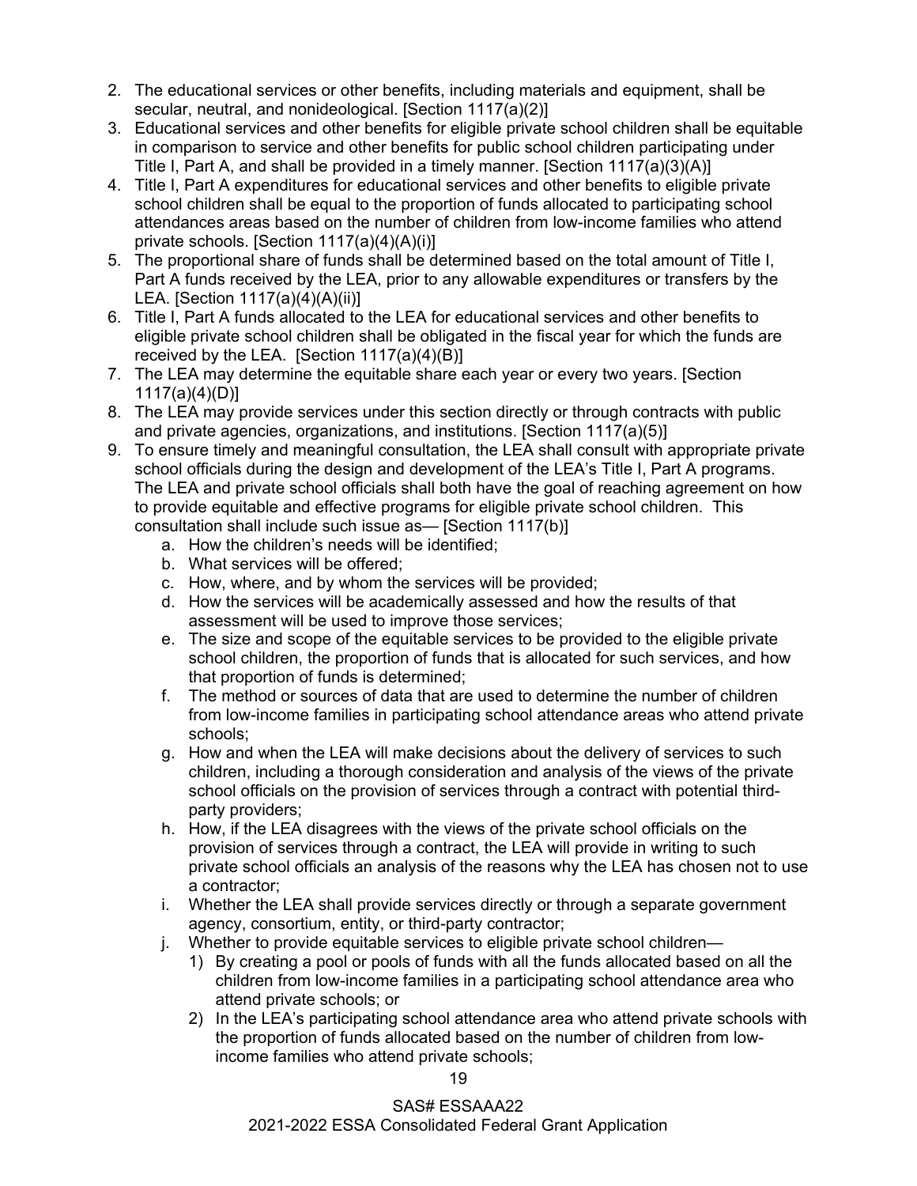2. The educational services or other benefits, including materials and equipment, shall be secular, neutral, and nonideological. [Section 1117(a)(2)]
3. Educational services and other benefits for eligible private school children shall be equitable in comparison to service and other benefits for public school children participating under Title I, Part A, and shall be provided in a timely manner. [Section 1117(a)(3)(A)]
4. Title I, Part A expenditures for educational services and other benefits to eligible private school children shall be equal to the proportion of funds allocated to participating school attendances areas based on the number of children from low-income families who attend private schools. [Section 1117(a)(4)(A)(i)]
5. The proportional share of funds shall be determined based on the total amount of Title I, Part A funds received by the LEA, prior to any allowable expenditures or transfers by the LEA. [Section 1117(a)(4)(A)(ii)]
6. Title I, Part A funds allocated to the LEA for educational services and other benefits to eligible private school children shall be obligated in the fiscal year for which the funds are received by the LEA. [Section 1117(a)(4)(B)]
7. The LEA may determine the equitable share each year or every two years. [Section 1117(a)(4)(D)]
8. The LEA may provide services under this section directly or through contracts with public and private agencies, organizations, and institutions. [Section 1117(a)(5)]
9. To ensure timely and meaningful consultation, the LEA shall consult with appropriate private school officials during the design and development of the LEA's Title I, Part A programs. The LEA and private school officials shall both have the goal of reaching agreement on how to provide equitable and effective programs for eligible private school children. This consultation shall include such issue as— [Section 1117(b)]
    a. How the children's needs will be identified;
    b. What services will be offered;
    c. How, where, and by whom the services will be provided;
    d. How the services will be academically assessed and how the results of that assessment will be used to improve those services;
    e. The size and scope of the equitable services to be provided to the eligible private school children, the proportion of funds that is allocated for such services, and how that proportion of funds is determined;
    f. The method or sources of data that are used to determine the number of children from low-income families in participating school attendance areas who attend private schools;
    g. How and when the LEA will make decisions about the delivery of services to such children, including a thorough consideration and analysis of the views of the private school officials on the provision of services through a contract with potential third-party providers;
    h. How, if the LEA disagrees with the views of the private school officials on the provision of services through a contract, the LEA will provide in writing to such private school officials an analysis of the reasons why the LEA has chosen not to use a contractor;
    i. Whether the LEA shall provide services directly or through a separate government agency, consortium, entity, or third-party contractor;
    j. Whether to provide equitable services to eligible private school children—
        1) By creating a pool or pools of funds with all the funds allocated based on all the children from low-income families in a participating school attendance area who attend private schools; or
        2) In the LEA's participating school attendance area who attend private schools with the proportion of funds allocated based on the number of children from low-income families who attend private schools;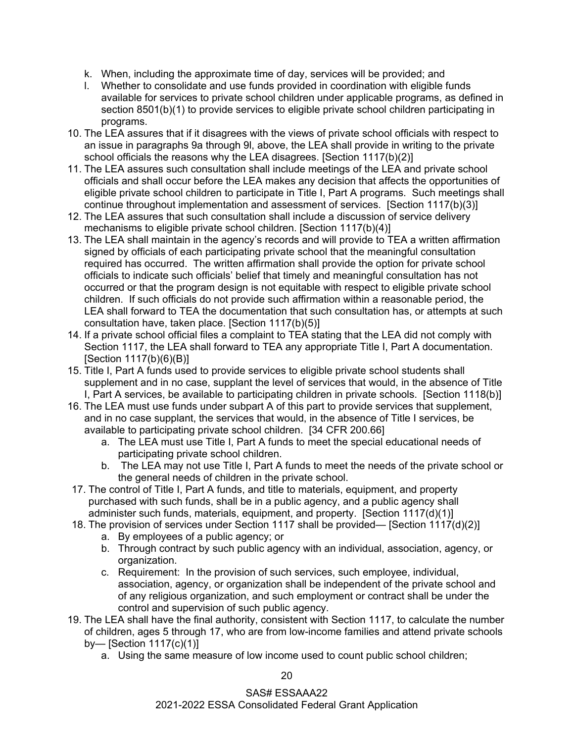k. When, including the approximate time of day, services will be provided; and
   l. Whether to consolidate and use funds provided in coordination with eligible funds available for services to private school children under applicable programs, as defined in section 8501(b)(1) to provide services to eligible private school children participating in programs.

10. The LEA assures that if it disagrees with the views of private school officials with respect to an issue in paragraphs 9a through 9l, above, the LEA shall provide in writing to the private school officials the reasons why the LEA disagrees. [Section 1117(b)(2)]
11. The LEA assures such consultation shall include meetings of the LEA and private school officials and shall occur before the LEA makes any decision that affects the opportunities of eligible private school children to participate in Title I, Part A programs. Such meetings shall continue throughout implementation and assessment of services. [Section 1117(b)(3)]
12. The LEA assures that such consultation shall include a discussion of service delivery mechanisms to eligible private school children. [Section 1117(b)(4)]
13. The LEA shall maintain in the agency's records and will provide to TEA a written affirmation signed by officials of each participating private school that the meaningful consultation required has occurred. The written affirmation shall provide the option for private school officials to indicate such officials' belief that timely and meaningful consultation has not occurred or that the program design is not equitable with respect to eligible private school children. If such officials do not provide such affirmation within a reasonable period, the LEA shall forward to TEA the documentation that such consultation has, or attempts at such consultation have, taken place. [Section 1117(b)(5)]
14. If a private school official files a complaint to TEA stating that the LEA did not comply with Section 1117, the LEA shall forward to TEA any appropriate Title I, Part A documentation. [Section 1117(b)(6)(B)]
15. Title I, Part A funds used to provide services to eligible private school students shall supplement and in no case, supplant the level of services that would, in the absence of Title I, Part A services, be available to participating children in private schools. [Section 1118(b)]
16. The LEA must use funds under subpart A of this part to provide services that supplement, and in no case supplant, the services that would, in the absence of Title I services, be available to participating private school children. [34 CFR 200.66]
    a. The LEA must use Title I, Part A funds to meet the special educational needs of participating private school children.
    b. The LEA may not use Title I, Part A funds to meet the needs of the private school or the general needs of children in the private school.
17. The control of Title I, Part A funds, and title to materials, equipment, and property purchased with such funds, shall be in a public agency, and a public agency shall administer such funds, materials, equipment, and property. [Section 1117(d)(1)]
18. The provision of services under Section 1117 shall be provided— [Section 1117(d)(2)]
    a. By employees of a public agency; or
    b. Through contract by such public agency with an individual, association, agency, or organization.
    c. Requirement: In the provision of such services, such employee, individual, association, agency, or organization shall be independent of the private school and of any religious organization, and such employment or contract shall be under the control and supervision of such public agency.
19. The LEA shall have the final authority, consistent with Section 1117, to calculate the number of children, ages 5 through 17, who are from low-income families and attend private schools by— [Section 1117(c)(1)]
    a. Using the same measure of low income used to count public school children;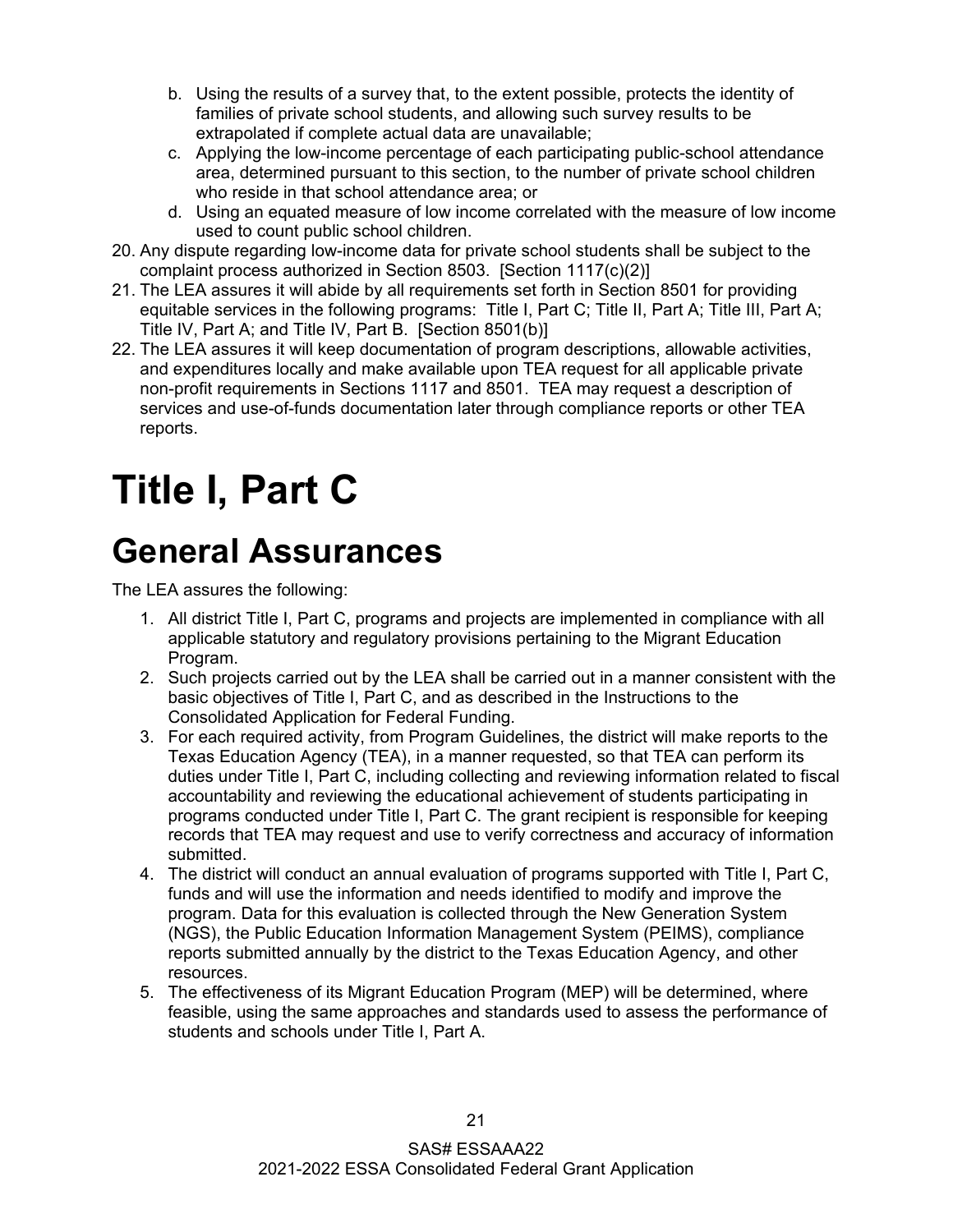b. Using the results of a survey that, to the extent possible, protects the identity of families of private school students, and allowing such survey results to be extrapolated if complete actual data are unavailable;
c. Applying the low-income percentage of each participating public-school attendance area, determined pursuant to this section, to the number of private school children who reside in that school attendance area; or
d. Using an equated measure of low income correlated with the measure of low income used to count public school children.

20. Any dispute regarding low-income data for private school students shall be subject to the complaint process authorized in Section 8503. [Section 1117(c)(2)]
21. The LEA assures it will abide by all requirements set forth in Section 8501 for providing equitable services in the following programs: Title I, Part C; Title II, Part A; Title III, Part A; Title IV, Part A; and Title IV, Part B. [Section 8501(b)]
22. The LEA assures it will keep documentation of program descriptions, allowable activities, and expenditures locally and make available upon TEA request for all applicable private non-profit requirements in Sections 1117 and 8501. TEA may request a description of services and use-of-funds documentation later through compliance reports or other TEA reports.

# Title I, Part C

## General Assurances

The LEA assures the following:

1. All district Title I, Part C, programs and projects are implemented in compliance with all applicable statutory and regulatory provisions pertaining to the Migrant Education Program.
2. Such projects carried out by the LEA shall be carried out in a manner consistent with the basic objectives of Title I, Part C, and as described in the Instructions to the Consolidated Application for Federal Funding.
3. For each required activity, from Program Guidelines, the district will make reports to the Texas Education Agency (TEA), in a manner requested, so that TEA can perform its duties under Title I, Part C, including collecting and reviewing information related to fiscal accountability and reviewing the educational achievement of students participating in programs conducted under Title I, Part C. The grant recipient is responsible for keeping records that TEA may request and use to verify correctness and accuracy of information submitted.
4. The district will conduct an annual evaluation of programs supported with Title I, Part C, funds and will use the information and needs identified to modify and improve the program. Data for this evaluation is collected through the New Generation System (NGS), the Public Education Information Management System (PEIMS), compliance reports submitted annually by the district to the Texas Education Agency, and other resources.
5. The effectiveness of its Migrant Education Program (MEP) will be determined, where feasible, using the same approaches and standards used to assess the performance of students and schools under Title I, Part A.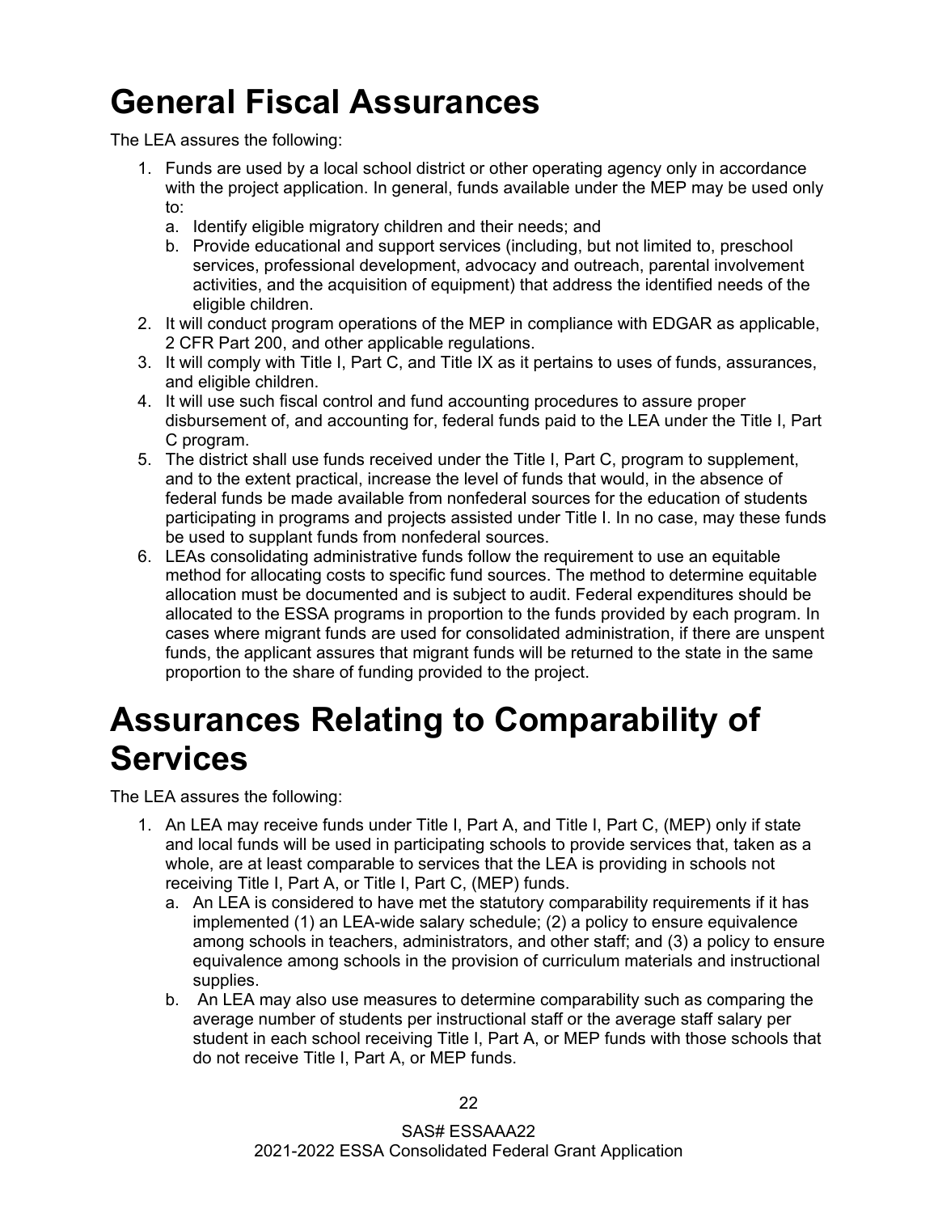# General Fiscal Assurances

The LEA assures the following:

1. Funds are used by a local school district or other operating agency only in accordance with the project application. In general, funds available under the MEP may be used only to:
   a. Identify eligible migratory children and their needs; and
   b. Provide educational and support services (including, but not limited to, preschool services, professional development, advocacy and outreach, parental involvement activities, and the acquisition of equipment) that address the identified needs of the eligible children.
2. It will conduct program operations of the MEP in compliance with EDGAR as applicable, 2 CFR Part 200, and other applicable regulations.
3. It will comply with Title I, Part C, and Title IX as it pertains to uses of funds, assurances, and eligible children.
4. It will use such fiscal control and fund accounting procedures to assure proper disbursement of, and accounting for, federal funds paid to the LEA under the Title I, Part C program.
5. The district shall use funds received under the Title I, Part C, program to supplement, and to the extent practical, increase the level of funds that would, in the absence of federal funds be made available from nonfederal sources for the education of students participating in programs and projects assisted under Title I. In no case, may these funds be used to supplant funds from nonfederal sources.
6. LEAs consolidating administrative funds follow the requirement to use an equitable method for allocating costs to specific fund sources. The method to determine equitable allocation must be documented and is subject to audit. Federal expenditures should be allocated to the ESSA programs in proportion to the funds provided by each program. In cases where migrant funds are used for consolidated administration, if there are unspent funds, the applicant assures that migrant funds will be returned to the state in the same proportion to the share of funding provided to the project.

# Assurances Relating to Comparability of Services

The LEA assures the following:

1. An LEA may receive funds under Title I, Part A, and Title I, Part C, (MEP) only if state and local funds will be used in participating schools to provide services that, taken as a whole, are at least comparable to services that the LEA is providing in schools not receiving Title I, Part A, or Title I, Part C, (MEP) funds.
   a. An LEA is considered to have met the statutory comparability requirements if it has implemented (1) an LEA-wide salary schedule; (2) a policy to ensure equivalence among schools in teachers, administrators, and other staff; and (3) a policy to ensure equivalence among schools in the provision of curriculum materials and instructional supplies.
   b. An LEA may also use measures to determine comparability such as comparing the average number of students per instructional staff or the average staff salary per student in each school receiving Title I, Part A, or MEP funds with those schools that do not receive Title I, Part A, or MEP funds.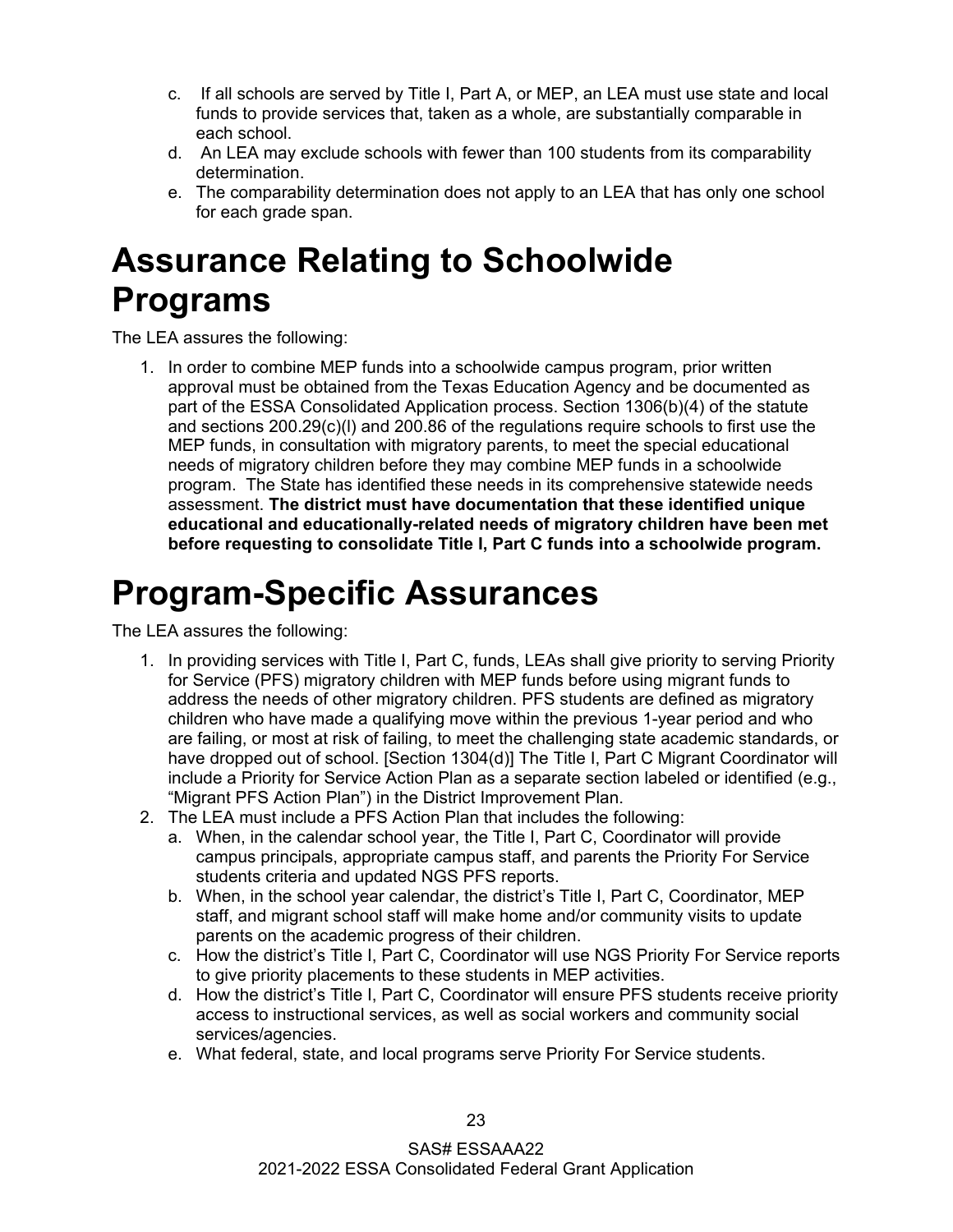c. If all schools are served by Title I, Part A, or MEP, an LEA must use state and local funds to provide services that, taken as a whole, are substantially comparable in each school.
d. An LEA may exclude schools with fewer than 100 students from its comparability determination.
e. The comparability determination does not apply to an LEA that has only one school for each grade span.

# Assurance Relating to Schoolwide Programs

The LEA assures the following:

1. In order to combine MEP funds into a schoolwide campus program, prior written approval must be obtained from the Texas Education Agency and be documented as part of the ESSA Consolidated Application process. Section 1306(b)(4) of the statute and sections 200.29(c)(l) and 200.86 of the regulations require schools to first use the MEP funds, in consultation with migratory parents, to meet the special educational needs of migratory children before they may combine MEP funds in a schoolwide program. The State has identified these needs in its comprehensive statewide needs assessment. **The district must have documentation that these identified unique educational and educationally-related needs of migratory children have been met before requesting to consolidate Title I, Part C funds into a schoolwide program.**

# Program-Specific Assurances

The LEA assures the following:

1. In providing services with Title I, Part C, funds, LEAs shall give priority to serving Priority for Service (PFS) migratory children with MEP funds before using migrant funds to address the needs of other migratory children. PFS students are defined as migratory children who have made a qualifying move within the previous 1-year period and who are failing, or most at risk of failing, to meet the challenging state academic standards, or have dropped out of school. [Section 1304(d)] The Title I, Part C Migrant Coordinator will include a Priority for Service Action Plan as a separate section labeled or identified (e.g., "Migrant PFS Action Plan") in the District Improvement Plan.
2. The LEA must include a PFS Action Plan that includes the following:
   a. When, in the calendar school year, the Title I, Part C, Coordinator will provide campus principals, appropriate campus staff, and parents the Priority For Service students criteria and updated NGS PFS reports.
   b. When, in the school year calendar, the district's Title I, Part C, Coordinator, MEP staff, and migrant school staff will make home and/or community visits to update parents on the academic progress of their children.
   c. How the district's Title I, Part C, Coordinator will use NGS Priority For Service reports to give priority placements to these students in MEP activities.
   d. How the district's Title I, Part C, Coordinator will ensure PFS students receive priority access to instructional services, as well as social workers and community social services/agencies.
   e. What federal, state, and local programs serve Priority For Service students.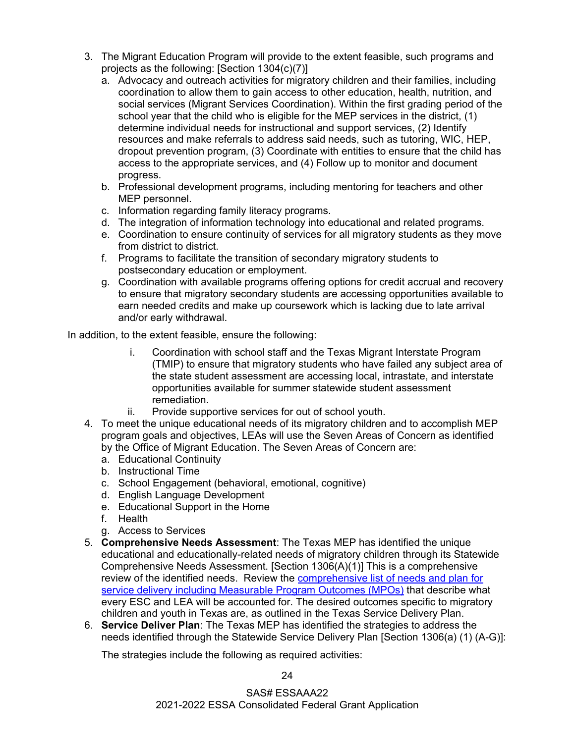3. The Migrant Education Program will provide to the extent feasible, such programs and projects as the following: [Section 1304(c)(7)]
   a. Advocacy and outreach activities for migratory children and their families, including coordination to allow them to gain access to other education, health, nutrition, and social services (Migrant Services Coordination). Within the first grading period of the school year that the child who is eligible for the MEP services in the district, (1) determine individual needs for instructional and support services, (2) Identify resources and make referrals to address said needs, such as tutoring, WIC, HEP, dropout prevention program, (3) Coordinate with entities to ensure that the child has access to the appropriate services, and (4) Follow up to monitor and document progress.
   b. Professional development programs, including mentoring for teachers and other MEP personnel.
   c. Information regarding family literacy programs.
   d. The integration of information technology into educational and related programs.
   e. Coordination to ensure continuity of services for all migratory students as they move from district to district.
   f. Programs to facilitate the transition of secondary migratory students to postsecondary education or employment.
   g. Coordination with available programs offering options for credit accrual and recovery to ensure that migratory secondary students are accessing opportunities available to earn needed credits and make up coursework which is lacking due to late arrival and/or early withdrawal.

In addition, to the extent feasible, ensure the following:

   i. Coordination with school staff and the Texas Migrant Interstate Program (TMIP) to ensure that migratory students who have failed any subject area of the state student assessment are accessing local, intrastate, and interstate opportunities available for summer statewide student assessment remediation.
   ii. Provide supportive services for out of school youth.

4. To meet the unique educational needs of its migratory children and to accomplish MEP program goals and objectives, LEAs will use the Seven Areas of Concern as identified by the Office of Migrant Education. The Seven Areas of Concern are:
   a. Educational Continuity
   b. Instructional Time
   c. School Engagement (behavioral, emotional, cognitive)
   d. English Language Development
   e. Educational Support in the Home
   f. Health
   g. Access to Services
5. **Comprehensive Needs Assessment**: The Texas MEP has identified the unique educational and educationally-related needs of migratory children through its Statewide Comprehensive Needs Assessment. [Section 1306(A)(1)] This is a comprehensive review of the identified needs. Review the comprehensive list of needs and plan for service delivery including Measurable Program Outcomes (MPOs) that describe what every ESC and LEA will be accounted for. The desired outcomes specific to migratory children and youth in Texas are, as outlined in the Texas Service Delivery Plan.
6. **Service Deliver Plan**: The Texas MEP has identified the strategies to address the needs identified through the Statewide Service Delivery Plan [Section 1306(a) (1) (A-G)]:

   The strategies include the following as required activities: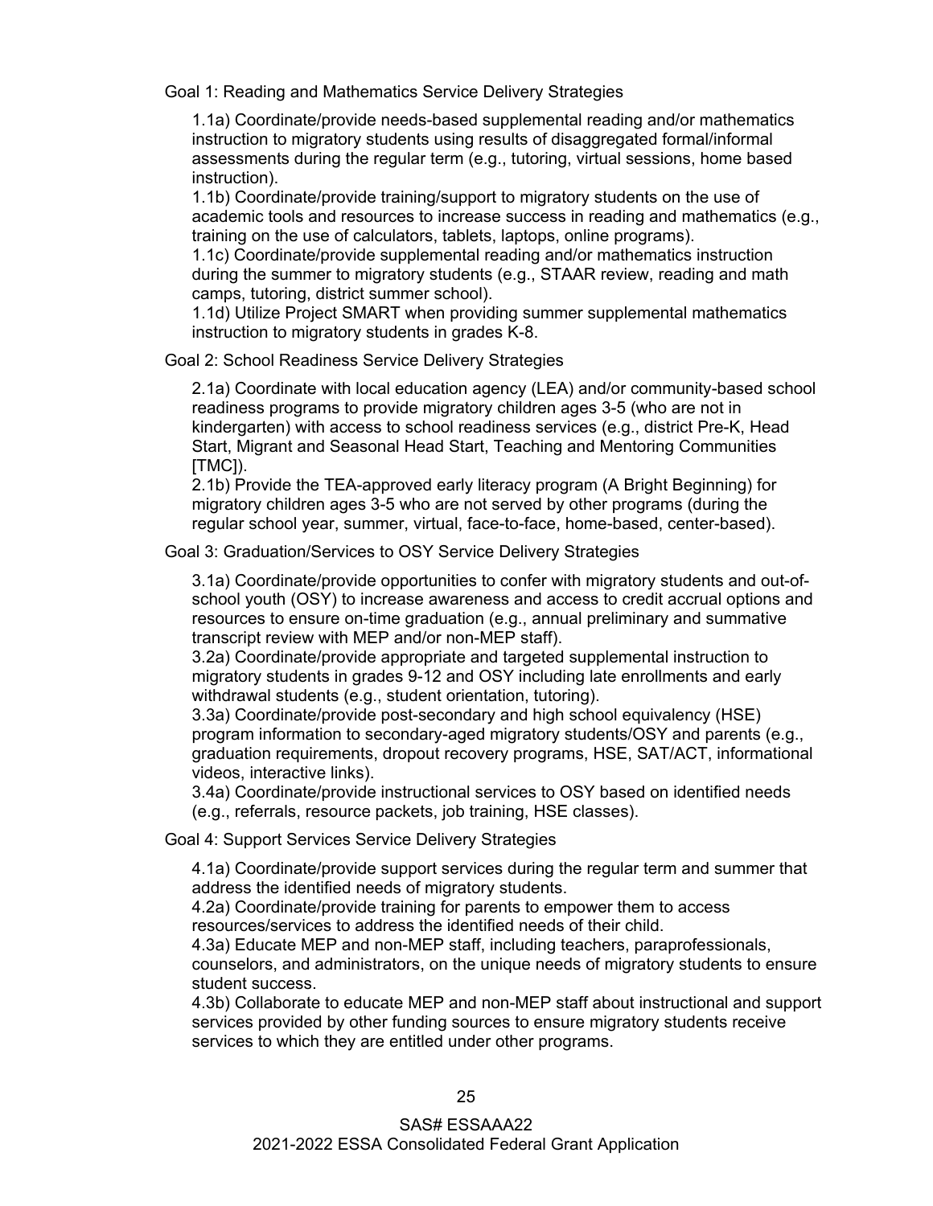Goal 1: Reading and Mathematics Service Delivery Strategies

1.1a) Coordinate/provide needs-based supplemental reading and/or mathematics instruction to migratory students using results of disaggregated formal/informal assessments during the regular term (e.g., tutoring, virtual sessions, home based instruction).
1.1b) Coordinate/provide training/support to migratory students on the use of academic tools and resources to increase success in reading and mathematics (e.g., training on the use of calculators, tablets, laptops, online programs).
1.1c) Coordinate/provide supplemental reading and/or mathematics instruction during the summer to migratory students (e.g., STAAR review, reading and math camps, tutoring, district summer school).
1.1d) Utilize Project SMART when providing summer supplemental mathematics instruction to migratory students in grades K-8.

Goal 2: School Readiness Service Delivery Strategies

2.1a) Coordinate with local education agency (LEA) and/or community-based school readiness programs to provide migratory children ages 3-5 (who are not in kindergarten) with access to school readiness services (e.g., district Pre-K, Head Start, Migrant and Seasonal Head Start, Teaching and Mentoring Communities [TMC]).
2.1b) Provide the TEA-approved early literacy program (A Bright Beginning) for migratory children ages 3-5 who are not served by other programs (during the regular school year, summer, virtual, face-to-face, home-based, center-based).

Goal 3: Graduation/Services to OSY Service Delivery Strategies

3.1a) Coordinate/provide opportunities to confer with migratory students and out-of-school youth (OSY) to increase awareness and access to credit accrual options and resources to ensure on-time graduation (e.g., annual preliminary and summative transcript review with MEP and/or non-MEP staff).
3.2a) Coordinate/provide appropriate and targeted supplemental instruction to migratory students in grades 9-12 and OSY including late enrollments and early withdrawal students (e.g., student orientation, tutoring).
3.3a) Coordinate/provide post-secondary and high school equivalency (HSE) program information to secondary-aged migratory students/OSY and parents (e.g., graduation requirements, dropout recovery programs, HSE, SAT/ACT, informational videos, interactive links).
3.4a) Coordinate/provide instructional services to OSY based on identified needs (e.g., referrals, resource packets, job training, HSE classes).

Goal 4: Support Services Service Delivery Strategies

4.1a) Coordinate/provide support services during the regular term and summer that address the identified needs of migratory students.
4.2a) Coordinate/provide training for parents to empower them to access resources/services to address the identified needs of their child.
4.3a) Educate MEP and non-MEP staff, including teachers, paraprofessionals, counselors, and administrators, on the unique needs of migratory students to ensure student success.
4.3b) Collaborate to educate MEP and non-MEP staff about instructional and support services provided by other funding sources to ensure migratory students receive services to which they are entitled under other programs.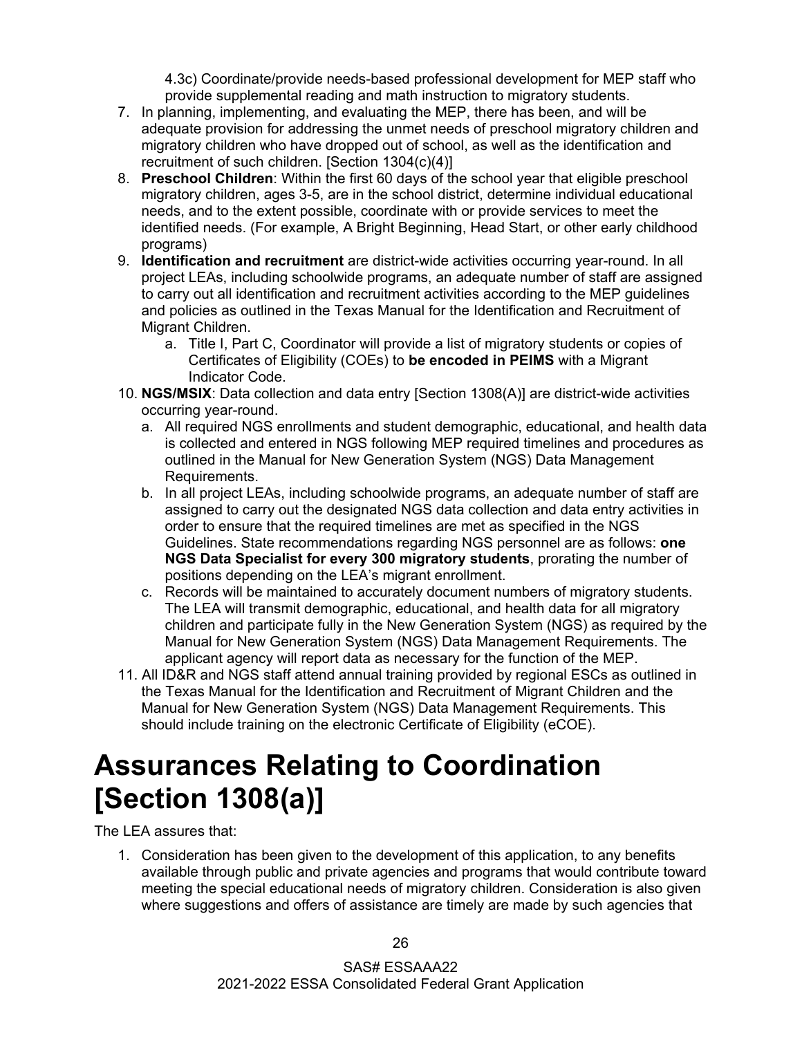4.3c) Coordinate/provide needs-based professional development for MEP staff who provide supplemental reading and math instruction to migratory students.

7. In planning, implementing, and evaluating the MEP, there has been, and will be adequate provision for addressing the unmet needs of preschool migratory children and migratory children who have dropped out of school, as well as the identification and recruitment of such children. [Section 1304(c)(4)]
8. **Preschool Children**: Within the first 60 days of the school year that eligible preschool migratory children, ages 3-5, are in the school district, determine individual educational needs, and to the extent possible, coordinate with or provide services to meet the identified needs. (For example, A Bright Beginning, Head Start, or other early childhood programs)
9. **Identification and recruitment** are district-wide activities occurring year-round. In all project LEAs, including schoolwide programs, an adequate number of staff are assigned to carry out all identification and recruitment activities according to the MEP guidelines and policies as outlined in the Texas Manual for the Identification and Recruitment of Migrant Children.
    a. Title I, Part C, Coordinator will provide a list of migratory students or copies of Certificates of Eligibility (COEs) to **be encoded in PEIMS** with a Migrant Indicator Code.
10. **NGS/MSIX**: Data collection and data entry [Section 1308(A)] are district-wide activities occurring year-round.
    a. All required NGS enrollments and student demographic, educational, and health data is collected and entered in NGS following MEP required timelines and procedures as outlined in the Manual for New Generation System (NGS) Data Management Requirements.
    b. In all project LEAs, including schoolwide programs, an adequate number of staff are assigned to carry out the designated NGS data collection and data entry activities in order to ensure that the required timelines are met as specified in the NGS Guidelines. State recommendations regarding NGS personnel are as follows: **one NGS Data Specialist for every 300 migratory students**, prorating the number of positions depending on the LEA's migrant enrollment.
    c. Records will be maintained to accurately document numbers of migratory students. The LEA will transmit demographic, educational, and health data for all migratory children and participate fully in the New Generation System (NGS) as required by the Manual for New Generation System (NGS) Data Management Requirements. The applicant agency will report data as necessary for the function of the MEP.
11. All ID&R and NGS staff attend annual training provided by regional ESCs as outlined in the Texas Manual for the Identification and Recruitment of Migrant Children and the Manual for New Generation System (NGS) Data Management Requirements. This should include training on the electronic Certificate of Eligibility (eCOE).

# Assurances Relating to Coordination [Section 1308(a)]

The LEA assures that:

1. Consideration has been given to the development of this application, to any benefits available through public and private agencies and programs that would contribute toward meeting the special educational needs of migratory children. Consideration is also given where suggestions and offers of assistance are timely are made by such agencies that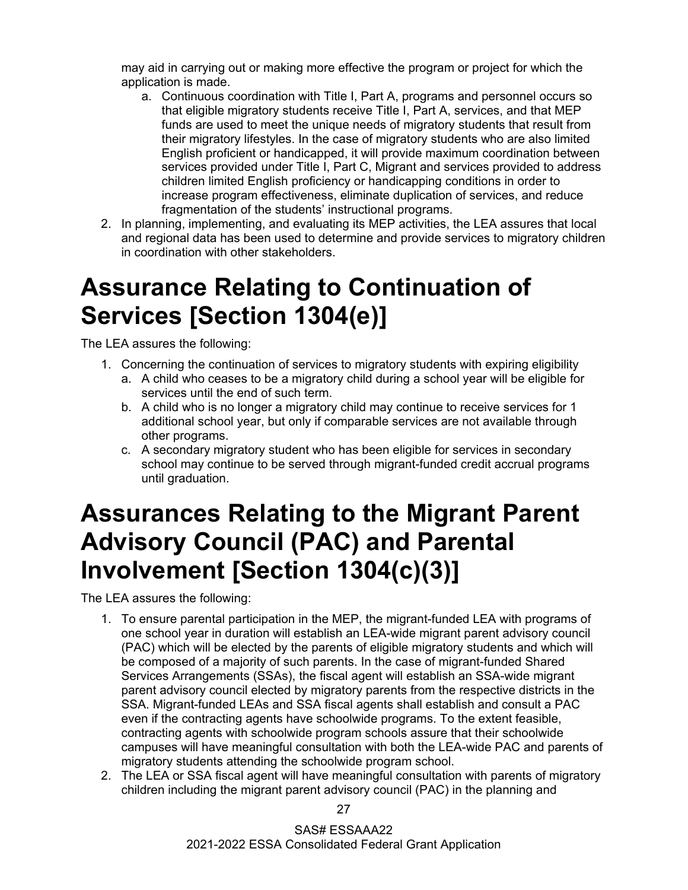may aid in carrying out or making more effective the program or project for which the application is made.

   a. Continuous coordination with Title I, Part A, programs and personnel occurs so that eligible migratory students receive Title I, Part A, services, and that MEP funds are used to meet the unique needs of migratory students that result from their migratory lifestyles. In the case of migratory students who are also limited English proficient or handicapped, it will provide maximum coordination between services provided under Title I, Part C, Migrant and services provided to address children limited English proficiency or handicapping conditions in order to increase program effectiveness, eliminate duplication of services, and reduce fragmentation of the students' instructional programs.

2. In planning, implementing, and evaluating its MEP activities, the LEA assures that local and regional data has been used to determine and provide services to migratory children in coordination with other stakeholders.

# Assurance Relating to Continuation of Services [Section 1304(e)]

The LEA assures the following:

1. Concerning the continuation of services to migratory students with expiring eligibility
   a. A child who ceases to be a migratory child during a school year will be eligible for services until the end of such term.
   b. A child who is no longer a migratory child may continue to receive services for 1 additional school year, but only if comparable services are not available through other programs.
   c. A secondary migratory student who has been eligible for services in secondary school may continue to be served through migrant-funded credit accrual programs until graduation.

# Assurances Relating to the Migrant Parent Advisory Council (PAC) and Parental Involvement [Section 1304(c)(3)]

The LEA assures the following:

1. To ensure parental participation in the MEP, the migrant-funded LEA with programs of one school year in duration will establish an LEA-wide migrant parent advisory council (PAC) which will be elected by the parents of eligible migratory students and which will be composed of a majority of such parents. In the case of migrant-funded Shared Services Arrangements (SSAs), the fiscal agent will establish an SSA-wide migrant parent advisory council elected by migratory parents from the respective districts in the SSA. Migrant-funded LEAs and SSA fiscal agents shall establish and consult a PAC even if the contracting agents have schoolwide programs. To the extent feasible, contracting agents with schoolwide program schools assure that their schoolwide campuses will have meaningful consultation with both the LEA-wide PAC and parents of migratory students attending the schoolwide program school.
2. The LEA or SSA fiscal agent will have meaningful consultation with parents of migratory children including the migrant parent advisory council (PAC) in the planning and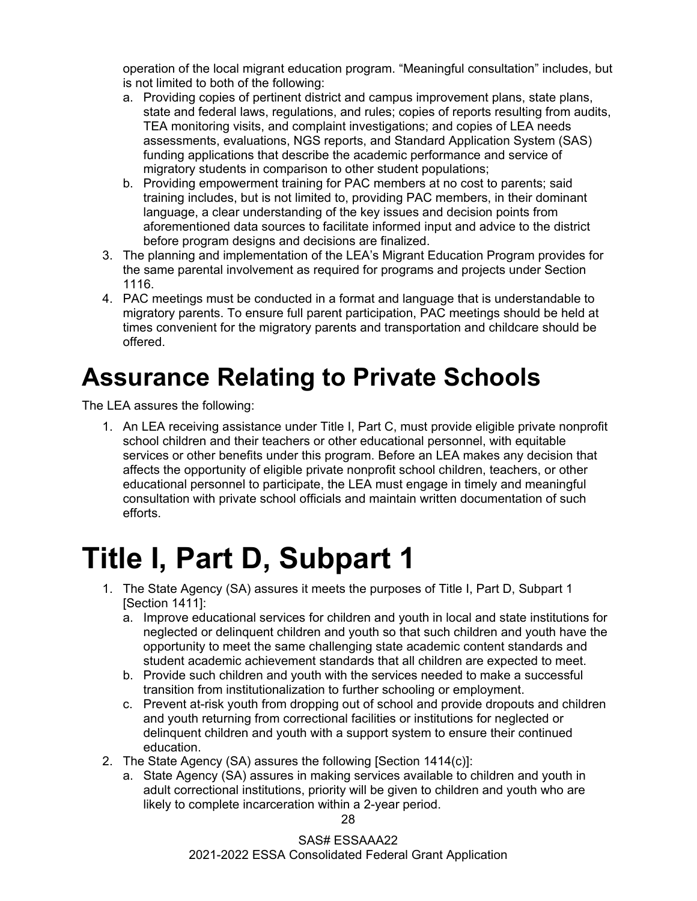operation of the local migrant education program. “Meaningful consultation” includes, but is not limited to both of the following:

   a. Providing copies of pertinent district and campus improvement plans, state plans, state and federal laws, regulations, and rules; copies of reports resulting from audits, TEA monitoring visits, and complaint investigations; and copies of LEA needs assessments, evaluations, NGS reports, and Standard Application System (SAS) funding applications that describe the academic performance and service of migratory students in comparison to other student populations;
   b. Providing empowerment training for PAC members at no cost to parents; said training includes, but is not limited to, providing PAC members, in their dominant language, a clear understanding of the key issues and decision points from aforementioned data sources to facilitate informed input and advice to the district before program designs and decisions are finalized.

3. The planning and implementation of the LEA’s Migrant Education Program provides for the same parental involvement as required for programs and projects under Section 1116.
4. PAC meetings must be conducted in a format and language that is understandable to migratory parents. To ensure full parent participation, PAC meetings should be held at times convenient for the migratory parents and transportation and childcare should be offered.

## Assurance Relating to Private Schools

The LEA assures the following:

1. An LEA receiving assistance under Title I, Part C, must provide eligible private nonprofit school children and their teachers or other educational personnel, with equitable services or other benefits under this program. Before an LEA makes any decision that affects the opportunity of eligible private nonprofit school children, teachers, or other educational personnel to participate, the LEA must engage in timely and meaningful consultation with private school officials and maintain written documentation of such efforts.

# Title I, Part D, Subpart 1

1. The State Agency (SA) assures it meets the purposes of Title I, Part D, Subpart 1 [Section 1411]:
   a. Improve educational services for children and youth in local and state institutions for neglected or delinquent children and youth so that such children and youth have the opportunity to meet the same challenging state academic content standards and student academic achievement standards that all children are expected to meet.
   b. Provide such children and youth with the services needed to make a successful transition from institutionalization to further schooling or employment.
   c. Prevent at-risk youth from dropping out of school and provide dropouts and children and youth returning from correctional facilities or institutions for neglected or delinquent children and youth with a support system to ensure their continued education.
2. The State Agency (SA) assures the following [Section 1414(c)]:
   a. State Agency (SA) assures in making services available to children and youth in adult correctional institutions, priority will be given to children and youth who are likely to complete incarceration within a 2-year period.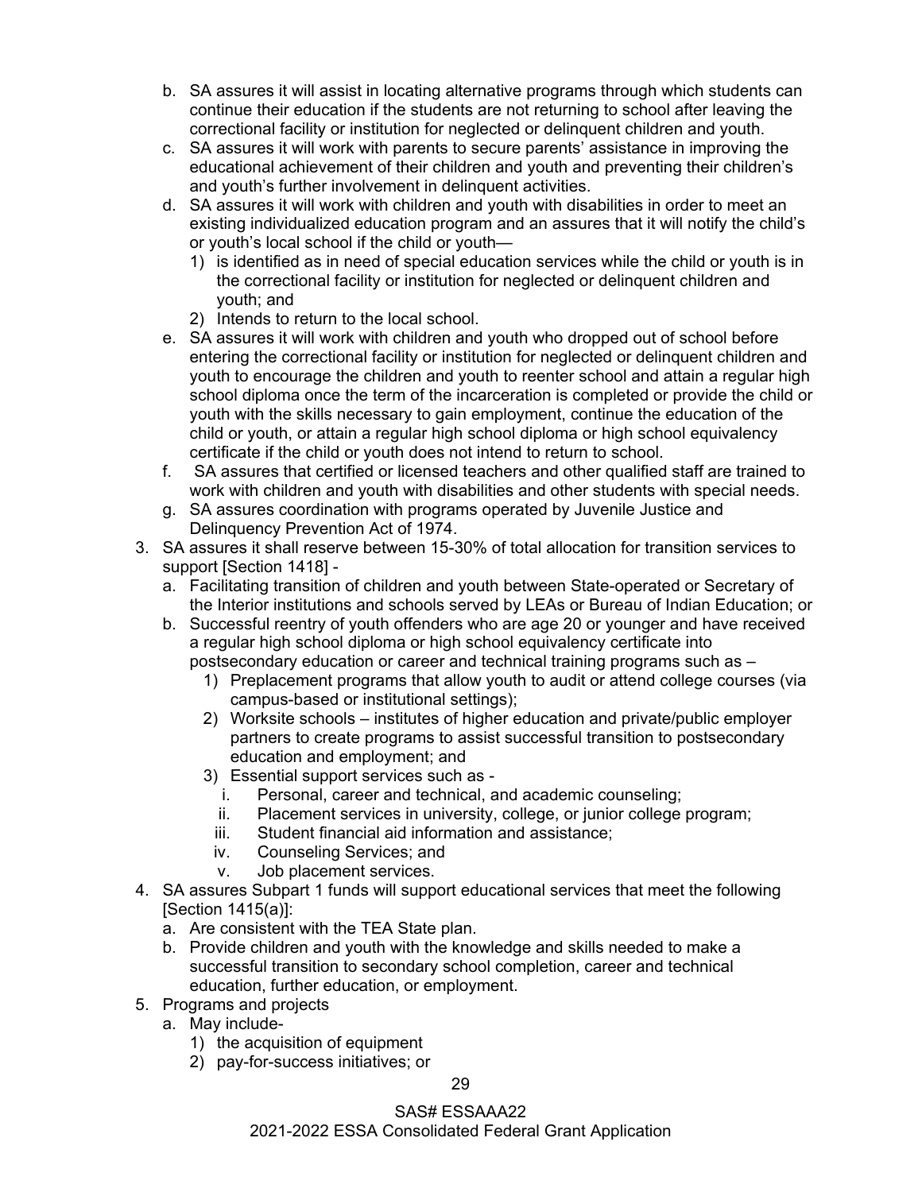b. SA assures it will assist in locating alternative programs through which students can continue their education if the students are not returning to school after leaving the correctional facility or institution for neglected or delinquent children and youth.
   c. SA assures it will work with parents to secure parents' assistance in improving the educational achievement of their children and youth and preventing their children's and youth's further involvement in delinquent activities.
   d. SA assures it will work with children and youth with disabilities in order to meet an existing individualized education program and an assures that it will notify the child's or youth's local school if the child or youth—
      1) is identified as in need of special education services while the child or youth is in the correctional facility or institution for neglected or delinquent children and youth; and
      2) Intends to return to the local school.
   e. SA assures it will work with children and youth who dropped out of school before entering the correctional facility or institution for neglected or delinquent children and youth to encourage the children and youth to reenter school and attain a regular high school diploma once the term of the incarceration is completed or provide the child or youth with the skills necessary to gain employment, continue the education of the child or youth, or attain a regular high school diploma or high school equivalency certificate if the child or youth does not intend to return to school.
   f. SA assures that certified or licensed teachers and other qualified staff are trained to work with children and youth with disabilities and other students with special needs.
   g. SA assures coordination with programs operated by Juvenile Justice and Delinquency Prevention Act of 1974.
3. SA assures it shall reserve between 15-30% of total allocation for transition services to support [Section 1418] -
   a. Facilitating transition of children and youth between State-operated or Secretary of the Interior institutions and schools served by LEAs or Bureau of Indian Education; or
   b. Successful reentry of youth offenders who are age 20 or younger and have received a regular high school diploma or high school equivalency certificate into postsecondary education or career and technical training programs such as –
      1) Preplacement programs that allow youth to audit or attend college courses (via campus-based or institutional settings);
      2) Worksite schools – institutes of higher education and private/public employer partners to create programs to assist successful transition to postsecondary education and employment; and
      3) Essential support services such as -
         i. Personal, career and technical, and academic counseling;
         ii. Placement services in university, college, or junior college program;
         iii. Student financial aid information and assistance;
         iv. Counseling Services; and
         v. Job placement services.
4. SA assures Subpart 1 funds will support educational services that meet the following [Section 1415(a)]:
   a. Are consistent with the TEA State plan.
   b. Provide children and youth with the knowledge and skills needed to make a successful transition to secondary school completion, career and technical education, further education, or employment.
5. Programs and projects
   a. May include-
      1) the acquisition of equipment
      2) pay-for-success initiatives; or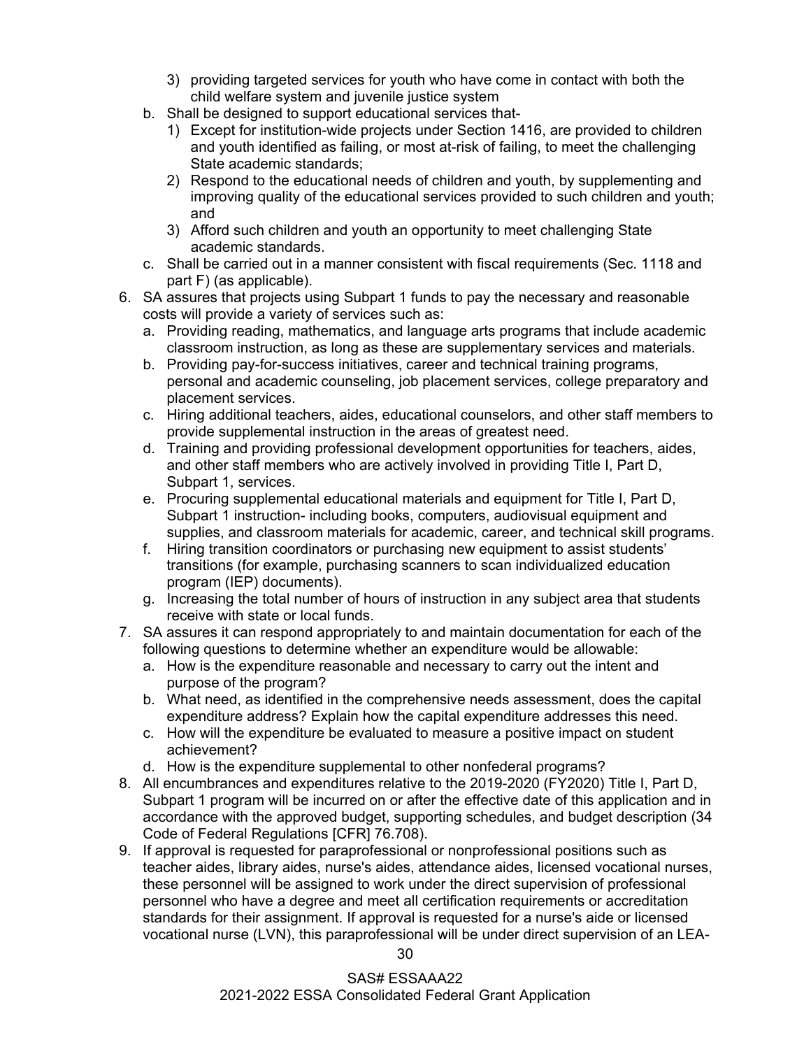3) providing targeted services for youth who have come in contact with both the child welfare system and juvenile justice system
  b. Shall be designed to support educational services that-
    1) Except for institution-wide projects under Section 1416, are provided to children and youth identified as failing, or most at-risk of failing, to meet the challenging State academic standards;
    2) Respond to the educational needs of children and youth, by supplementing and improving quality of the educational services provided to such children and youth; and
    3) Afford such children and youth an opportunity to meet challenging State academic standards.
  c. Shall be carried out in a manner consistent with fiscal requirements (Sec. 1118 and part F) (as applicable).

6. SA assures that projects using Subpart 1 funds to pay the necessary and reasonable costs will provide a variety of services such as:
   a. Providing reading, mathematics, and language arts programs that include academic classroom instruction, as long as these are supplementary services and materials.
   b. Providing pay-for-success initiatives, career and technical training programs, personal and academic counseling, job placement services, college preparatory and placement services.
   c. Hiring additional teachers, aides, educational counselors, and other staff members to provide supplemental instruction in the areas of greatest need.
   d. Training and providing professional development opportunities for teachers, aides, and other staff members who are actively involved in providing Title I, Part D, Subpart 1, services.
   e. Procuring supplemental educational materials and equipment for Title I, Part D, Subpart 1 instruction- including books, computers, audiovisual equipment and supplies, and classroom materials for academic, career, and technical skill programs.
   f. Hiring transition coordinators or purchasing new equipment to assist students' transitions (for example, purchasing scanners to scan individualized education program (IEP) documents).
   g. Increasing the total number of hours of instruction in any subject area that students receive with state or local funds.
7. SA assures it can respond appropriately to and maintain documentation for each of the following questions to determine whether an expenditure would be allowable:
   a. How is the expenditure reasonable and necessary to carry out the intent and purpose of the program?
   b. What need, as identified in the comprehensive needs assessment, does the capital expenditure address? Explain how the capital expenditure addresses this need.
   c. How will the expenditure be evaluated to measure a positive impact on student achievement?
   d. How is the expenditure supplemental to other nonfederal programs?
8. All encumbrances and expenditures relative to the 2019-2020 (FY2020) Title I, Part D, Subpart 1 program will be incurred on or after the effective date of this application and in accordance with the approved budget, supporting schedules, and budget description (34 Code of Federal Regulations [CFR] 76.708).
9. If approval is requested for paraprofessional or nonprofessional positions such as teacher aides, library aides, nurse's aides, attendance aides, licensed vocational nurses, these personnel will be assigned to work under the direct supervision of professional personnel who have a degree and meet all certification requirements or accreditation standards for their assignment. If approval is requested for a nurse's aide or licensed vocational nurse (LVN), this paraprofessional will be under direct supervision of an LEA-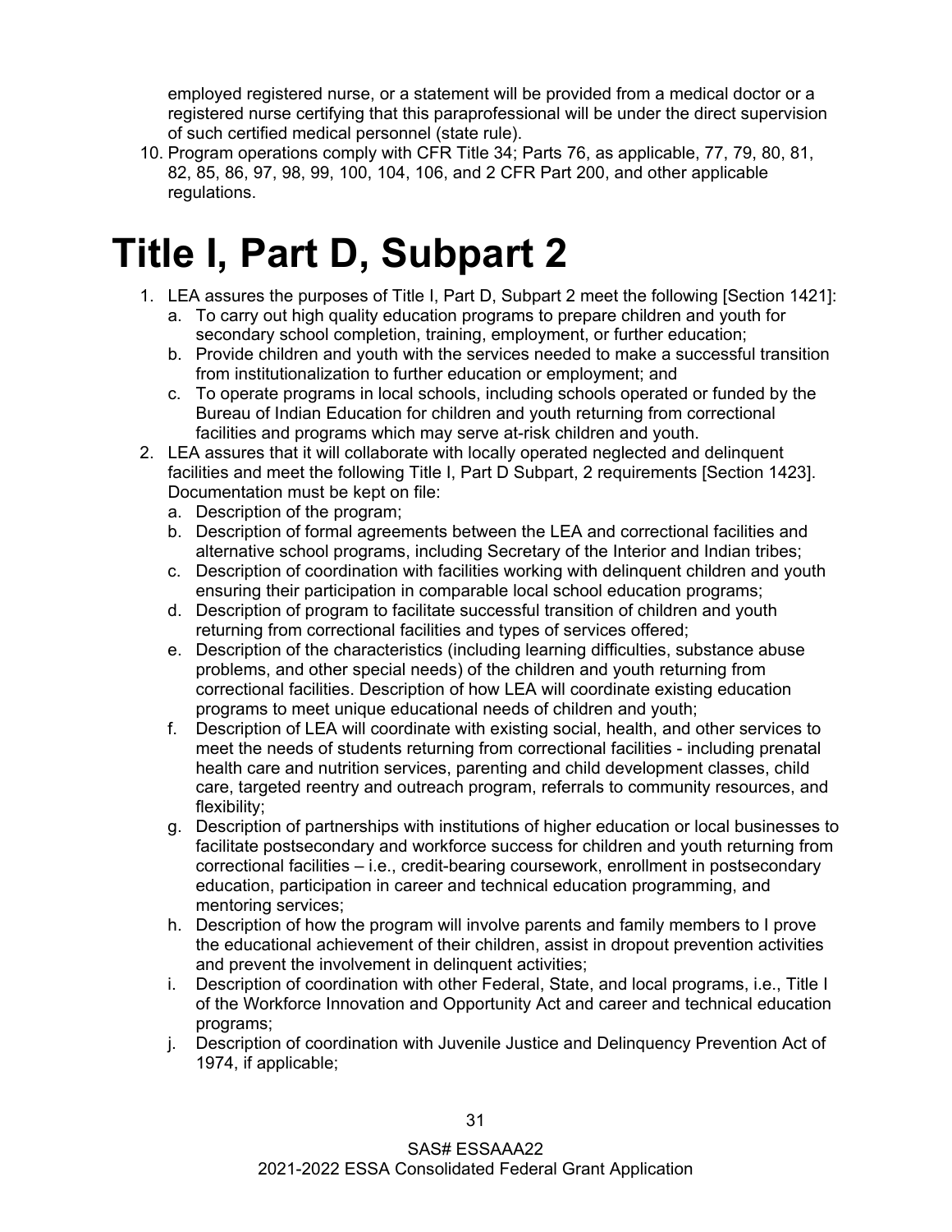employed registered nurse, or a statement will be provided from a medical doctor or a registered nurse certifying that this paraprofessional will be under the direct supervision of such certified medical personnel (state rule).

10. Program operations comply with CFR Title 34; Parts 76, as applicable, 77, 79, 80, 81, 82, 85, 86, 97, 98, 99, 100, 104, 106, and 2 CFR Part 200, and other applicable regulations.

# Title I, Part D, Subpart 2

1. LEA assures the purposes of Title I, Part D, Subpart 2 meet the following [Section 1421]:
   a. To carry out high quality education programs to prepare children and youth for secondary school completion, training, employment, or further education;
   b. Provide children and youth with the services needed to make a successful transition from institutionalization to further education or employment; and
   c. To operate programs in local schools, including schools operated or funded by the Bureau of Indian Education for children and youth returning from correctional facilities and programs which may serve at-risk children and youth.
2. LEA assures that it will collaborate with locally operated neglected and delinquent facilities and meet the following Title I, Part D Subpart, 2 requirements [Section 1423]. Documentation must be kept on file:
   a. Description of the program;
   b. Description of formal agreements between the LEA and correctional facilities and alternative school programs, including Secretary of the Interior and Indian tribes;
   c. Description of coordination with facilities working with delinquent children and youth ensuring their participation in comparable local school education programs;
   d. Description of program to facilitate successful transition of children and youth returning from correctional facilities and types of services offered;
   e. Description of the characteristics (including learning difficulties, substance abuse problems, and other special needs) of the children and youth returning from correctional facilities. Description of how LEA will coordinate existing education programs to meet unique educational needs of children and youth;
   f. Description of LEA will coordinate with existing social, health, and other services to meet the needs of students returning from correctional facilities - including prenatal health care and nutrition services, parenting and child development classes, child care, targeted reentry and outreach program, referrals to community resources, and flexibility;
   g. Description of partnerships with institutions of higher education or local businesses to facilitate postsecondary and workforce success for children and youth returning from correctional facilities – i.e., credit-bearing coursework, enrollment in postsecondary education, participation in career and technical education programming, and mentoring services;
   h. Description of how the program will involve parents and family members to I prove the educational achievement of their children, assist in dropout prevention activities and prevent the involvement in delinquent activities;
   i. Description of coordination with other Federal, State, and local programs, i.e., Title I of the Workforce Innovation and Opportunity Act and career and technical education programs;
   j. Description of coordination with Juvenile Justice and Delinquency Prevention Act of 1974, if applicable;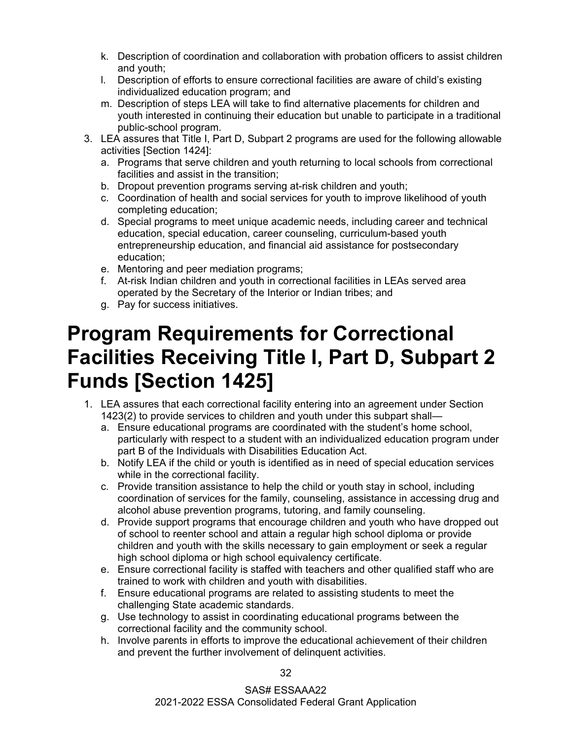k. Description of coordination and collaboration with probation officers to assist children and youth;
   l. Description of efforts to ensure correctional facilities are aware of child's existing individualized education program; and
   m. Description of steps LEA will take to find alternative placements for children and youth interested in continuing their education but unable to participate in a traditional public-school program.
3. LEA assures that Title I, Part D, Subpart 2 programs are used for the following allowable activities [Section 1424]:
   a. Programs that serve children and youth returning to local schools from correctional facilities and assist in the transition;
   b. Dropout prevention programs serving at-risk children and youth;
   c. Coordination of health and social services for youth to improve likelihood of youth completing education;
   d. Special programs to meet unique academic needs, including career and technical education, special education, career counseling, curriculum-based youth entrepreneurship education, and financial aid assistance for postsecondary education;
   e. Mentoring and peer mediation programs;
   f. At-risk Indian children and youth in correctional facilities in LEAs served area operated by the Secretary of the Interior or Indian tribes; and
   g. Pay for success initiatives.

# Program Requirements for Correctional Facilities Receiving Title I, Part D, Subpart 2 Funds [Section 1425]

1. LEA assures that each correctional facility entering into an agreement under Section 1423(2) to provide services to children and youth under this subpart shall—
   a. Ensure educational programs are coordinated with the student's home school, particularly with respect to a student with an individualized education program under part B of the Individuals with Disabilities Education Act.
   b. Notify LEA if the child or youth is identified as in need of special education services while in the correctional facility.
   c. Provide transition assistance to help the child or youth stay in school, including coordination of services for the family, counseling, assistance in accessing drug and alcohol abuse prevention programs, tutoring, and family counseling.
   d. Provide support programs that encourage children and youth who have dropped out of school to reenter school and attain a regular high school diploma or provide children and youth with the skills necessary to gain employment or seek a regular high school diploma or high school equivalency certificate.
   e. Ensure correctional facility is staffed with teachers and other qualified staff who are trained to work with children and youth with disabilities.
   f. Ensure educational programs are related to assisting students to meet the challenging State academic standards.
   g. Use technology to assist in coordinating educational programs between the correctional facility and the community school.
   h. Involve parents in efforts to improve the educational achievement of their children and prevent the further involvement of delinquent activities.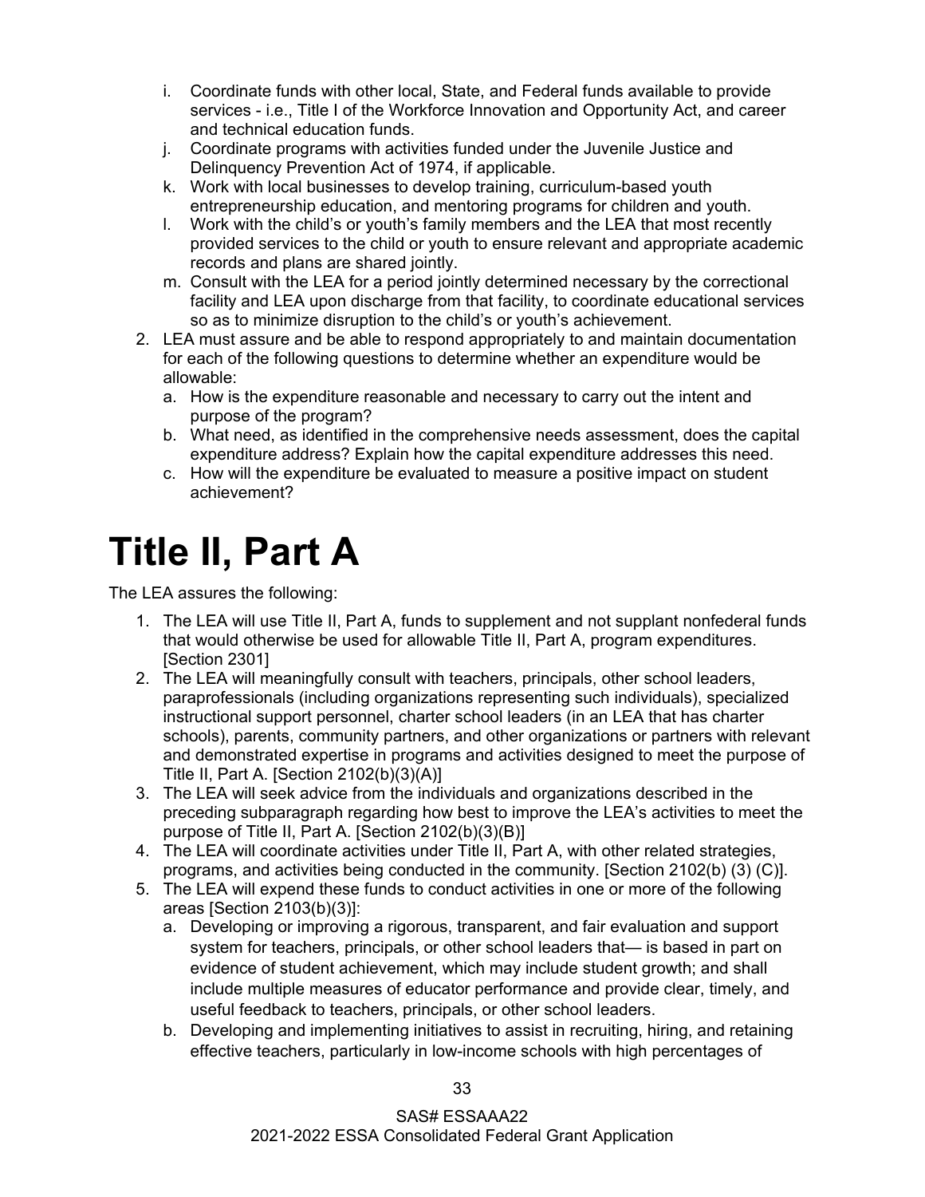i. Coordinate funds with other local, State, and Federal funds available to provide services - i.e., Title I of the Workforce Innovation and Opportunity Act, and career and technical education funds.
   j. Coordinate programs with activities funded under the Juvenile Justice and Delinquency Prevention Act of 1974, if applicable.
   k. Work with local businesses to develop training, curriculum-based youth entrepreneurship education, and mentoring programs for children and youth.
   l. Work with the child's or youth's family members and the LEA that most recently provided services to the child or youth to ensure relevant and appropriate academic records and plans are shared jointly.
   m. Consult with the LEA for a period jointly determined necessary by the correctional facility and LEA upon discharge from that facility, to coordinate educational services so as to minimize disruption to the child's or youth's achievement.
2. LEA must assure and be able to respond appropriately to and maintain documentation for each of the following questions to determine whether an expenditure would be allowable:
   a. How is the expenditure reasonable and necessary to carry out the intent and purpose of the program?
   b. What need, as identified in the comprehensive needs assessment, does the capital expenditure address? Explain how the capital expenditure addresses this need.
   c. How will the expenditure be evaluated to measure a positive impact on student achievement?

# Title II, Part A

The LEA assures the following:

1. The LEA will use Title II, Part A, funds to supplement and not supplant nonfederal funds that would otherwise be used for allowable Title II, Part A, program expenditures. [Section 2301]
2. The LEA will meaningfully consult with teachers, principals, other school leaders, paraprofessionals (including organizations representing such individuals), specialized instructional support personnel, charter school leaders (in an LEA that has charter schools), parents, community partners, and other organizations or partners with relevant and demonstrated expertise in programs and activities designed to meet the purpose of Title II, Part A. [Section 2102(b)(3)(A)]
3. The LEA will seek advice from the individuals and organizations described in the preceding subparagraph regarding how best to improve the LEA's activities to meet the purpose of Title II, Part A. [Section 2102(b)(3)(B)]
4. The LEA will coordinate activities under Title II, Part A, with other related strategies, programs, and activities being conducted in the community. [Section 2102(b) (3) (C)].
5. The LEA will expend these funds to conduct activities in one or more of the following areas [Section 2103(b)(3)]:
   a. Developing or improving a rigorous, transparent, and fair evaluation and support system for teachers, principals, or other school leaders that— is based in part on evidence of student achievement, which may include student growth; and shall include multiple measures of educator performance and provide clear, timely, and useful feedback to teachers, principals, or other school leaders.
   b. Developing and implementing initiatives to assist in recruiting, hiring, and retaining effective teachers, particularly in low-income schools with high percentages of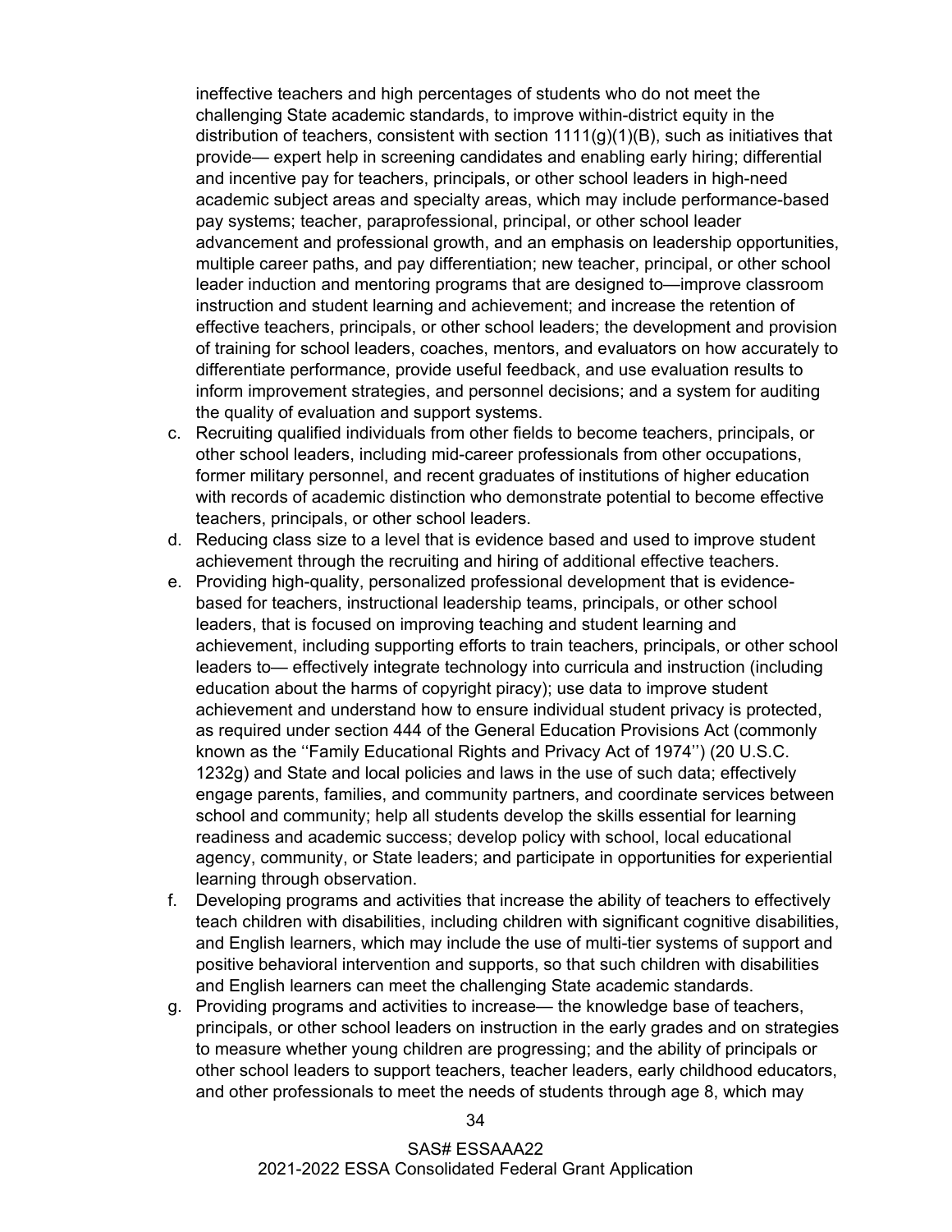ineffective teachers and high percentages of students who do not meet the challenging State academic standards, to improve within-district equity in the distribution of teachers, consistent with section 1111(g)(1)(B), such as initiatives that provide— expert help in screening candidates and enabling early hiring; differential and incentive pay for teachers, principals, or other school leaders in high-need academic subject areas and specialty areas, which may include performance-based pay systems; teacher, paraprofessional, principal, or other school leader advancement and professional growth, and an emphasis on leadership opportunities, multiple career paths, and pay differentiation; new teacher, principal, or other school leader induction and mentoring programs that are designed to—improve classroom instruction and student learning and achievement; and increase the retention of effective teachers, principals, or other school leaders; the development and provision of training for school leaders, coaches, mentors, and evaluators on how accurately to differentiate performance, provide useful feedback, and use evaluation results to inform improvement strategies, and personnel decisions; and a system for auditing the quality of evaluation and support systems.

c. Recruiting qualified individuals from other fields to become teachers, principals, or other school leaders, including mid-career professionals from other occupations, former military personnel, and recent graduates of institutions of higher education with records of academic distinction who demonstrate potential to become effective teachers, principals, or other school leaders.
d. Reducing class size to a level that is evidence based and used to improve student achievement through the recruiting and hiring of additional effective teachers.
e. Providing high-quality, personalized professional development that is evidence-based for teachers, instructional leadership teams, principals, or other school leaders, that is focused on improving teaching and student learning and achievement, including supporting efforts to train teachers, principals, or other school leaders to— effectively integrate technology into curricula and instruction (including education about the harms of copyright piracy); use data to improve student achievement and understand how to ensure individual student privacy is protected, as required under section 444 of the General Education Provisions Act (commonly known as the ''Family Educational Rights and Privacy Act of 1974'') (20 U.S.C. 1232g) and State and local policies and laws in the use of such data; effectively engage parents, families, and community partners, and coordinate services between school and community; help all students develop the skills essential for learning readiness and academic success; develop policy with school, local educational agency, community, or State leaders; and participate in opportunities for experiential learning through observation.
f. Developing programs and activities that increase the ability of teachers to effectively teach children with disabilities, including children with significant cognitive disabilities, and English learners, which may include the use of multi-tier systems of support and positive behavioral intervention and supports, so that such children with disabilities and English learners can meet the challenging State academic standards.
g. Providing programs and activities to increase— the knowledge base of teachers, principals, or other school leaders on instruction in the early grades and on strategies to measure whether young children are progressing; and the ability of principals or other school leaders to support teachers, teacher leaders, early childhood educators, and other professionals to meet the needs of students through age 8, which may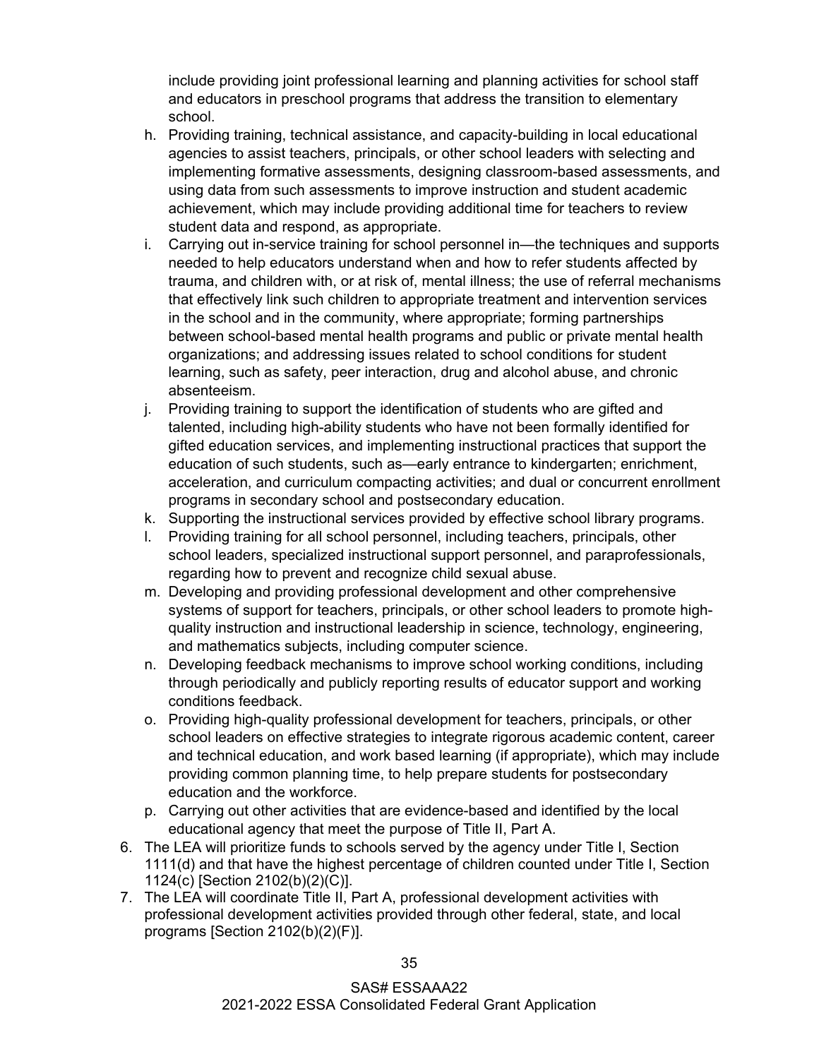include providing joint professional learning and planning activities for school staff and educators in preschool programs that address the transition to elementary school.

h. Providing training, technical assistance, and capacity-building in local educational agencies to assist teachers, principals, or other school leaders with selecting and implementing formative assessments, designing classroom-based assessments, and using data from such assessments to improve instruction and student academic achievement, which may include providing additional time for teachers to review student data and respond, as appropriate.
i. Carrying out in-service training for school personnel in—the techniques and supports needed to help educators understand when and how to refer students affected by trauma, and children with, or at risk of, mental illness; the use of referral mechanisms that effectively link such children to appropriate treatment and intervention services in the school and in the community, where appropriate; forming partnerships between school-based mental health programs and public or private mental health organizations; and addressing issues related to school conditions for student learning, such as safety, peer interaction, drug and alcohol abuse, and chronic absenteeism.
j. Providing training to support the identification of students who are gifted and talented, including high-ability students who have not been formally identified for gifted education services, and implementing instructional practices that support the education of such students, such as—early entrance to kindergarten; enrichment, acceleration, and curriculum compacting activities; and dual or concurrent enrollment programs in secondary school and postsecondary education.
k. Supporting the instructional services provided by effective school library programs.
l. Providing training for all school personnel, including teachers, principals, other school leaders, specialized instructional support personnel, and paraprofessionals, regarding how to prevent and recognize child sexual abuse.
m. Developing and providing professional development and other comprehensive systems of support for teachers, principals, or other school leaders to promote high-quality instruction and instructional leadership in science, technology, engineering, and mathematics subjects, including computer science.
n. Developing feedback mechanisms to improve school working conditions, including through periodically and publicly reporting results of educator support and working conditions feedback.
o. Providing high-quality professional development for teachers, principals, or other school leaders on effective strategies to integrate rigorous academic content, career and technical education, and work based learning (if appropriate), which may include providing common planning time, to help prepare students for postsecondary education and the workforce.
p. Carrying out other activities that are evidence-based and identified by the local educational agency that meet the purpose of Title II, Part A.

6. The LEA will prioritize funds to schools served by the agency under Title I, Section 1111(d) and that have the highest percentage of children counted under Title I, Section 1124(c) [Section 2102(b)(2)(C)].
7. The LEA will coordinate Title II, Part A, professional development activities with professional development activities provided through other federal, state, and local programs [Section 2102(b)(2)(F)].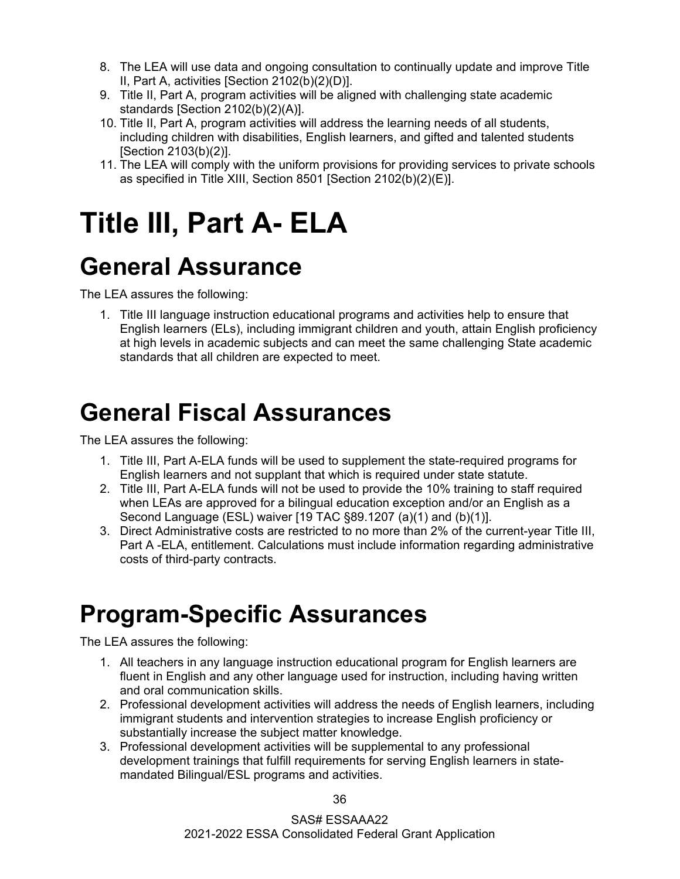8. The LEA will use data and ongoing consultation to continually update and improve Title II, Part A, activities [Section 2102(b)(2)(D)].
9. Title II, Part A, program activities will be aligned with challenging state academic standards [Section 2102(b)(2)(A)].
10. Title II, Part A, program activities will address the learning needs of all students, including children with disabilities, English learners, and gifted and talented students [Section 2103(b)(2)].
11. The LEA will comply with the uniform provisions for providing services to private schools as specified in Title XIII, Section 8501 [Section 2102(b)(2)(E)].

# Title III, Part A- ELA

## General Assurance

The LEA assures the following:

1. Title III language instruction educational programs and activities help to ensure that English learners (ELs), including immigrant children and youth, attain English proficiency at high levels in academic subjects and can meet the same challenging State academic standards that all children are expected to meet.

## General Fiscal Assurances

The LEA assures the following:

1. Title III, Part A-ELA funds will be used to supplement the state-required programs for English learners and not supplant that which is required under state statute.
2. Title III, Part A-ELA funds will not be used to provide the 10% training to staff required when LEAs are approved for a bilingual education exception and/or an English as a Second Language (ESL) waiver [19 TAC §89.1207 (a)(1) and (b)(1)].
3. Direct Administrative costs are restricted to no more than 2% of the current-year Title III, Part A -ELA, entitlement. Calculations must include information regarding administrative costs of third-party contracts.

## Program-Specific Assurances

The LEA assures the following:

1. All teachers in any language instruction educational program for English learners are fluent in English and any other language used for instruction, including having written and oral communication skills.
2. Professional development activities will address the needs of English learners, including immigrant students and intervention strategies to increase English proficiency or substantially increase the subject matter knowledge.
3. Professional development activities will be supplemental to any professional development trainings that fulfill requirements for serving English learners in state-mandated Bilingual/ESL programs and activities.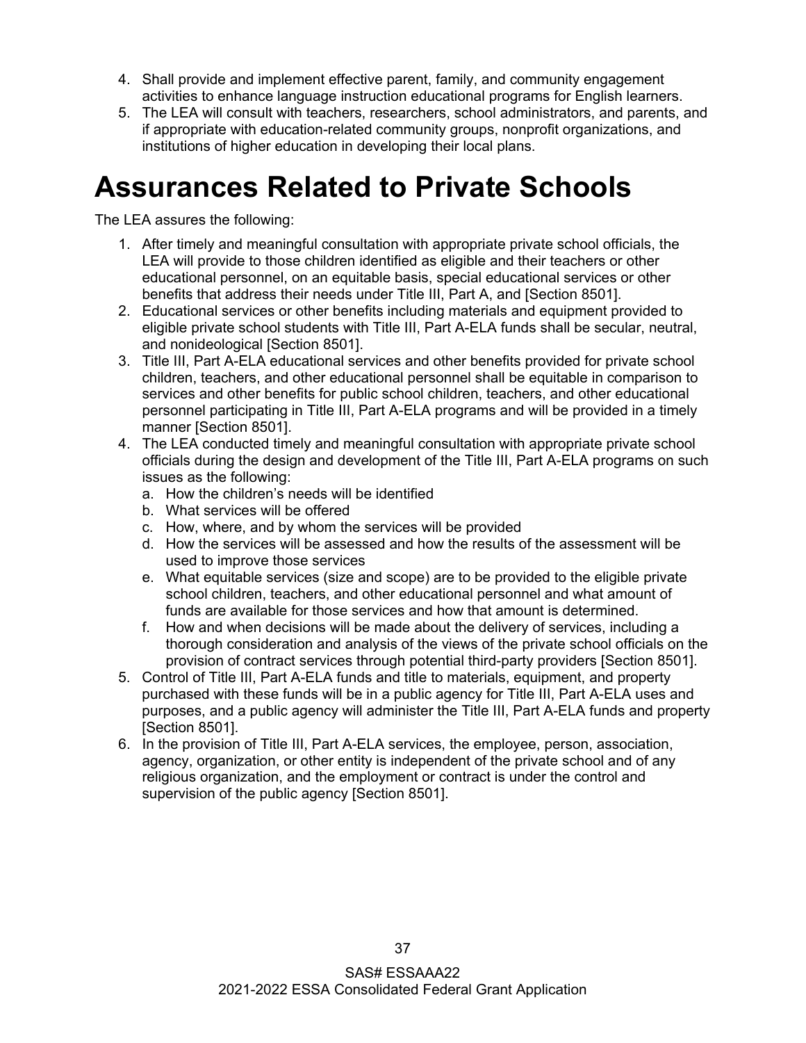4. Shall provide and implement effective parent, family, and community engagement activities to enhance language instruction educational programs for English learners.
5. The LEA will consult with teachers, researchers, school administrators, and parents, and if appropriate with education-related community groups, nonprofit organizations, and institutions of higher education in developing their local plans.

# Assurances Related to Private Schools

The LEA assures the following:

1. After timely and meaningful consultation with appropriate private school officials, the LEA will provide to those children identified as eligible and their teachers or other educational personnel, on an equitable basis, special educational services or other benefits that address their needs under Title III, Part A, and [Section 8501].
2. Educational services or other benefits including materials and equipment provided to eligible private school students with Title III, Part A-ELA funds shall be secular, neutral, and nonideological [Section 8501].
3. Title III, Part A-ELA educational services and other benefits provided for private school children, teachers, and other educational personnel shall be equitable in comparison to services and other benefits for public school children, teachers, and other educational personnel participating in Title III, Part A-ELA programs and will be provided in a timely manner [Section 8501].
4. The LEA conducted timely and meaningful consultation with appropriate private school officials during the design and development of the Title III, Part A-ELA programs on such issues as the following:
   a. How the children's needs will be identified
   b. What services will be offered
   c. How, where, and by whom the services will be provided
   d. How the services will be assessed and how the results of the assessment will be used to improve those services
   e. What equitable services (size and scope) are to be provided to the eligible private school children, teachers, and other educational personnel and what amount of funds are available for those services and how that amount is determined.
   f. How and when decisions will be made about the delivery of services, including a thorough consideration and analysis of the views of the private school officials on the provision of contract services through potential third-party providers [Section 8501].
5. Control of Title III, Part A-ELA funds and title to materials, equipment, and property purchased with these funds will be in a public agency for Title III, Part A-ELA uses and purposes, and a public agency will administer the Title III, Part A-ELA funds and property [Section 8501].
6. In the provision of Title III, Part A-ELA services, the employee, person, association, agency, organization, or other entity is independent of the private school and of any religious organization, and the employment or contract is under the control and supervision of the public agency [Section 8501].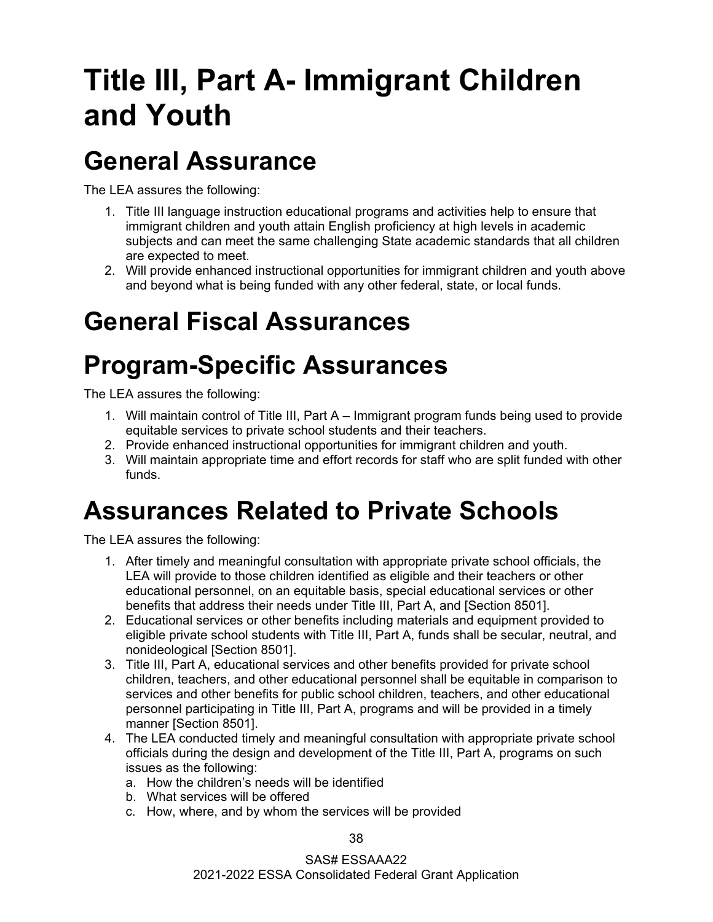# Title III, Part A- Immigrant Children and Youth

## General Assurance

The LEA assures the following:

1. Title III language instruction educational programs and activities help to ensure that immigrant children and youth attain English proficiency at high levels in academic subjects and can meet the same challenging State academic standards that all children are expected to meet.
2. Will provide enhanced instructional opportunities for immigrant children and youth above and beyond what is being funded with any other federal, state, or local funds.

## General Fiscal Assurances

## Program-Specific Assurances

The LEA assures the following:

1. Will maintain control of Title III, Part A – Immigrant program funds being used to provide equitable services to private school students and their teachers.
2. Provide enhanced instructional opportunities for immigrant children and youth.
3. Will maintain appropriate time and effort records for staff who are split funded with other funds.

## Assurances Related to Private Schools

The LEA assures the following:

1. After timely and meaningful consultation with appropriate private school officials, the LEA will provide to those children identified as eligible and their teachers or other educational personnel, on an equitable basis, special educational services or other benefits that address their needs under Title III, Part A, and [Section 8501].
2. Educational services or other benefits including materials and equipment provided to eligible private school students with Title III, Part A, funds shall be secular, neutral, and nonideological [Section 8501].
3. Title III, Part A, educational services and other benefits provided for private school children, teachers, and other educational personnel shall be equitable in comparison to services and other benefits for public school children, teachers, and other educational personnel participating in Title III, Part A, programs and will be provided in a timely manner [Section 8501].
4. The LEA conducted timely and meaningful consultation with appropriate private school officials during the design and development of the Title III, Part A, programs on such issues as the following:
   a. How the children's needs will be identified
   b. What services will be offered
   c. How, where, and by whom the services will be provided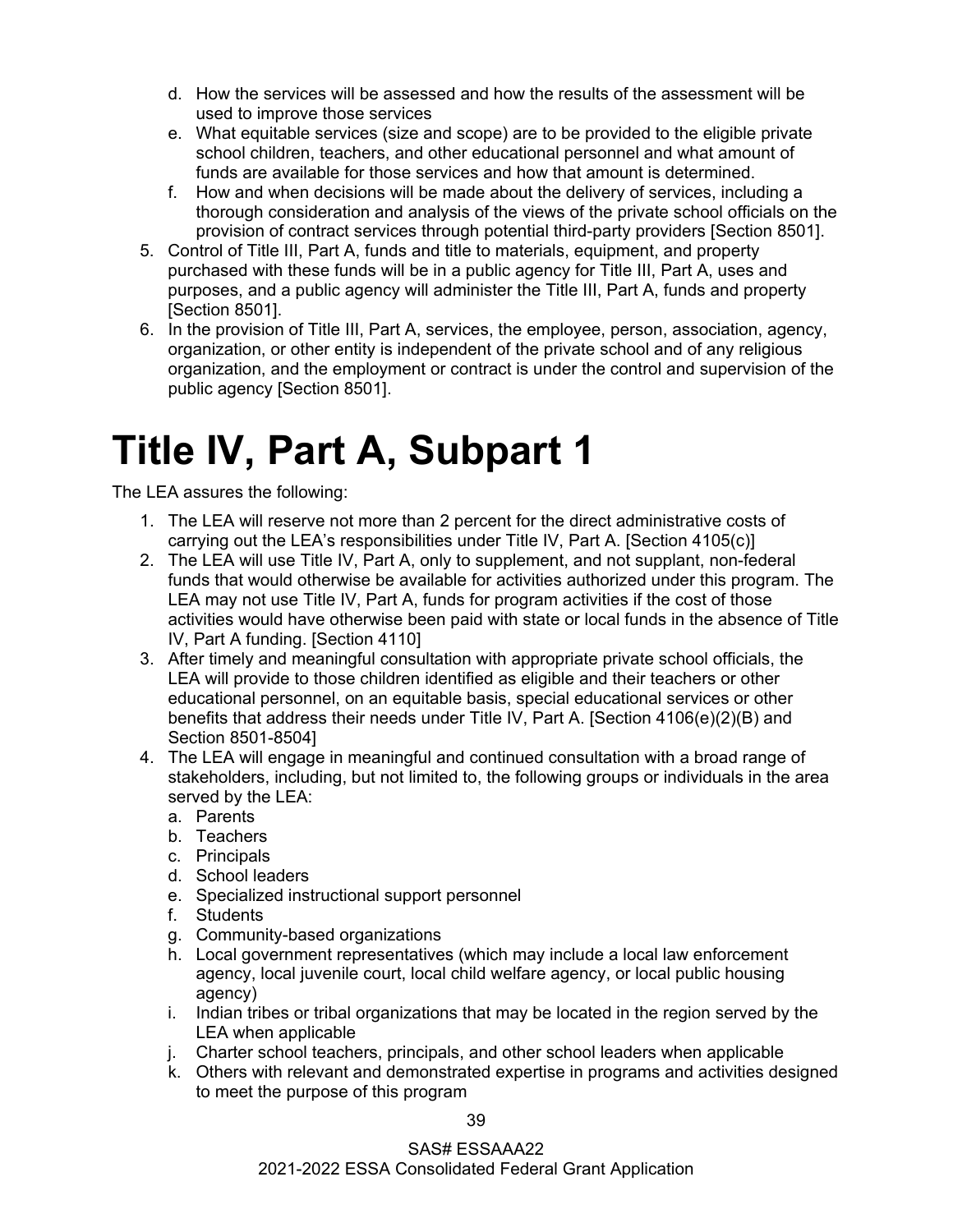d. How the services will be assessed and how the results of the assessment will be used to improve those services
   e. What equitable services (size and scope) are to be provided to the eligible private school children, teachers, and other educational personnel and what amount of funds are available for those services and how that amount is determined.
   f. How and when decisions will be made about the delivery of services, including a thorough consideration and analysis of the views of the private school officials on the provision of contract services through potential third-party providers [Section 8501].
5. Control of Title III, Part A, funds and title to materials, equipment, and property purchased with these funds will be in a public agency for Title III, Part A, uses and purposes, and a public agency will administer the Title III, Part A, funds and property [Section 8501].
6. In the provision of Title III, Part A, services, the employee, person, association, agency, organization, or other entity is independent of the private school and of any religious organization, and the employment or contract is under the control and supervision of the public agency [Section 8501].

# Title IV, Part A, Subpart 1

The LEA assures the following:

1. The LEA will reserve not more than 2 percent for the direct administrative costs of carrying out the LEA's responsibilities under Title IV, Part A. [Section 4105(c)]
2. The LEA will use Title IV, Part A, only to supplement, and not supplant, non-federal funds that would otherwise be available for activities authorized under this program. The LEA may not use Title IV, Part A, funds for program activities if the cost of those activities would have otherwise been paid with state or local funds in the absence of Title IV, Part A funding. [Section 4110]
3. After timely and meaningful consultation with appropriate private school officials, the LEA will provide to those children identified as eligible and their teachers or other educational personnel, on an equitable basis, special educational services or other benefits that address their needs under Title IV, Part A. [Section 4106(e)(2)(B) and Section 8501-8504]
4. The LEA will engage in meaningful and continued consultation with a broad range of stakeholders, including, but not limited to, the following groups or individuals in the area served by the LEA:
   a. Parents
   b. Teachers
   c. Principals
   d. School leaders
   e. Specialized instructional support personnel
   f. Students
   g. Community-based organizations
   h. Local government representatives (which may include a local law enforcement agency, local juvenile court, local child welfare agency, or local public housing agency)
   i. Indian tribes or tribal organizations that may be located in the region served by the LEA when applicable
   j. Charter school teachers, principals, and other school leaders when applicable
   k. Others with relevant and demonstrated expertise in programs and activities designed to meet the purpose of this program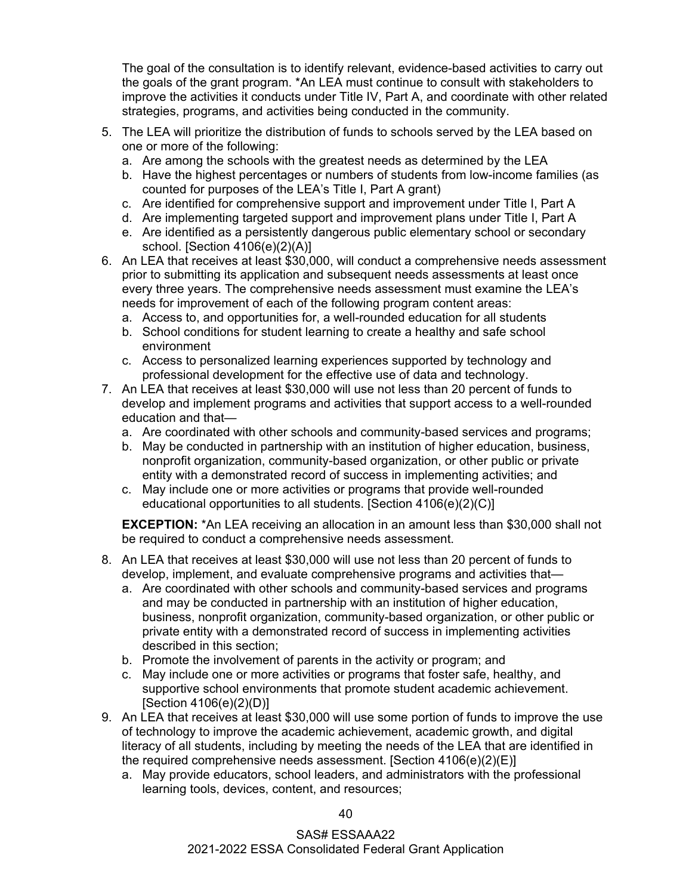The goal of the consultation is to identify relevant, evidence-based activities to carry out the goals of the grant program. *An LEA must continue to consult with stakeholders to improve the activities it conducts under Title IV, Part A, and coordinate with other related strategies, programs, and activities being conducted in the community.

5. The LEA will prioritize the distribution of funds to schools served by the LEA based on one or more of the following:
   a. Are among the schools with the greatest needs as determined by the LEA
   b. Have the highest percentages or numbers of students from low-income families (as counted for purposes of the LEA's Title I, Part A grant)
   c. Are identified for comprehensive support and improvement under Title I, Part A
   d. Are implementing targeted support and improvement plans under Title I, Part A
   e. Are identified as a persistently dangerous public elementary school or secondary school. [Section 4106(e)(2)(A)]
6. An LEA that receives at least $30,000, will conduct a comprehensive needs assessment prior to submitting its application and subsequent needs assessments at least once every three years. The comprehensive needs assessment must examine the LEA's needs for improvement of each of the following program content areas:
   a. Access to, and opportunities for, a well-rounded education for all students
   b. School conditions for student learning to create a healthy and safe school environment
   c. Access to personalized learning experiences supported by technology and professional development for the effective use of data and technology.
7. An LEA that receives at least $30,000 will use not less than 20 percent of funds to develop and implement programs and activities that support access to a well-rounded education and that—
   a. Are coordinated with other schools and community-based services and programs;
   b. May be conducted in partnership with an institution of higher education, business, nonprofit organization, community-based organization, or other public or private entity with a demonstrated record of success in implementing activities; and
   c. May include one or more activities or programs that provide well-rounded educational opportunities to all students. [Section 4106(e)(2)(C)]

   **EXCEPTION:** *An LEA receiving an allocation in an amount less than $30,000 shall not be required to conduct a comprehensive needs assessment.

8. An LEA that receives at least $30,000 will use not less than 20 percent of funds to develop, implement, and evaluate comprehensive programs and activities that—
   a. Are coordinated with other schools and community-based services and programs and may be conducted in partnership with an institution of higher education, business, nonprofit organization, community-based organization, or other public or private entity with a demonstrated record of success in implementing activities described in this section;
   b. Promote the involvement of parents in the activity or program; and
   c. May include one or more activities or programs that foster safe, healthy, and supportive school environments that promote student academic achievement. [Section 4106(e)(2)(D)]
9. An LEA that receives at least $30,000 will use some portion of funds to improve the use of technology to improve the academic achievement, academic growth, and digital literacy of all students, including by meeting the needs of the LEA that are identified in the required comprehensive needs assessment. [Section 4106(e)(2)(E)]
   a. May provide educators, school leaders, and administrators with the professional learning tools, devices, content, and resources;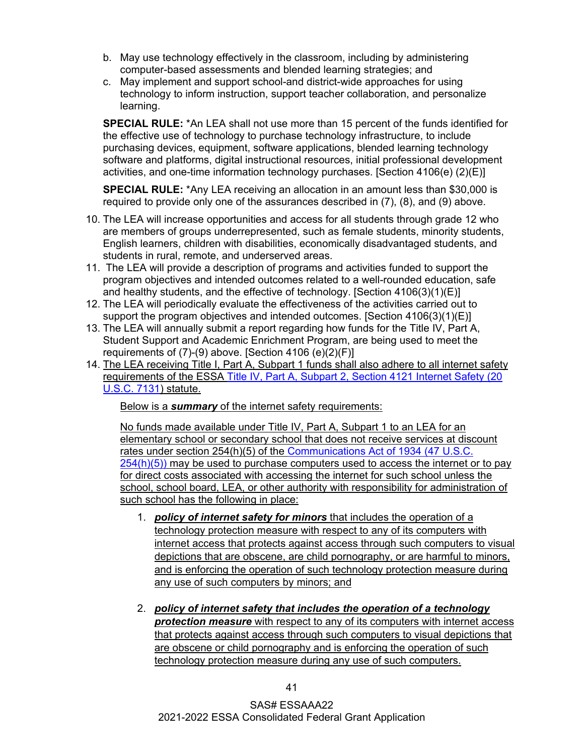b. May use technology effectively in the classroom, including by administering computer-based assessments and blended learning strategies; and
c. May implement and support school-and district-wide approaches for using technology to inform instruction, support teacher collaboration, and personalize learning.

**SPECIAL RULE:** *An LEA shall not use more than 15 percent of the funds identified for the effective use of technology to purchase technology infrastructure, to include purchasing devices, equipment, software applications, blended learning technology software and platforms, digital instructional resources, initial professional development activities, and one-time information technology purchases. [Section 4106(e) (2)(E)]

**SPECIAL RULE:** *Any LEA receiving an allocation in an amount less than $30,000 is required to provide only one of the assurances described in (7), (8), and (9) above.

10. The LEA will increase opportunities and access for all students through grade 12 who are members of groups underrepresented, such as female students, minority students, English learners, children with disabilities, economically disadvantaged students, and students in rural, remote, and underserved areas.
11. The LEA will provide a description of programs and activities funded to support the program objectives and intended outcomes related to a well-rounded education, safe and healthy students, and the effective of technology. [Section 4106(3)(1)(E)]
12. The LEA will periodically evaluate the effectiveness of the activities carried out to support the program objectives and intended outcomes. [Section 4106(3)(1)(E)]
13. The LEA will annually submit a report regarding how funds for the Title IV, Part A, Student Support and Academic Enrichment Program, are being used to meet the requirements of (7)-(9) above. [Section 4106 (e)(2)(F)]
14. The LEA receiving Title I, Part A, Subpart 1 funds shall also adhere to all internet safety requirements of the ESSA Title IV, Part A, Subpart 2, Section 4121 Internet Safety (20 U.S.C. 7131) statute.

    Below is a ***summary*** of the internet safety requirements:

    No funds made available under Title IV, Part A, Subpart 1 to an LEA for an elementary school or secondary school that does not receive services at discount rates under section 254(h)(5) of the Communications Act of 1934 (47 U.S.C. 254(h)(5)) may be used to purchase computers used to access the internet or to pay for direct costs associated with accessing the internet for such school unless the school, school board, LEA, or other authority with responsibility for administration of such school has the following in place:

    1. ***policy of internet safety for minors*** that includes the operation of a technology protection measure with respect to any of its computers with internet access that protects against access through such computers to visual depictions that are obscene, are child pornography, or are harmful to minors, and is enforcing the operation of such technology protection measure during any use of such computers by minors; and

    2. ***policy of internet safety that includes the operation of a technology protection measure*** with respect to any of its computers with internet access that protects against access through such computers to visual depictions that are obscene or child pornography and is enforcing the operation of such technology protection measure during any use of such computers.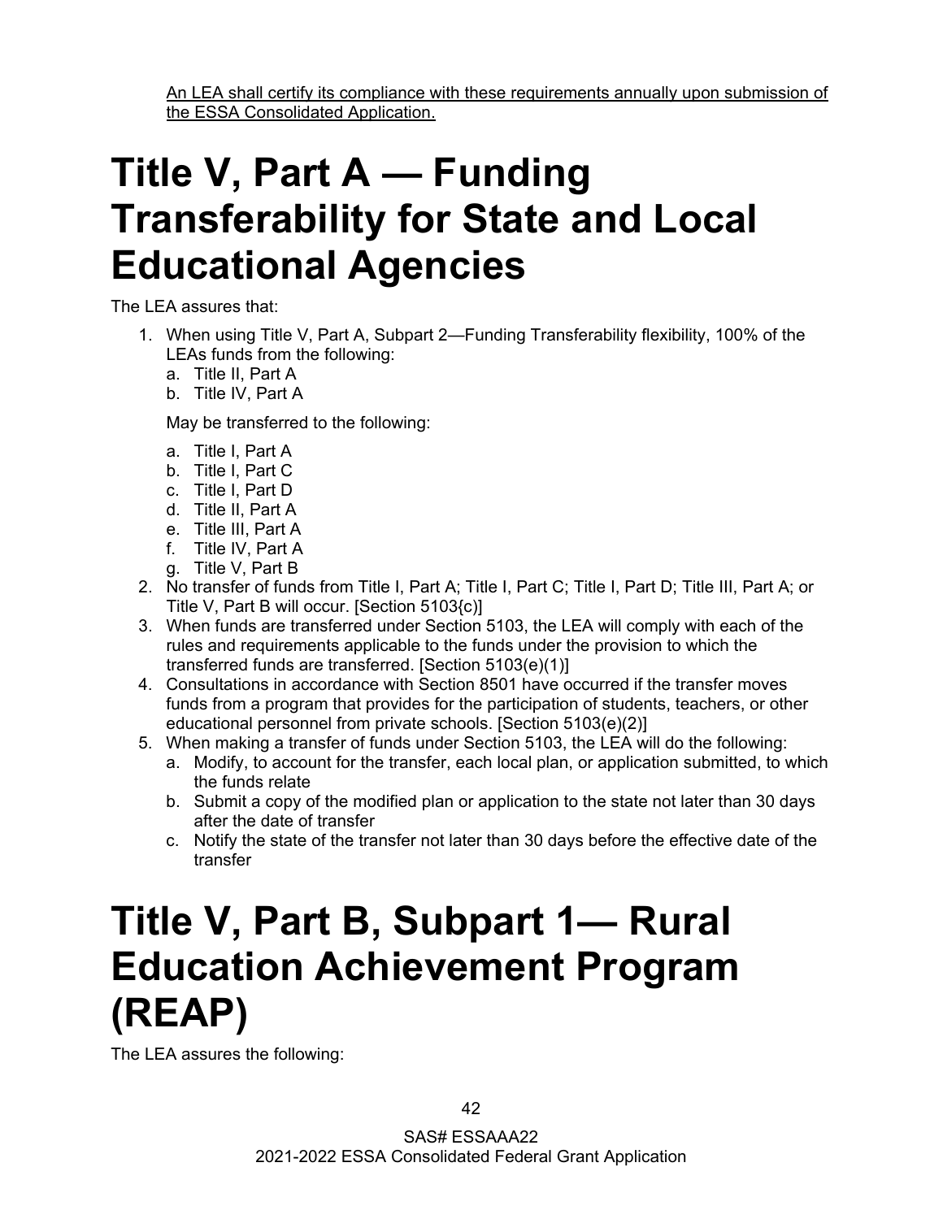An LEA shall certify its compliance with these requirements annually upon submission of the ESSA Consolidated Application.

# Title V, Part A — Funding Transferability for State and Local Educational Agencies

The LEA assures that:

1. When using Title V, Part A, Subpart 2—Funding Transferability flexibility, 100% of the LEAs funds from the following:
   a. Title II, Part A
   b. Title IV, Part A

   May be transferred to the following:

   a. Title I, Part A
   b. Title I, Part C
   c. Title I, Part D
   d. Title II, Part A
   e. Title III, Part A
   f. Title IV, Part A
   g. Title V, Part B
2. No transfer of funds from Title I, Part A; Title I, Part C; Title I, Part D; Title III, Part A; or Title V, Part B will occur. [Section 5103{c)]
3. When funds are transferred under Section 5103, the LEA will comply with each of the rules and requirements applicable to the funds under the provision to which the transferred funds are transferred. [Section 5103(e)(1)]
4. Consultations in accordance with Section 8501 have occurred if the transfer moves funds from a program that provides for the participation of students, teachers, or other educational personnel from private schools. [Section 5103(e)(2)]
5. When making a transfer of funds under Section 5103, the LEA will do the following:
   a. Modify, to account for the transfer, each local plan, or application submitted, to which the funds relate
   b. Submit a copy of the modified plan or application to the state not later than 30 days after the date of transfer
   c. Notify the state of the transfer not later than 30 days before the effective date of the transfer

# Title V, Part B, Subpart 1— Rural Education Achievement Program (REAP)

The LEA assures the following: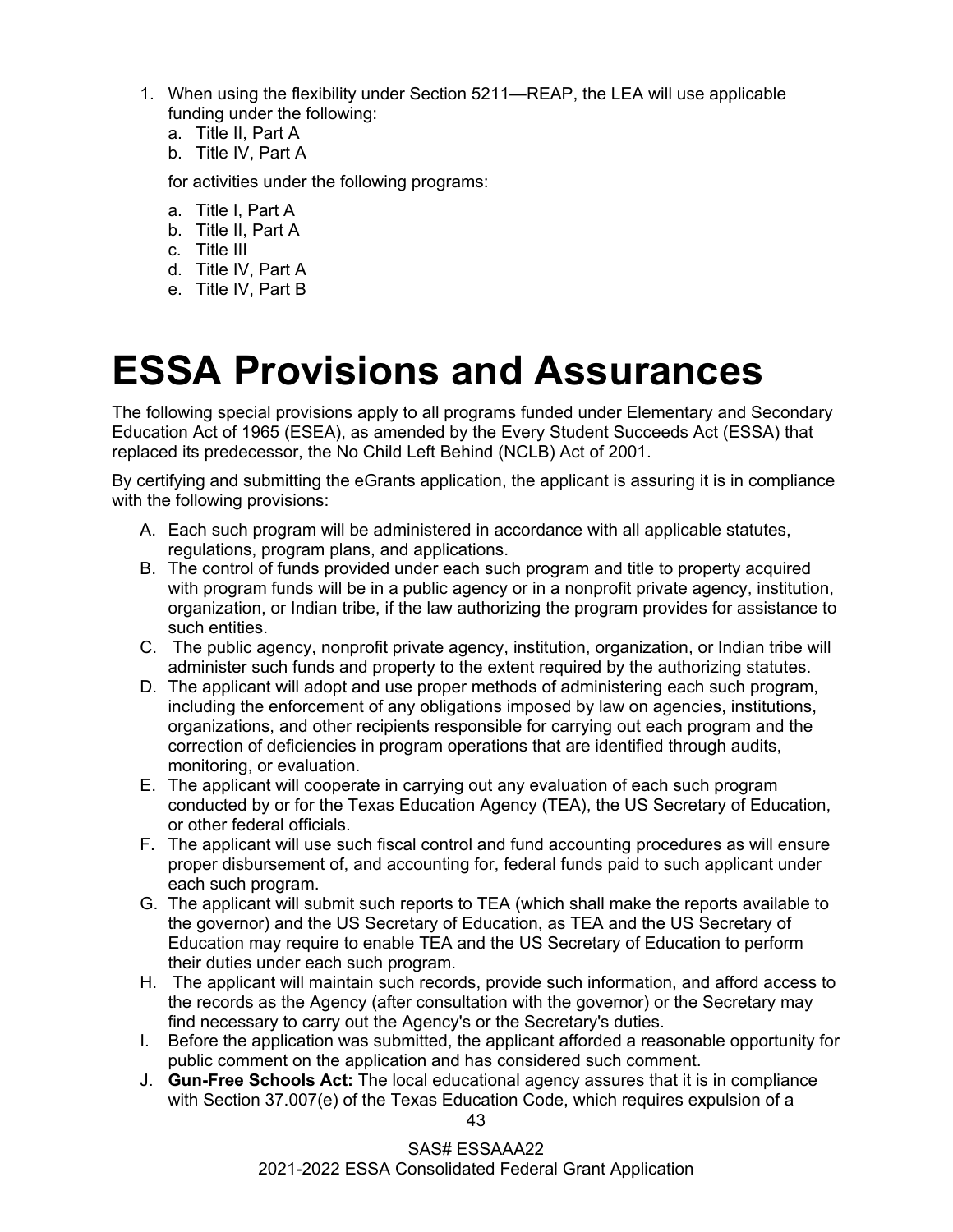1. When using the flexibility under Section 5211—REAP, the LEA will use applicable funding under the following:
   a. Title II, Part A
   b. Title IV, Part A

   for activities under the following programs:

   a. Title I, Part A
   b. Title II, Part A
   c. Title III
   d. Title IV, Part A
   e. Title IV, Part B

# ESSA Provisions and Assurances

The following special provisions apply to all programs funded under Elementary and Secondary Education Act of 1965 (ESEA), as amended by the Every Student Succeeds Act (ESSA) that replaced its predecessor, the No Child Left Behind (NCLB) Act of 2001.

By certifying and submitting the eGrants application, the applicant is assuring it is in compliance with the following provisions:

A. Each such program will be administered in accordance with all applicable statutes, regulations, program plans, and applications.
B. The control of funds provided under each such program and title to property acquired with program funds will be in a public agency or in a nonprofit private agency, institution, organization, or Indian tribe, if the law authorizing the program provides for assistance to such entities.
C. The public agency, nonprofit private agency, institution, organization, or Indian tribe will administer such funds and property to the extent required by the authorizing statutes.
D. The applicant will adopt and use proper methods of administering each such program, including the enforcement of any obligations imposed by law on agencies, institutions, organizations, and other recipients responsible for carrying out each program and the correction of deficiencies in program operations that are identified through audits, monitoring, or evaluation.
E. The applicant will cooperate in carrying out any evaluation of each such program conducted by or for the Texas Education Agency (TEA), the US Secretary of Education, or other federal officials.
F. The applicant will use such fiscal control and fund accounting procedures as will ensure proper disbursement of, and accounting for, federal funds paid to such applicant under each such program.
G. The applicant will submit such reports to TEA (which shall make the reports available to the governor) and the US Secretary of Education, as TEA and the US Secretary of Education may require to enable TEA and the US Secretary of Education to perform their duties under each such program.
H. The applicant will maintain such records, provide such information, and afford access to the records as the Agency (after consultation with the governor) or the Secretary may find necessary to carry out the Agency's or the Secretary's duties.
I. Before the application was submitted, the applicant afforded a reasonable opportunity for public comment on the application and has considered such comment.
J. **Gun-Free Schools Act:** The local educational agency assures that it is in compliance with Section 37.007(e) of the Texas Education Code, which requires expulsion of a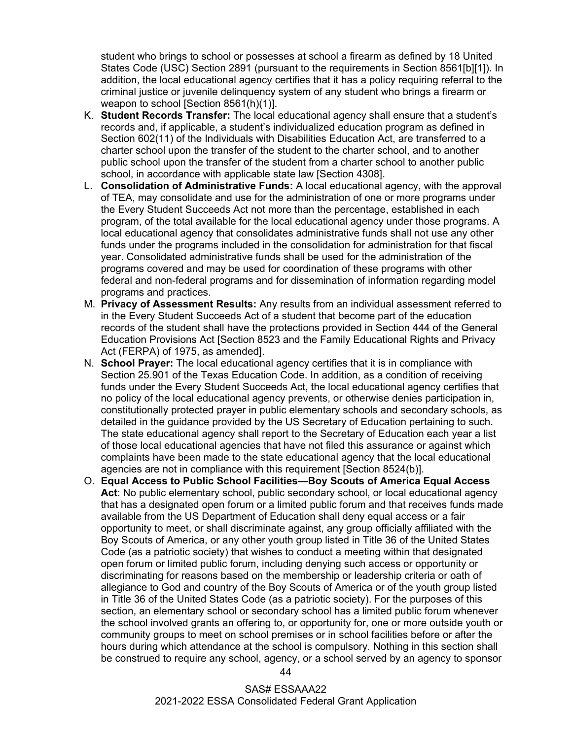student who brings to school or possesses at school a firearm as defined by 18 United States Code (USC) Section 2891 (pursuant to the requirements in Section 8561[b][1]). In addition, the local educational agency certifies that it has a policy requiring referral to the criminal justice or juvenile delinquency system of any student who brings a firearm or weapon to school [Section 8561(h)(1)].

K. **Student Records Transfer:** The local educational agency shall ensure that a student's records and, if applicable, a student's individualized education program as defined in Section 602(11) of the Individuals with Disabilities Education Act, are transferred to a charter school upon the transfer of the student to the charter school, and to another public school upon the transfer of the student from a charter school to another public school, in accordance with applicable state law [Section 4308].
L. **Consolidation of Administrative Funds:** A local educational agency, with the approval of TEA, may consolidate and use for the administration of one or more programs under the Every Student Succeeds Act not more than the percentage, established in each program, of the total available for the local educational agency under those programs. A local educational agency that consolidates administrative funds shall not use any other funds under the programs included in the consolidation for administration for that fiscal year. Consolidated administrative funds shall be used for the administration of the programs covered and may be used for coordination of these programs with other federal and non-federal programs and for dissemination of information regarding model programs and practices.
M. **Privacy of Assessment Results:** Any results from an individual assessment referred to in the Every Student Succeeds Act of a student that become part of the education records of the student shall have the protections provided in Section 444 of the General Education Provisions Act [Section 8523 and the Family Educational Rights and Privacy Act (FERPA) of 1975, as amended].
N. **School Prayer:** The local educational agency certifies that it is in compliance with Section 25.901 of the Texas Education Code. In addition, as a condition of receiving funds under the Every Student Succeeds Act, the local educational agency certifies that no policy of the local educational agency prevents, or otherwise denies participation in, constitutionally protected prayer in public elementary schools and secondary schools, as detailed in the guidance provided by the US Secretary of Education pertaining to such. The state educational agency shall report to the Secretary of Education each year a list of those local educational agencies that have not filed this assurance or against which complaints have been made to the state educational agency that the local educational agencies are not in compliance with this requirement [Section 8524(b)].
O. **Equal Access to Public School Facilities—Boy Scouts of America Equal Access Act**: No public elementary school, public secondary school, or local educational agency that has a designated open forum or a limited public forum and that receives funds made available from the US Department of Education shall deny equal access or a fair opportunity to meet, or shall discriminate against, any group officially affiliated with the Boy Scouts of America, or any other youth group listed in Title 36 of the United States Code (as a patriotic society) that wishes to conduct a meeting within that designated open forum or limited public forum, including denying such access or opportunity or discriminating for reasons based on the membership or leadership criteria or oath of allegiance to God and country of the Boy Scouts of America or of the youth group listed in Title 36 of the United States Code (as a patriotic society). For the purposes of this section, an elementary school or secondary school has a limited public forum whenever the school involved grants an offering to, or opportunity for, one or more outside youth or community groups to meet on school premises or in school facilities before or after the hours during which attendance at the school is compulsory. Nothing in this section shall be construed to require any school, agency, or a school served by an agency to sponsor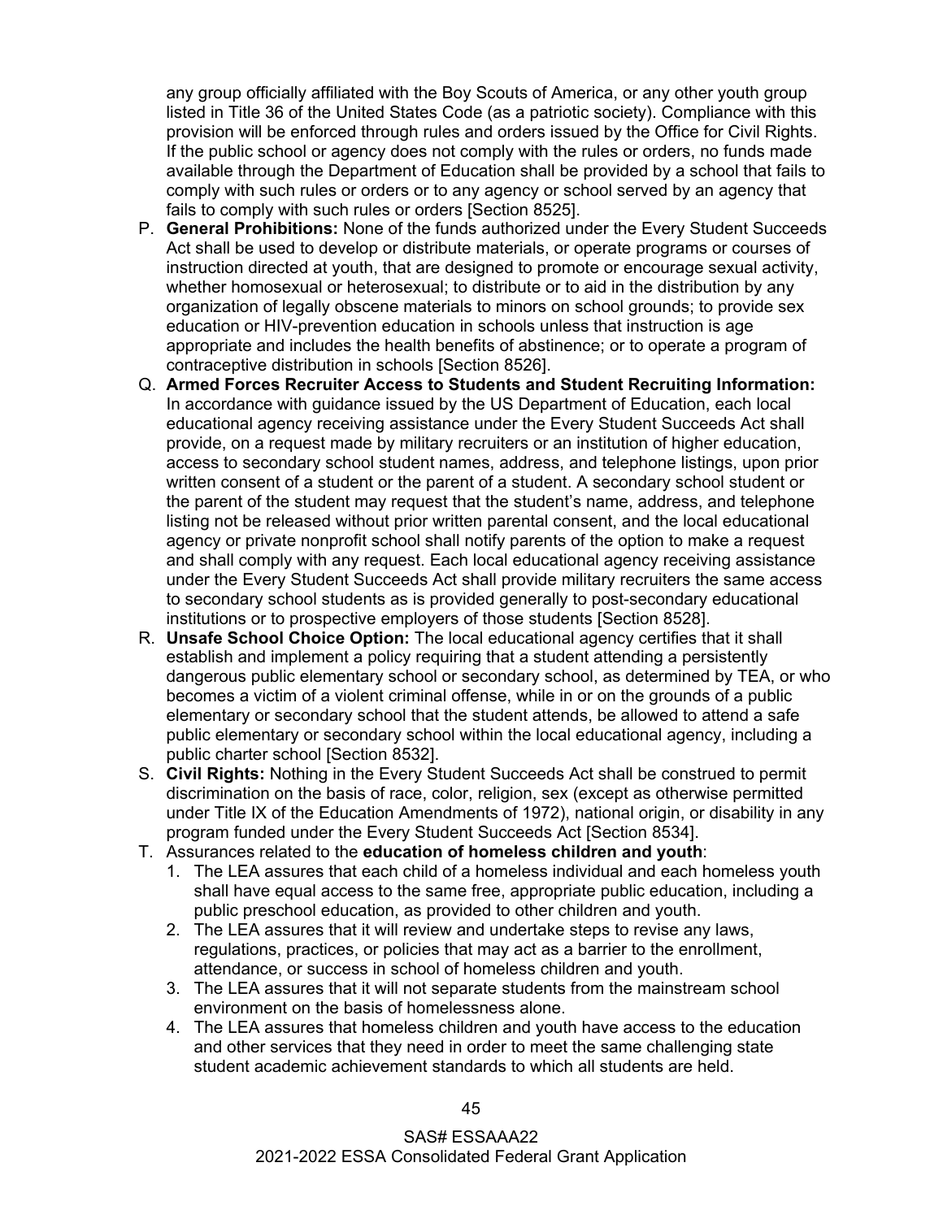any group officially affiliated with the Boy Scouts of America, or any other youth group listed in Title 36 of the United States Code (as a patriotic society). Compliance with this provision will be enforced through rules and orders issued by the Office for Civil Rights. If the public school or agency does not comply with the rules or orders, no funds made available through the Department of Education shall be provided by a school that fails to comply with such rules or orders or to any agency or school served by an agency that fails to comply with such rules or orders [Section 8525].

P. **General Prohibitions:** None of the funds authorized under the Every Student Succeeds Act shall be used to develop or distribute materials, or operate programs or courses of instruction directed at youth, that are designed to promote or encourage sexual activity, whether homosexual or heterosexual; to distribute or to aid in the distribution by any organization of legally obscene materials to minors on school grounds; to provide sex education or HIV-prevention education in schools unless that instruction is age appropriate and includes the health benefits of abstinence; or to operate a program of contraceptive distribution in schools [Section 8526].

Q. **Armed Forces Recruiter Access to Students and Student Recruiting Information:** In accordance with guidance issued by the US Department of Education, each local educational agency receiving assistance under the Every Student Succeeds Act shall provide, on a request made by military recruiters or an institution of higher education, access to secondary school student names, address, and telephone listings, upon prior written consent of a student or the parent of a student. A secondary school student or the parent of the student may request that the student's name, address, and telephone listing not be released without prior written parental consent, and the local educational agency or private nonprofit school shall notify parents of the option to make a request and shall comply with any request. Each local educational agency receiving assistance under the Every Student Succeeds Act shall provide military recruiters the same access to secondary school students as is provided generally to post-secondary educational institutions or to prospective employers of those students [Section 8528].

R. **Unsafe School Choice Option:** The local educational agency certifies that it shall establish and implement a policy requiring that a student attending a persistently dangerous public elementary school or secondary school, as determined by TEA, or who becomes a victim of a violent criminal offense, while in or on the grounds of a public elementary or secondary school that the student attends, be allowed to attend a safe public elementary or secondary school within the local educational agency, including a public charter school [Section 8532].

S. **Civil Rights:** Nothing in the Every Student Succeeds Act shall be construed to permit discrimination on the basis of race, color, religion, sex (except as otherwise permitted under Title IX of the Education Amendments of 1972), national origin, or disability in any program funded under the Every Student Succeeds Act [Section 8534].

T. Assurances related to the **education of homeless children and youth**:
   1. The LEA assures that each child of a homeless individual and each homeless youth shall have equal access to the same free, appropriate public education, including a public preschool education, as provided to other children and youth.
   2. The LEA assures that it will review and undertake steps to revise any laws, regulations, practices, or policies that may act as a barrier to the enrollment, attendance, or success in school of homeless children and youth.
   3. The LEA assures that it will not separate students from the mainstream school environment on the basis of homelessness alone.
   4. The LEA assures that homeless children and youth have access to the education and other services that they need in order to meet the same challenging state student academic achievement standards to which all students are held.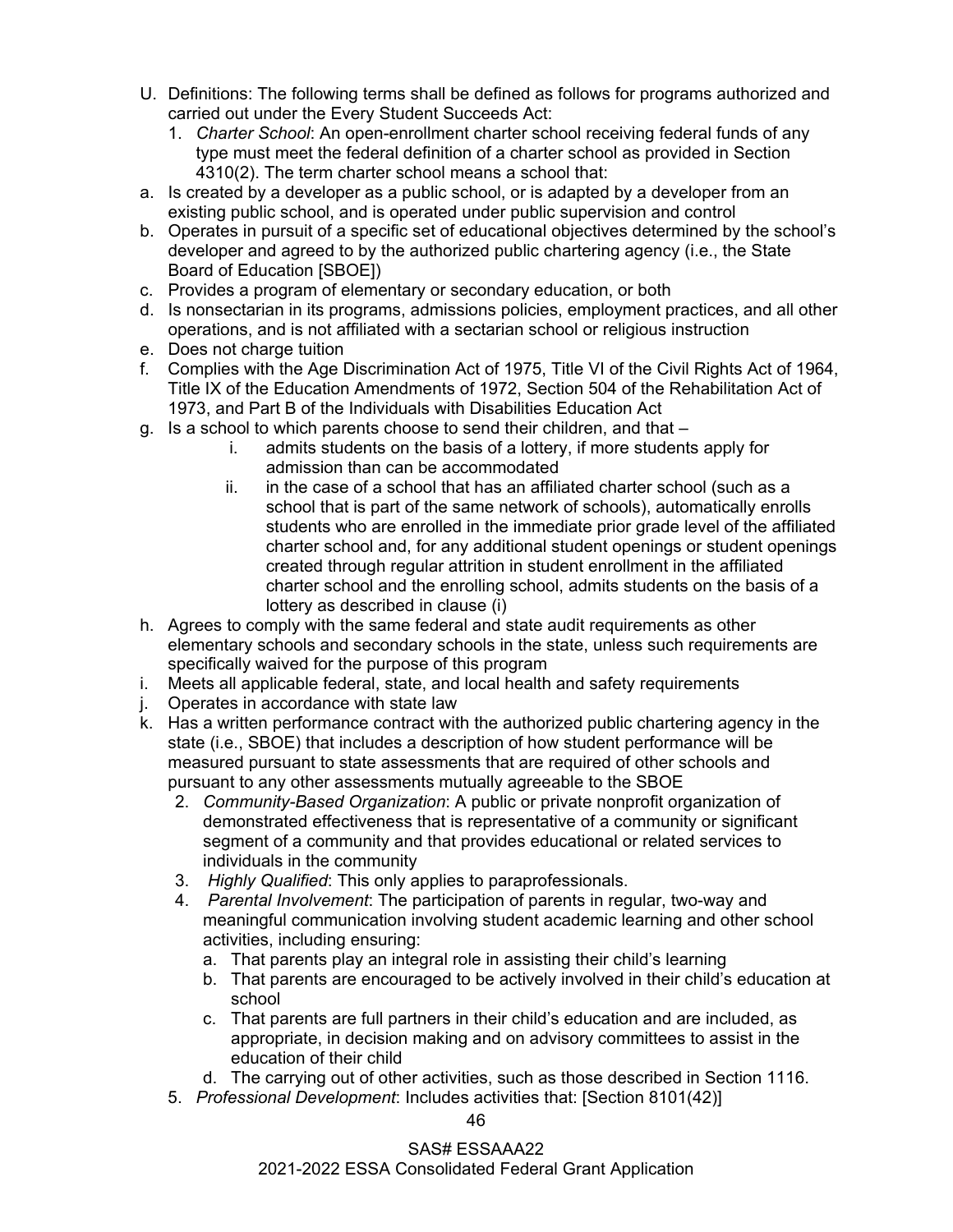U. Definitions: The following terms shall be defined as follows for programs authorized and carried out under the Every Student Succeeds Act:

   1. *Charter School*: An open-enrollment charter school receiving federal funds of any type must meet the federal definition of a charter school as provided in Section 4310(2). The term charter school means a school that:

a. Is created by a developer as a public school, or is adapted by a developer from an existing public school, and is operated under public supervision and control
b. Operates in pursuit of a specific set of educational objectives determined by the school's developer and agreed to by the authorized public chartering agency (i.e., the State Board of Education [SBOE])
c. Provides a program of elementary or secondary education, or both
d. Is nonsectarian in its programs, admissions policies, employment practices, and all other operations, and is not affiliated with a sectarian school or religious instruction
e. Does not charge tuition
f. Complies with the Age Discrimination Act of 1975, Title VI of the Civil Rights Act of 1964, Title IX of the Education Amendments of 1972, Section 504 of the Rehabilitation Act of 1973, and Part B of the Individuals with Disabilities Education Act
g. Is a school to which parents choose to send their children, and that –
   i. admits students on the basis of a lottery, if more students apply for admission than can be accommodated
   ii. in the case of a school that has an affiliated charter school (such as a school that is part of the same network of schools), automatically enrolls students who are enrolled in the immediate prior grade level of the affiliated charter school and, for any additional student openings or student openings created through regular attrition in student enrollment in the affiliated charter school and the enrolling school, admits students on the basis of a lottery as described in clause (i)
h. Agrees to comply with the same federal and state audit requirements as other elementary schools and secondary schools in the state, unless such requirements are specifically waived for the purpose of this program
i. Meets all applicable federal, state, and local health and safety requirements
j. Operates in accordance with state law
k. Has a written performance contract with the authorized public chartering agency in the state (i.e., SBOE) that includes a description of how student performance will be measured pursuant to state assessments that are required of other schools and pursuant to any other assessments mutually agreeable to the SBOE

   2. *Community-Based Organization*: A public or private nonprofit organization of demonstrated effectiveness that is representative of a community or significant segment of a community and that provides educational or related services to individuals in the community
   3. *Highly Qualified*: This only applies to paraprofessionals.
   4. *Parental Involvement*: The participation of parents in regular, two-way and meaningful communication involving student academic learning and other school activities, including ensuring:
      a. That parents play an integral role in assisting their child's learning
      b. That parents are encouraged to be actively involved in their child's education at school
      c. That parents are full partners in their child's education and are included, as appropriate, in decision making and on advisory committees to assist in the education of their child
      d. The carrying out of other activities, such as those described in Section 1116.
   5. *Professional Development*: Includes activities that: [Section 8101(42)]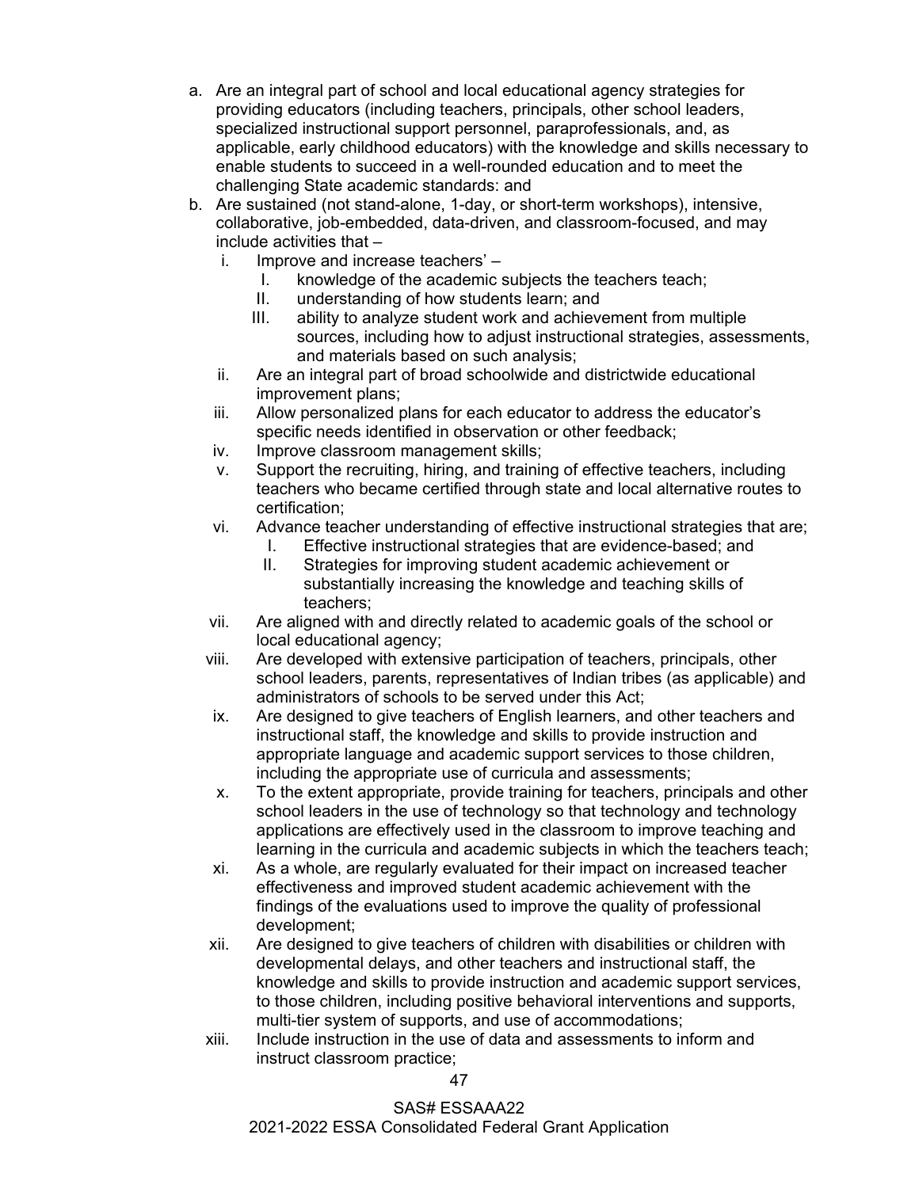a. Are an integral part of school and local educational agency strategies for providing educators (including teachers, principals, other school leaders, specialized instructional support personnel, paraprofessionals, and, as applicable, early childhood educators) with the knowledge and skills necessary to enable students to succeed in a well-rounded education and to meet the challenging State academic standards: and
b. Are sustained (not stand-alone, 1-day, or short-term workshops), intensive, collaborative, job-embedded, data-driven, and classroom-focused, and may include activities that –
   i. Improve and increase teachers' –
      I. knowledge of the academic subjects the teachers teach;
      II. understanding of how students learn; and
      III. ability to analyze student work and achievement from multiple sources, including how to adjust instructional strategies, assessments, and materials based on such analysis;
   ii. Are an integral part of broad schoolwide and districtwide educational improvement plans;
   iii. Allow personalized plans for each educator to address the educator's specific needs identified in observation or other feedback;
   iv. Improve classroom management skills;
   v. Support the recruiting, hiring, and training of effective teachers, including teachers who became certified through state and local alternative routes to certification;
   vi. Advance teacher understanding of effective instructional strategies that are;
      I. Effective instructional strategies that are evidence-based; and
      II. Strategies for improving student academic achievement or substantially increasing the knowledge and teaching skills of teachers;
   vii. Are aligned with and directly related to academic goals of the school or local educational agency;
   viii. Are developed with extensive participation of teachers, principals, other school leaders, parents, representatives of Indian tribes (as applicable) and administrators of schools to be served under this Act;
   ix. Are designed to give teachers of English learners, and other teachers and instructional staff, the knowledge and skills to provide instruction and appropriate language and academic support services to those children, including the appropriate use of curricula and assessments;
   x. To the extent appropriate, provide training for teachers, principals and other school leaders in the use of technology so that technology and technology applications are effectively used in the classroom to improve teaching and learning in the curricula and academic subjects in which the teachers teach;
   xi. As a whole, are regularly evaluated for their impact on increased teacher effectiveness and improved student academic achievement with the findings of the evaluations used to improve the quality of professional development;
   xii. Are designed to give teachers of children with disabilities or children with developmental delays, and other teachers and instructional staff, the knowledge and skills to provide instruction and academic support services, to those children, including positive behavioral interventions and supports, multi-tier system of supports, and use of accommodations;
   xiii. Include instruction in the use of data and assessments to inform and instruct classroom practice;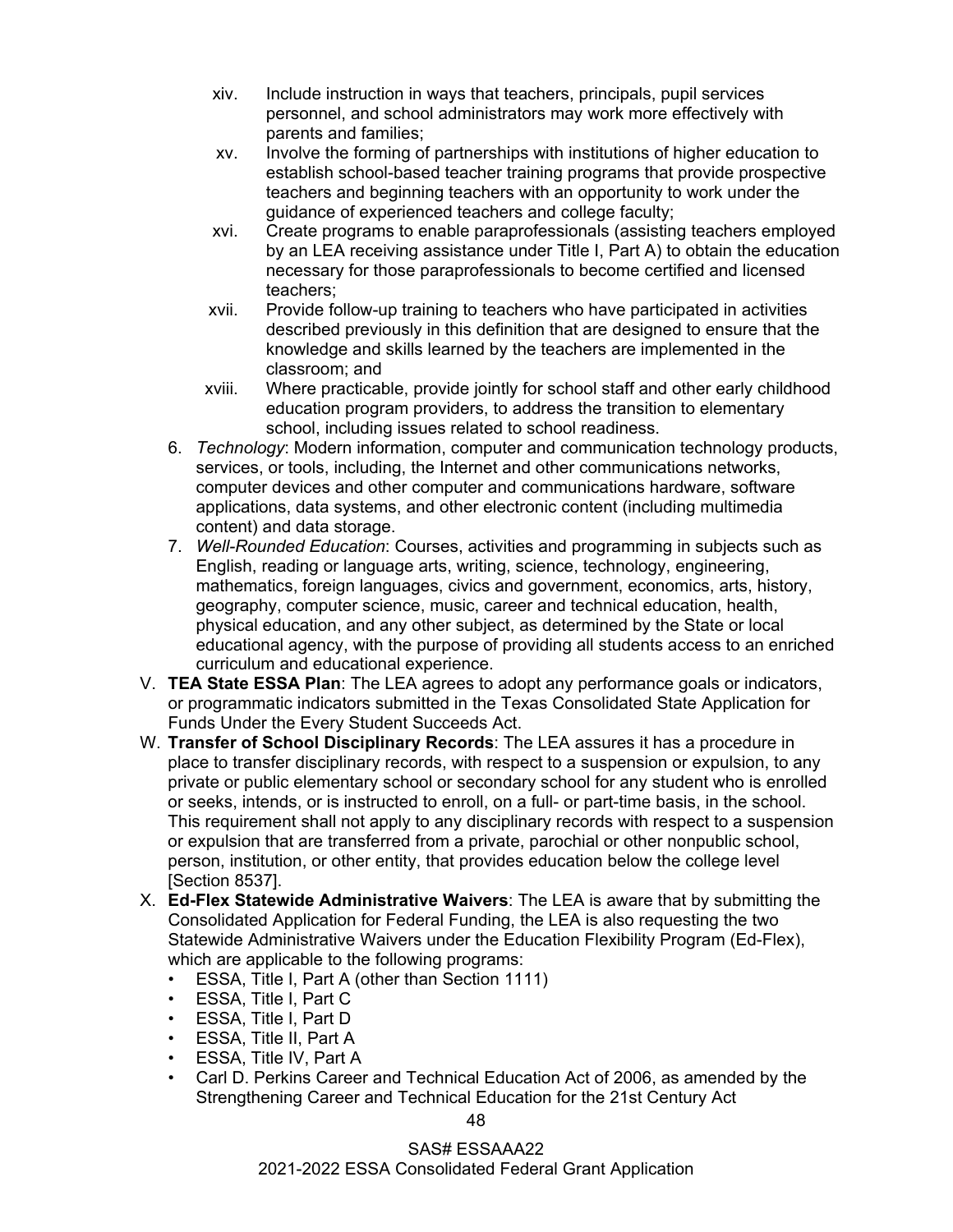xiv. Include instruction in ways that teachers, principals, pupil services personnel, and school administrators may work more effectively with parents and families;

xv. Involve the forming of partnerships with institutions of higher education to establish school-based teacher training programs that provide prospective teachers and beginning teachers with an opportunity to work under the guidance of experienced teachers and college faculty;

xvi. Create programs to enable paraprofessionals (assisting teachers employed by an LEA receiving assistance under Title I, Part A) to obtain the education necessary for those paraprofessionals to become certified and licensed teachers;

xvii. Provide follow-up training to teachers who have participated in activities described previously in this definition that are designed to ensure that the knowledge and skills learned by the teachers are implemented in the classroom; and

xviii. Where practicable, provide jointly for school staff and other early childhood education program providers, to address the transition to elementary school, including issues related to school readiness.

6. *Technology*: Modern information, computer and communication technology products, services, or tools, including, the Internet and other communications networks, computer devices and other computer and communications hardware, software applications, data systems, and other electronic content (including multimedia content) and data storage.
7. *Well-Rounded Education*: Courses, activities and programming in subjects such as English, reading or language arts, writing, science, technology, engineering, mathematics, foreign languages, civics and government, economics, arts, history, geography, computer science, music, career and technical education, health, physical education, and any other subject, as determined by the State or local educational agency, with the purpose of providing all students access to an enriched curriculum and educational experience.

V. **TEA State ESSA Plan**: The LEA agrees to adopt any performance goals or indicators, or programmatic indicators submitted in the Texas Consolidated State Application for Funds Under the Every Student Succeeds Act.

W. **Transfer of School Disciplinary Records**: The LEA assures it has a procedure in place to transfer disciplinary records, with respect to a suspension or expulsion, to any private or public elementary school or secondary school for any student who is enrolled or seeks, intends, or is instructed to enroll, on a full- or part-time basis, in the school. This requirement shall not apply to any disciplinary records with respect to a suspension or expulsion that are transferred from a private, parochial or other nonpublic school, person, institution, or other entity, that provides education below the college level [Section 8537].

X. **Ed-Flex Statewide Administrative Waivers**: The LEA is aware that by submitting the Consolidated Application for Federal Funding, the LEA is also requesting the two Statewide Administrative Waivers under the Education Flexibility Program (Ed-Flex), which are applicable to the following programs:

- ESSA, Title I, Part A (other than Section 1111)
- ESSA, Title I, Part C
- ESSA, Title I, Part D
- ESSA, Title II, Part A
- ESSA, Title IV, Part A
- Carl D. Perkins Career and Technical Education Act of 2006, as amended by the Strengthening Career and Technical Education for the 21st Century Act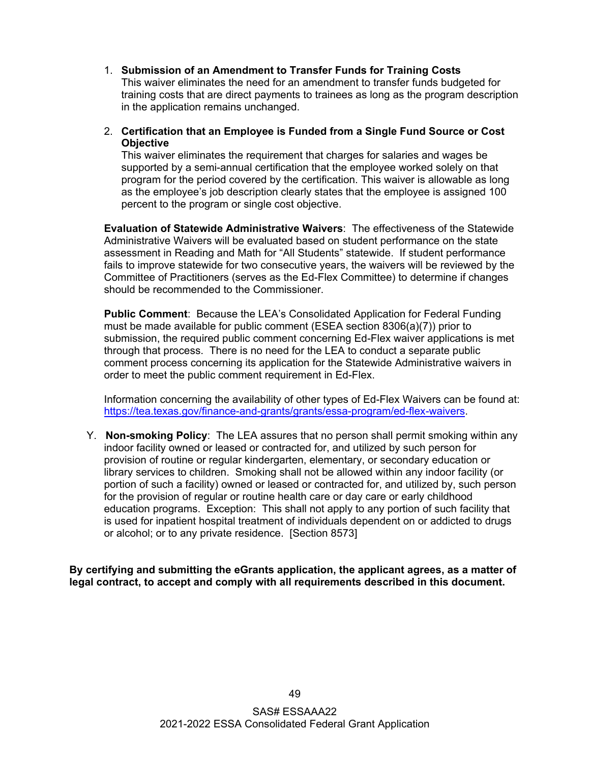1. **Submission of an Amendment to Transfer Funds for Training Costs**
   This waiver eliminates the need for an amendment to transfer funds budgeted for training costs that are direct payments to trainees as long as the program description in the application remains unchanged.

2. **Certification that an Employee is Funded from a Single Fund Source or Cost Objective**
   This waiver eliminates the requirement that charges for salaries and wages be supported by a semi-annual certification that the employee worked solely on that program for the period covered by the certification. This waiver is allowable as long as the employee's job description clearly states that the employee is assigned 100 percent to the program or single cost objective.

**Evaluation of Statewide Administrative Waivers**: The effectiveness of the Statewide Administrative Waivers will be evaluated based on student performance on the state assessment in Reading and Math for "All Students" statewide. If student performance fails to improve statewide for two consecutive years, the waivers will be reviewed by the Committee of Practitioners (serves as the Ed-Flex Committee) to determine if changes should be recommended to the Commissioner.

**Public Comment**: Because the LEA's Consolidated Application for Federal Funding must be made available for public comment (ESEA section 8306(a)(7)) prior to submission, the required public comment concerning Ed-Flex waiver applications is met through that process. There is no need for the LEA to conduct a separate public comment process concerning its application for the Statewide Administrative waivers in order to meet the public comment requirement in Ed-Flex.

Information concerning the availability of other types of Ed-Flex Waivers can be found at: https://tea.texas.gov/finance-and-grants/grants/essa-program/ed-flex-waivers.

Y. **Non-smoking Policy**: The LEA assures that no person shall permit smoking within any indoor facility owned or leased or contracted for, and utilized by such person for provision of routine or regular kindergarten, elementary, or secondary education or library services to children. Smoking shall not be allowed within any indoor facility (or portion of such a facility) owned or leased or contracted for, and utilized by, such person for the provision of regular or routine health care or day care or early childhood education programs. Exception: This shall not apply to any portion of such facility that is used for inpatient hospital treatment of individuals dependent on or addicted to drugs or alcohol; or to any private residence. [Section 8573]

**By certifying and submitting the eGrants application, the applicant agrees, as a matter of legal contract, to accept and comply with all requirements described in this document.**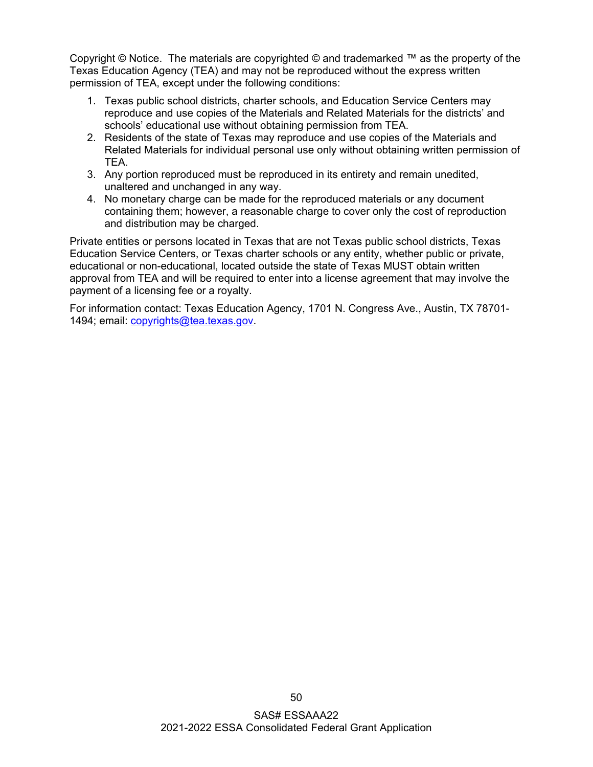Copyright © Notice. The materials are copyrighted © and trademarked ™ as the property of the Texas Education Agency (TEA) and may not be reproduced without the express written permission of TEA, except under the following conditions:

1. Texas public school districts, charter schools, and Education Service Centers may reproduce and use copies of the Materials and Related Materials for the districts' and schools' educational use without obtaining permission from TEA.
2. Residents of the state of Texas may reproduce and use copies of the Materials and Related Materials for individual personal use only without obtaining written permission of TEA.
3. Any portion reproduced must be reproduced in its entirety and remain unedited, unaltered and unchanged in any way.
4. No monetary charge can be made for the reproduced materials or any document containing them; however, a reasonable charge to cover only the cost of reproduction and distribution may be charged.

Private entities or persons located in Texas that are not Texas public school districts, Texas Education Service Centers, or Texas charter schools or any entity, whether public or private, educational or non-educational, located outside the state of Texas MUST obtain written approval from TEA and will be required to enter into a license agreement that may involve the payment of a licensing fee or a royalty.

For information contact: Texas Education Agency, 1701 N. Congress Ave., Austin, TX 78701-1494; email: copyrights@tea.texas.gov.